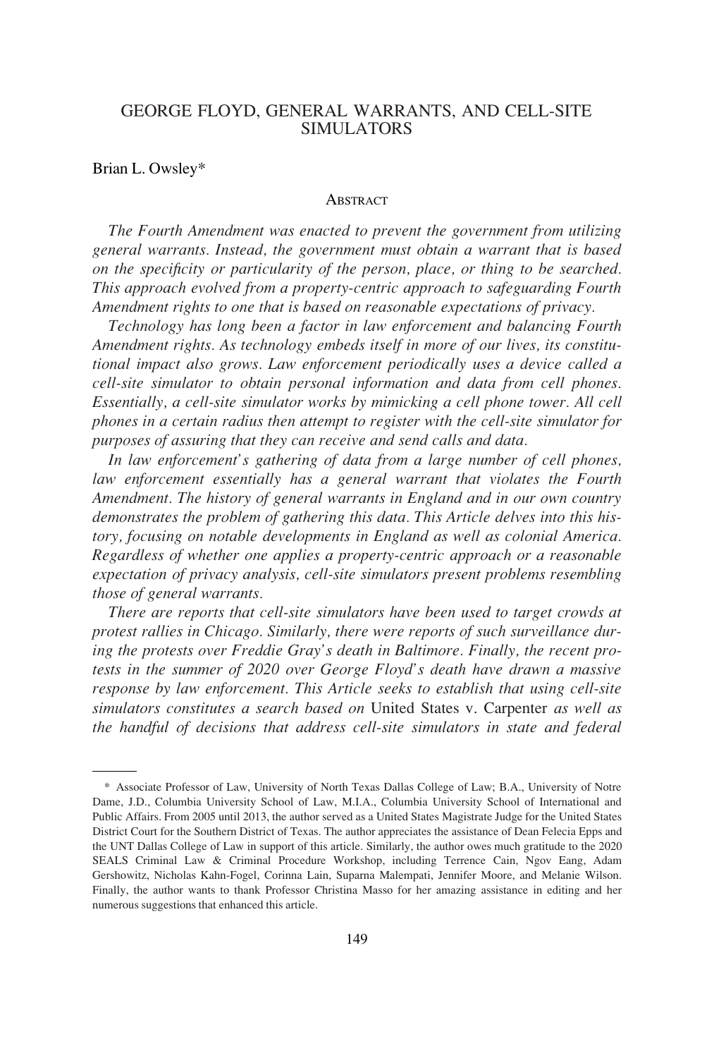# GEORGE FLOYD, GENERAL WARRANTS, AND CELL-SITE SIMULATORS

Brian L. Owsley*

## Abstract

*The Fourth Amendment was enacted to prevent the government from utilizing general warrants. Instead, the government must obtain a warrant that is based on the specificity or particularity of the person, place, or thing to be searched. This approach evolved from a property-centric approach to safeguarding Fourth Amendment rights to one that is based on reasonable expectations of privacy.*

*Technology has long been a factor in law enforcement and balancing Fourth Amendment rights. As technology embeds itself in more of our lives, its constitutional impact also grows. Law enforcement periodically uses a device called a cell-site simulator to obtain personal information and data from cell phones. Essentially, a cell-site simulator works by mimicking a cell phone tower. All cell phones in a certain radius then attempt to register with the cell-site simulator for purposes of assuring that they can receive and send calls and data.*

*In law enforcement's gathering of data from a large number of cell phones, law enforcement essentially has a general warrant that violates the Fourth Amendment. The history of general warrants in England and in our own country demonstrates the problem of gathering this data. This Article delves into this history, focusing on notable developments in England as well as colonial America. Regardless of whether one applies a property-centric approach or a reasonable expectation of privacy analysis, cell-site simulators present problems resembling those of general warrants.*

*There are reports that cell-site simulators have been used to target crowds at protest rallies in Chicago. Similarly, there were reports of such surveillance during the protests over Freddie Gray's death in Baltimore. Finally, the recent protests in the summer of 2020 over George Floyd's death have drawn a massive response by law enforcement. This Article seeks to establish that using cell-site simulators constitutes a search based on* United States v. Carpenter *as well as the handful of decisions that address cell-site simulators in state and federal*

---

\* Associate Professor of Law, University of North Texas Dallas College of Law; B.A., University of Notre Dame, J.D., Columbia University School of Law, M.I.A., Columbia University School of International and Public Affairs. From 2005 until 2013, the author served as a United States Magistrate Judge for the United States District Court for the Southern District of Texas. The author appreciates the assistance of Dean Felecia Epps and the UNT Dallas College of Law in support of this article. Similarly, the author owes much gratitude to the 2020 SEALS Criminal Law & Criminal Procedure Workshop, including Terrence Cain, Ngov Eang, Adam Gershowitz, Nicholas Kahn-Fogel, Corinna Lain, Suparna Malempati, Jennifer Moore, and Melanie Wilson. Finally, the author wants to thank Professor Christina Masso for her amazing assistance in editing and her numerous suggestions that enhanced this article.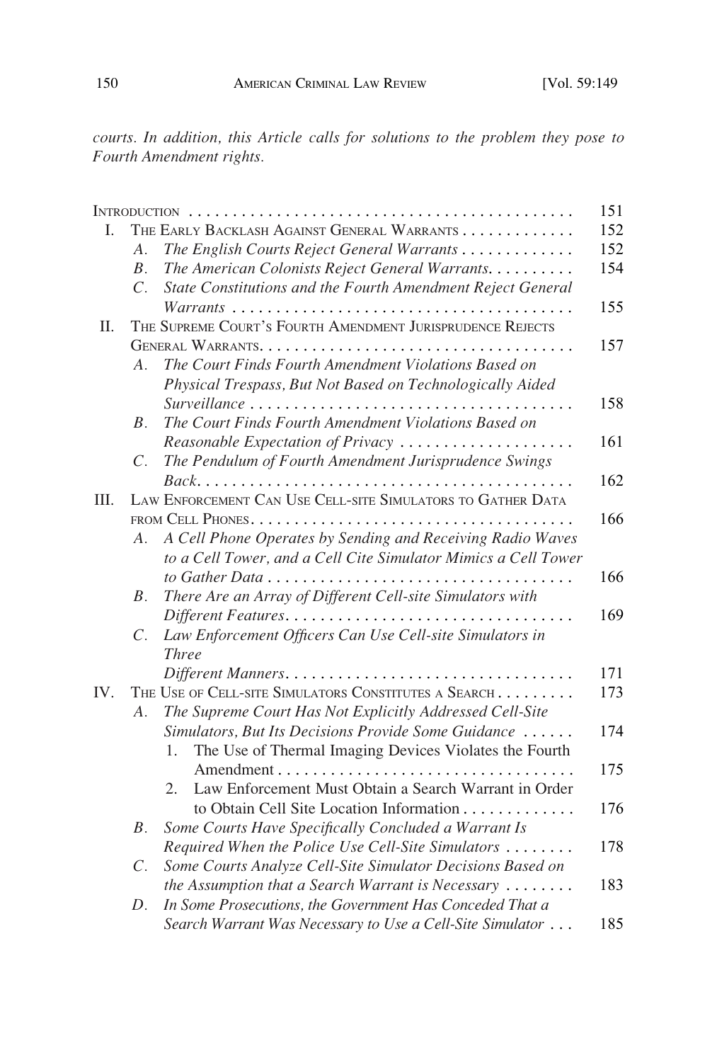*courts. In addition, this Article calls for solutions to the problem they pose to Fourth Amendment rights.*

| | | |
|---|---|---|
| INTRODUCTION | | 151 |
| I. | THE EARLY BACKLASH AGAINST GENERAL WARRANTS | 152 |
| | *A. The English Courts Reject General Warrants* | 152 |
| | *B. The American Colonists Reject General Warrants.* | 154 |
| | *C. State Constitutions and the Fourth Amendment Reject General Warrants* | 155 |
| II. | THE SUPREME COURT'S FOURTH AMENDMENT JURISPRUDENCE REJECTS GENERAL WARRANTS. | 157 |
| | *A. The Court Finds Fourth Amendment Violations Based on Physical Trespass, But Not Based on Technologically Aided Surveillance* | 158 |
| | *B. The Court Finds Fourth Amendment Violations Based on Reasonable Expectation of Privacy* | 161 |
| | *C. The Pendulum of Fourth Amendment Jurisprudence Swings Back.* | 162 |
| III. | LAW ENFORCEMENT CAN USE CELL-SITE SIMULATORS TO GATHER DATA FROM CELL PHONES. | 166 |
| | *A. A Cell Phone Operates by Sending and Receiving Radio Waves to a Cell Tower, and a Cell Cite Simulator Mimics a Cell Tower to Gather Data* | 166 |
| | *B. There Are an Array of Different Cell-site Simulators with Different Features.* | 169 |
| | *C. Law Enforcement Officers Can Use Cell-site Simulators in Three Different Manners.* | 171 |
| IV. | THE USE OF CELL-SITE SIMULATORS CONSTITUTES A SEARCH | 173 |
| | *A. The Supreme Court Has Not Explicitly Addressed Cell-Site Simulators, But Its Decisions Provide Some Guidance* | 174 |
| | 1. The Use of Thermal Imaging Devices Violates the Fourth Amendment | 175 |
| | 2. Law Enforcement Must Obtain a Search Warrant in Order to Obtain Cell Site Location Information | 176 |
| | *B. Some Courts Have Specifically Concluded a Warrant Is Required When the Police Use Cell-Site Simulators* | 178 |
| | *C. Some Courts Analyze Cell-Site Simulator Decisions Based on the Assumption that a Search Warrant is Necessary* | 183 |
| | *D. In Some Prosecutions, the Government Has Conceded That a Search Warrant Was Necessary to Use a Cell-Site Simulator* | 185 |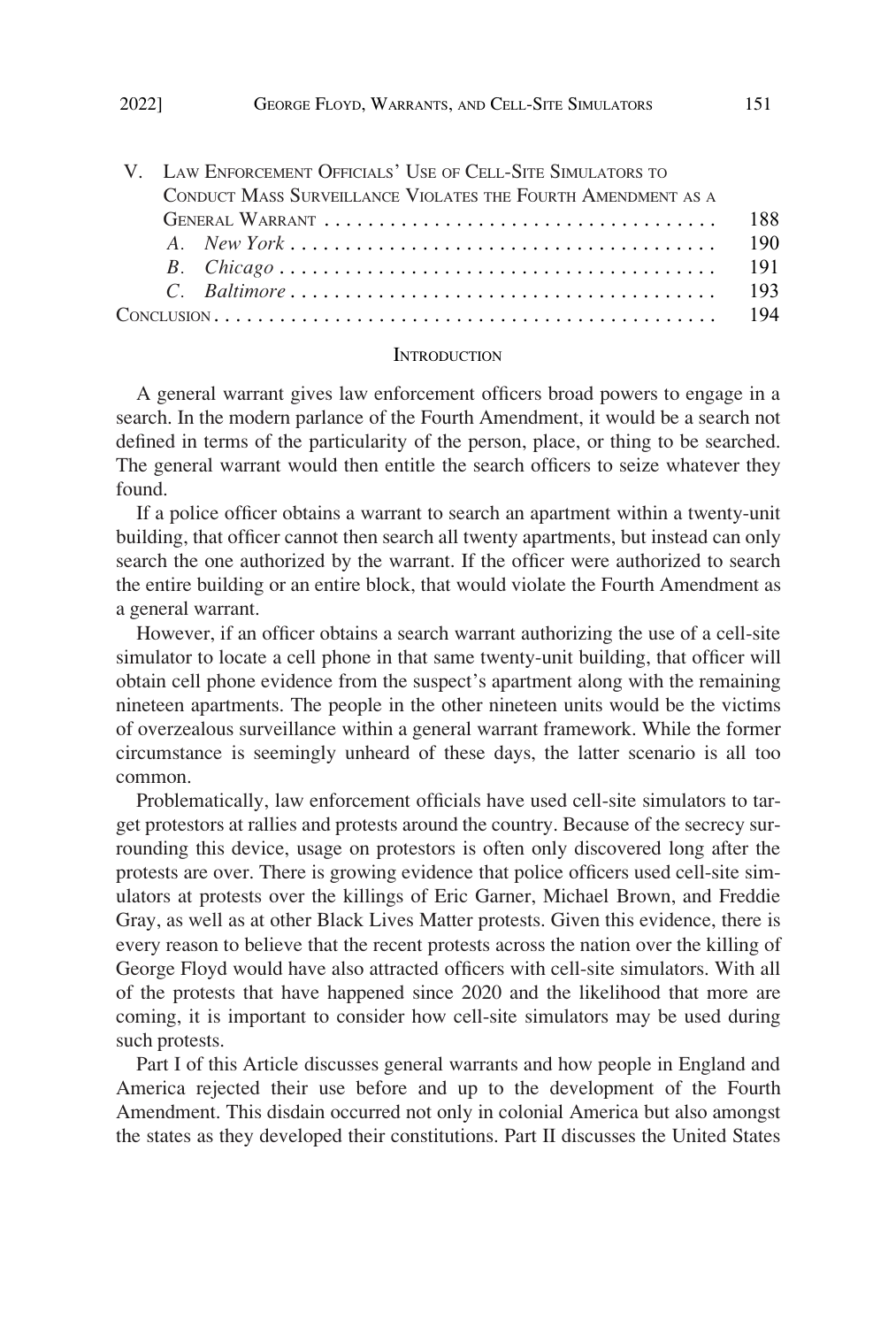V. Law Enforcement Officials' Use of Cell-Site Simulators to Conduct Mass Surveillance Violates the Fourth Amendment as a General Warrant . . . . . . . . . . 188
  - A. *New York* . . . . . . . . . . 190
  - B. *Chicago* . . . . . . . . . . 191
  - C. *Baltimore* . . . . . . . . . . 193

Conclusion . . . . . . . . . . 194

## Introduction

A general warrant gives law enforcement officers broad powers to engage in a search. In the modern parlance of the Fourth Amendment, it would be a search not defined in terms of the particularity of the person, place, or thing to be searched. The general warrant would then entitle the search officers to seize whatever they found.

If a police officer obtains a warrant to search an apartment within a twenty-unit building, that officer cannot then search all twenty apartments, but instead can only search the one authorized by the warrant. If the officer were authorized to search the entire building or an entire block, that would violate the Fourth Amendment as a general warrant.

However, if an officer obtains a search warrant authorizing the use of a cell-site simulator to locate a cell phone in that same twenty-unit building, that officer will obtain cell phone evidence from the suspect's apartment along with the remaining nineteen apartments. The people in the other nineteen units would be the victims of overzealous surveillance within a general warrant framework. While the former circumstance is seemingly unheard of these days, the latter scenario is all too common.

Problematically, law enforcement officials have used cell-site simulators to target protestors at rallies and protests around the country. Because of the secrecy surrounding this device, usage on protestors is often only discovered long after the protests are over. There is growing evidence that police officers used cell-site simulators at protests over the killings of Eric Garner, Michael Brown, and Freddie Gray, as well as at other Black Lives Matter protests. Given this evidence, there is every reason to believe that the recent protests across the nation over the killing of George Floyd would have also attracted officers with cell-site simulators. With all of the protests that have happened since 2020 and the likelihood that more are coming, it is important to consider how cell-site simulators may be used during such protests.

Part I of this Article discusses general warrants and how people in England and America rejected their use before and up to the development of the Fourth Amendment. This disdain occurred not only in colonial America but also amongst the states as they developed their constitutions. Part II discusses the United States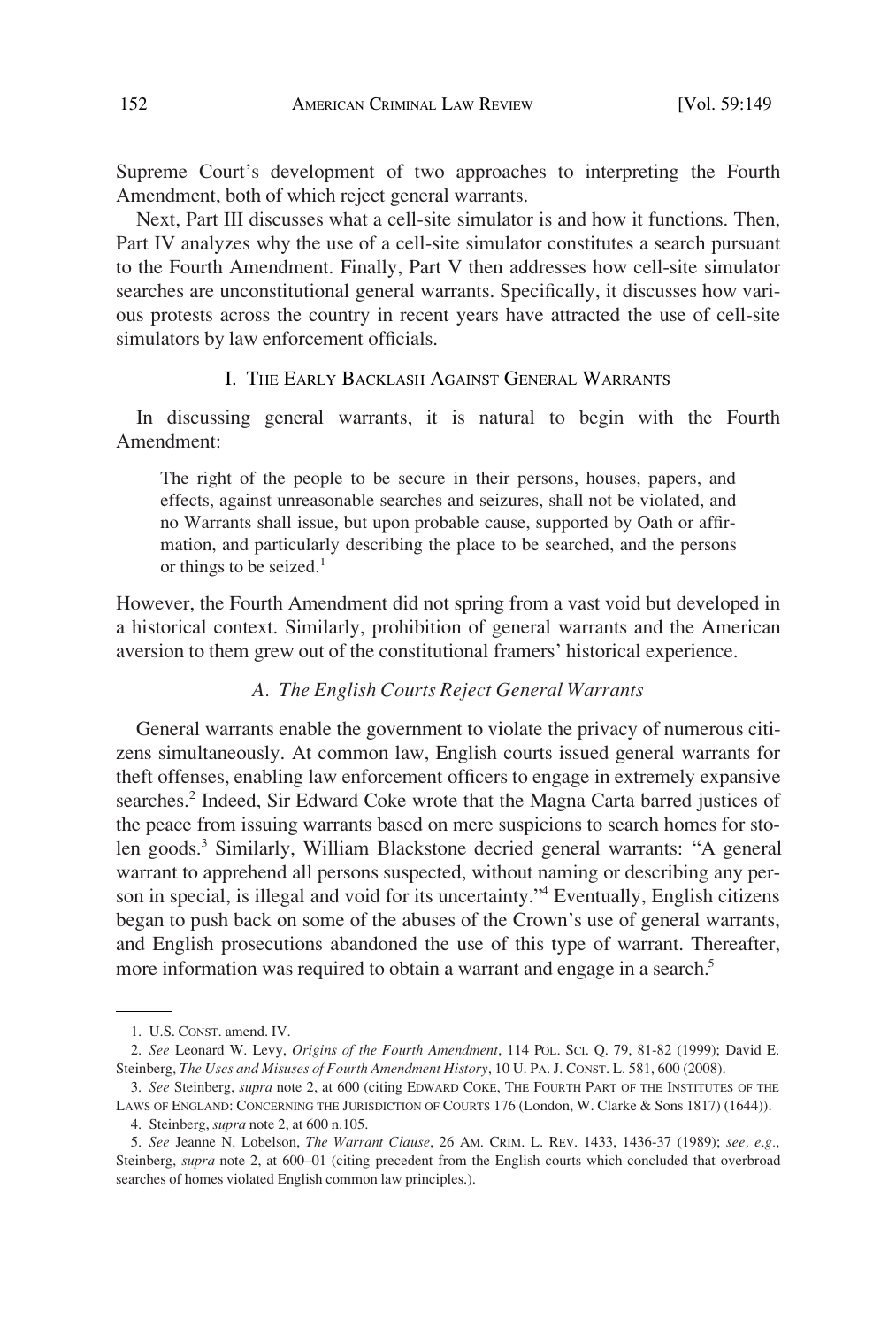Supreme Court's development of two approaches to interpreting the Fourth Amendment, both of which reject general warrants.

Next, Part III discusses what a cell-site simulator is and how it functions. Then, Part IV analyzes why the use of a cell-site simulator constitutes a search pursuant to the Fourth Amendment. Finally, Part V then addresses how cell-site simulator searches are unconstitutional general warrants. Specifically, it discusses how various protests across the country in recent years have attracted the use of cell-site simulators by law enforcement officials.

## I. The Early Backlash Against General Warrants

In discussing general warrants, it is natural to begin with the Fourth Amendment:

> The right of the people to be secure in their persons, houses, papers, and effects, against unreasonable searches and seizures, shall not be violated, and no Warrants shall issue, but upon probable cause, supported by Oath or affirmation, and particularly describing the place to be searched, and the persons or things to be seized.[1]

However, the Fourth Amendment did not spring from a vast void but developed in a historical context. Similarly, prohibition of general warrants and the American aversion to them grew out of the constitutional framers' historical experience.

### *A. The English Courts Reject General Warrants*

General warrants enable the government to violate the privacy of numerous citizens simultaneously. At common law, English courts issued general warrants for theft offenses, enabling law enforcement officers to engage in extremely expansive searches.[2] Indeed, Sir Edward Coke wrote that the Magna Carta barred justices of the peace from issuing warrants based on mere suspicions to search homes for stolen goods.[3] Similarly, William Blackstone decried general warrants: "A general warrant to apprehend all persons suspected, without naming or describing any person in special, is illegal and void for its uncertainty."[4] Eventually, English citizens began to push back on some of the abuses of the Crown's use of general warrants, and English prosecutions abandoned the use of this type of warrant. Thereafter, more information was required to obtain a warrant and engage in a search.[5]

---

1. U.S. CONST. amend. IV.

2. *See* Leonard W. Levy, *Origins of the Fourth Amendment*, 114 POL. SCI. Q. 79, 81-82 (1999); David E. Steinberg, *The Uses and Misuses of Fourth Amendment History*, 10 U. PA. J. CONST. L. 581, 600 (2008).

3. *See* Steinberg, *supra* note 2, at 600 (citing EDWARD COKE, THE FOURTH PART OF THE INSTITUTES OF THE LAWS OF ENGLAND: CONCERNING THE JURISDICTION OF COURTS 176 (London, W. Clarke & Sons 1817) (1644)).

4. Steinberg, *supra* note 2, at 600 n.105.

5. *See* Jeanne N. Lobelson, *The Warrant Clause*, 26 AM. CRIM. L. REV. 1433, 1436-37 (1989); *see, e.g.*, Steinberg, *supra* note 2, at 600–01 (citing precedent from the English courts which concluded that overbroad searches of homes violated English common law principles.).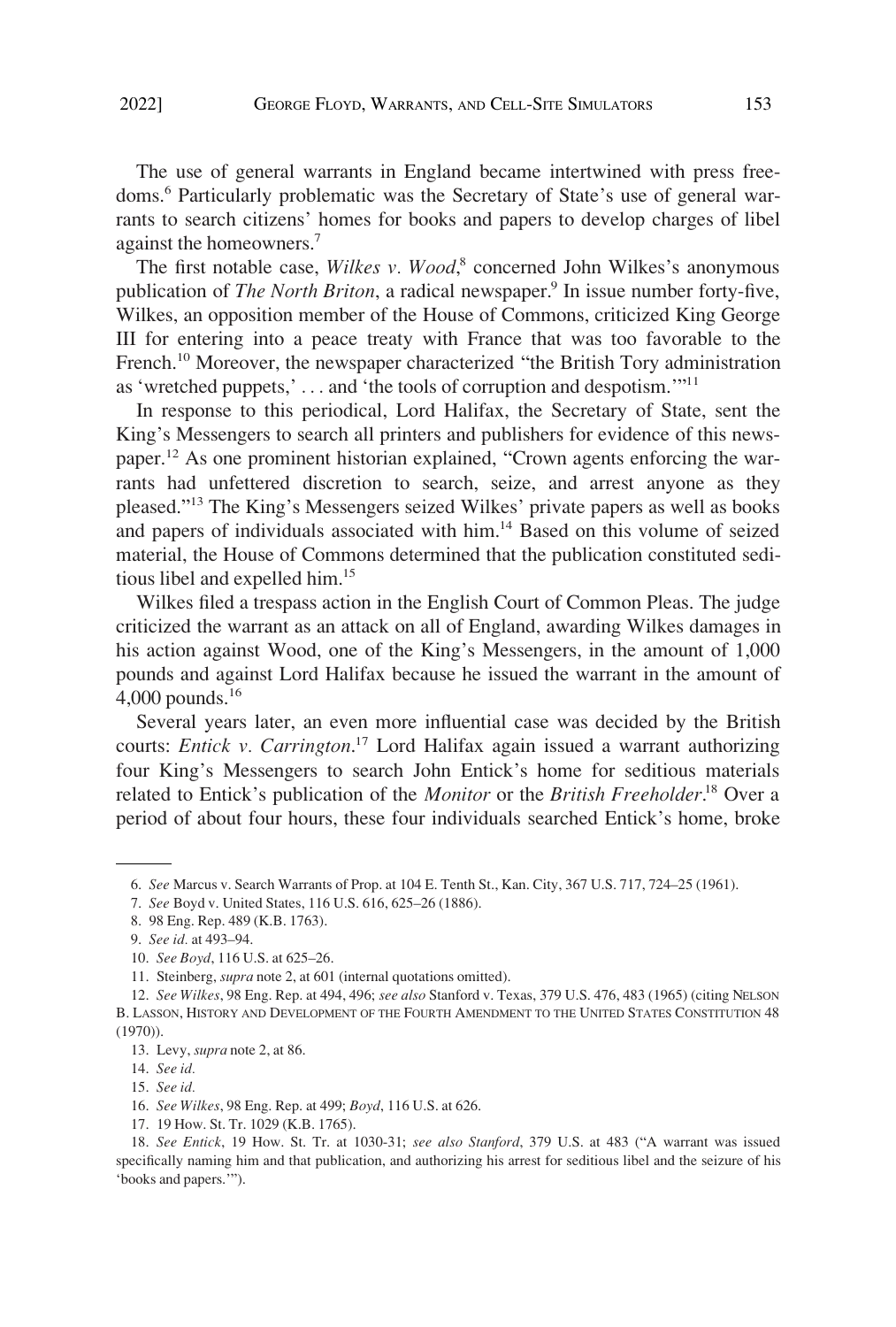The use of general warrants in England became intertwined with press freedoms.[6] Particularly problematic was the Secretary of State's use of general warrants to search citizens' homes for books and papers to develop charges of libel against the homeowners.[7]

The first notable case, *Wilkes v. Wood*,[8] concerned John Wilkes's anonymous publication of *The North Briton*, a radical newspaper.[9] In issue number forty-five, Wilkes, an opposition member of the House of Commons, criticized King George III for entering into a peace treaty with France that was too favorable to the French.[10] Moreover, the newspaper characterized "the British Tory administration as 'wretched puppets,' . . . and 'the tools of corruption and despotism.'"[11]

In response to this periodical, Lord Halifax, the Secretary of State, sent the King's Messengers to search all printers and publishers for evidence of this newspaper.[12] As one prominent historian explained, "Crown agents enforcing the warrants had unfettered discretion to search, seize, and arrest anyone as they pleased."[13] The King's Messengers seized Wilkes' private papers as well as books and papers of individuals associated with him.[14] Based on this volume of seized material, the House of Commons determined that the publication constituted seditious libel and expelled him.[15]

Wilkes filed a trespass action in the English Court of Common Pleas. The judge criticized the warrant as an attack on all of England, awarding Wilkes damages in his action against Wood, one of the King's Messengers, in the amount of 1,000 pounds and against Lord Halifax because he issued the warrant in the amount of 4,000 pounds.[16]

Several years later, an even more influential case was decided by the British courts: *Entick v. Carrington*.[17] Lord Halifax again issued a warrant authorizing four King's Messengers to search John Entick's home for seditious materials related to Entick's publication of the *Monitor* or the *British Freeholder*.[18] Over a period of about four hours, these four individuals searched Entick's home, broke

---

6. *See* Marcus v. Search Warrants of Prop. at 104 E. Tenth St., Kan. City, 367 U.S. 717, 724–25 (1961).

7. *See* Boyd v. United States, 116 U.S. 616, 625–26 (1886).

8. 98 Eng. Rep. 489 (K.B. 1763).

9. *See id.* at 493–94.

10. *See Boyd*, 116 U.S. at 625–26.

11. Steinberg, *supra* note 2, at 601 (internal quotations omitted).

12. *See Wilkes*, 98 Eng. Rep. at 494, 496; *see also* Stanford v. Texas, 379 U.S. 476, 483 (1965) (citing NELSON B. LASSON, HISTORY AND DEVELOPMENT OF THE FOURTH AMENDMENT TO THE UNITED STATES CONSTITUTION 48 (1970)).

13. Levy, *supra* note 2, at 86.

14. *See id.*

15. *See id.*

16. *See Wilkes*, 98 Eng. Rep. at 499; *Boyd*, 116 U.S. at 626.

17. 19 How. St. Tr. 1029 (K.B. 1765).

18. *See Entick*, 19 How. St. Tr. at 1030-31; *see also Stanford*, 379 U.S. at 483 ("A warrant was issued specifically naming him and that publication, and authorizing his arrest for seditious libel and the seizure of his 'books and papers.'").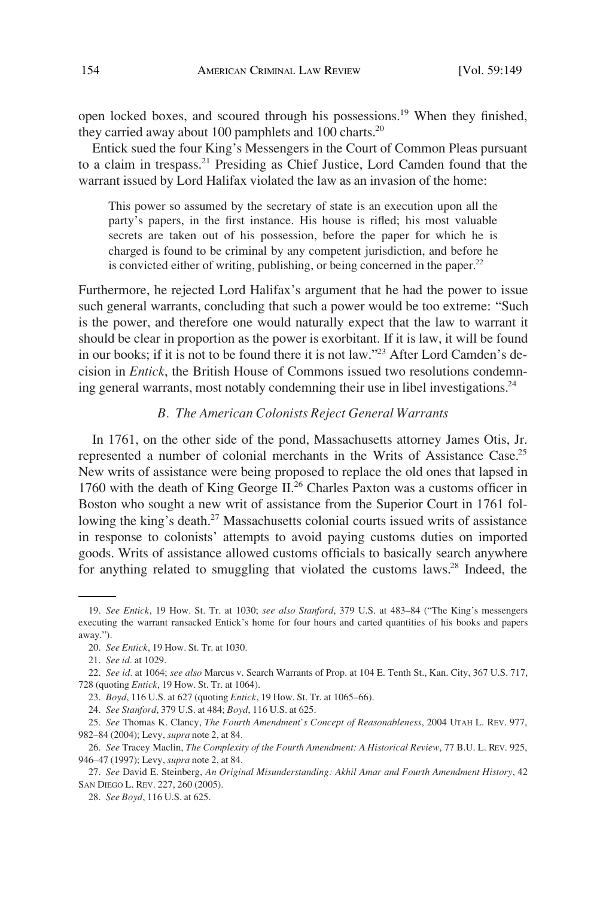open locked boxes, and scoured through his possessions.[19] When they finished, they carried away about 100 pamphlets and 100 charts.[20]

Entick sued the four King's Messengers in the Court of Common Pleas pursuant to a claim in trespass.[21] Presiding as Chief Justice, Lord Camden found that the warrant issued by Lord Halifax violated the law as an invasion of the home:

> This power so assumed by the secretary of state is an execution upon all the party's papers, in the first instance. His house is rifled; his most valuable secrets are taken out of his possession, before the paper for which he is charged is found to be criminal by any competent jurisdiction, and before he is convicted either of writing, publishing, or being concerned in the paper.[22]

Furthermore, he rejected Lord Halifax's argument that he had the power to issue such general warrants, concluding that such a power would be too extreme: "Such is the power, and therefore one would naturally expect that the law to warrant it should be clear in proportion as the power is exorbitant. If it is law, it will be found in our books; if it is not to be found there it is not law."[23] After Lord Camden's decision in *Entick*, the British House of Commons issued two resolutions condemning general warrants, most notably condemning their use in libel investigations.[24]

### *B. The American Colonists Reject General Warrants*

In 1761, on the other side of the pond, Massachusetts attorney James Otis, Jr. represented a number of colonial merchants in the Writs of Assistance Case.[25] New writs of assistance were being proposed to replace the old ones that lapsed in 1760 with the death of King George II.[26] Charles Paxton was a customs officer in Boston who sought a new writ of assistance from the Superior Court in 1761 following the king's death.[27] Massachusetts colonial courts issued writs of assistance in response to colonists' attempts to avoid paying customs duties on imported goods. Writs of assistance allowed customs officials to basically search anywhere for anything related to smuggling that violated the customs laws.[28] Indeed, the

---

19. *See Entick*, 19 How. St. Tr. at 1030; *see also Stanford*, 379 U.S. at 483–84 ("The King's messengers executing the warrant ransacked Entick's home for four hours and carted quantities of his books and papers away.").

20. *See Entick*, 19 How. St. Tr. at 1030.

21. *See id.* at 1029.

22. *See id.* at 1064; *see also* Marcus v. Search Warrants of Prop. at 104 E. Tenth St., Kan. City, 367 U.S. 717, 728 (quoting *Entick*, 19 How. St. Tr. at 1064).

23. *Boyd*, 116 U.S. at 627 (quoting *Entick*, 19 How. St. Tr. at 1065–66).

24. *See Stanford*, 379 U.S. at 484; *Boyd*, 116 U.S. at 625.

25. *See* Thomas K. Clancy, *The Fourth Amendment's Concept of Reasonableness*, 2004 UTAH L. REV. 977, 982–84 (2004); Levy, *supra* note 2, at 84.

26. *See* Tracey Maclin, *The Complexity of the Fourth Amendment: A Historical Review*, 77 B.U. L. REV. 925, 946–47 (1997); Levy, *supra* note 2, at 84.

27. *See* David E. Steinberg, *An Original Misunderstanding: Akhil Amar and Fourth Amendment History*, 42 SAN DIEGO L. REV. 227, 260 (2005).

28. *See Boyd*, 116 U.S. at 625.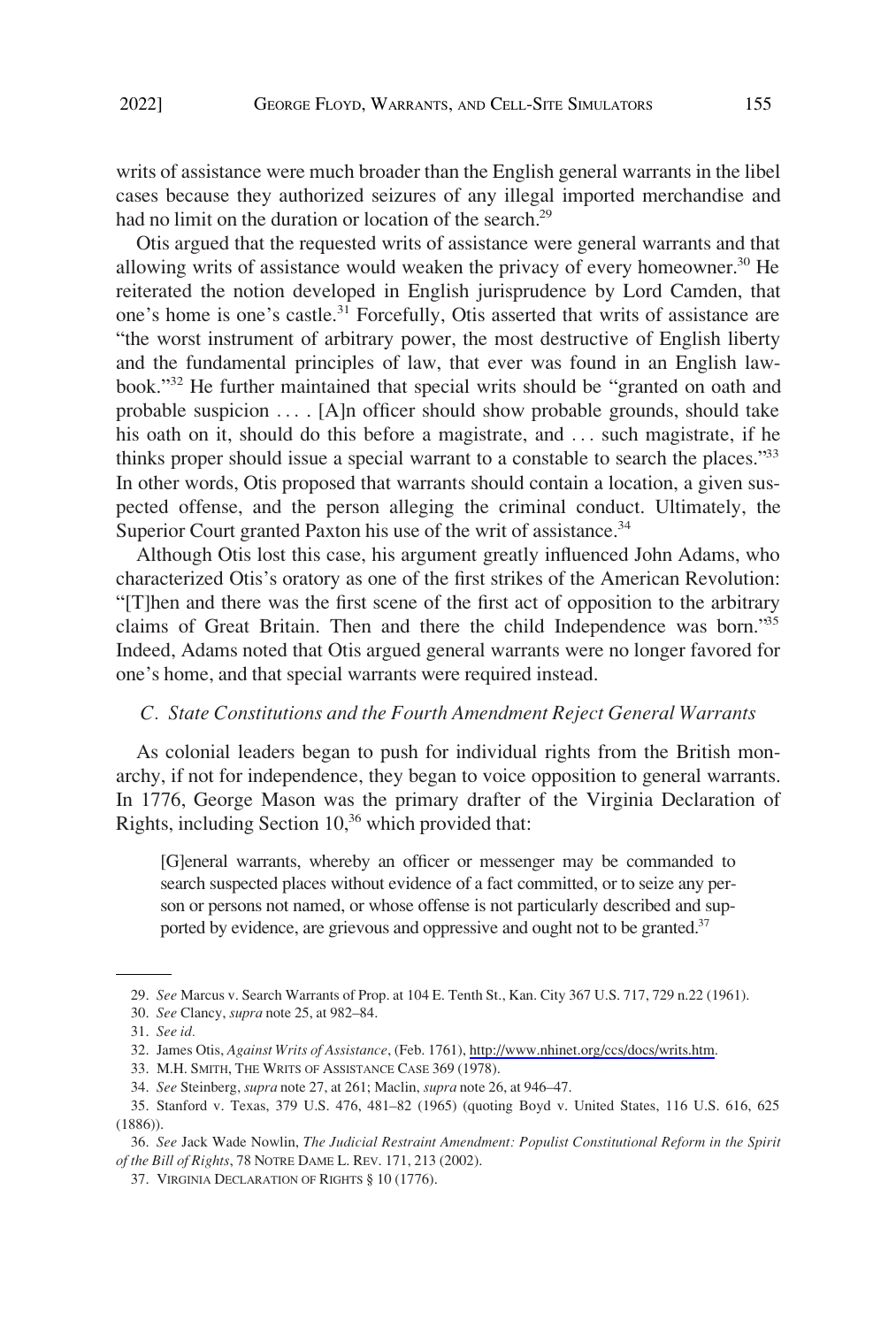writs of assistance were much broader than the English general warrants in the libel cases because they authorized seizures of any illegal imported merchandise and had no limit on the duration or location of the search.[29]

Otis argued that the requested writs of assistance were general warrants and that allowing writs of assistance would weaken the privacy of every homeowner.[30] He reiterated the notion developed in English jurisprudence by Lord Camden, that one's home is one's castle.[31] Forcefully, Otis asserted that writs of assistance are "the worst instrument of arbitrary power, the most destructive of English liberty and the fundamental principles of law, that ever was found in an English law-book."[32] He further maintained that special writs should be "granted on oath and probable suspicion . . . . [A]n officer should show probable grounds, should take his oath on it, should do this before a magistrate, and . . . such magistrate, if he thinks proper should issue a special warrant to a constable to search the places."[33] In other words, Otis proposed that warrants should contain a location, a given suspected offense, and the person alleging the criminal conduct. Ultimately, the Superior Court granted Paxton his use of the writ of assistance.[34]

Although Otis lost this case, his argument greatly influenced John Adams, who characterized Otis's oratory as one of the first strikes of the American Revolution: "[T]hen and there was the first scene of the first act of opposition to the arbitrary claims of Great Britain. Then and there the child Independence was born."[35] Indeed, Adams noted that Otis argued general warrants were no longer favored for one's home, and that special warrants were required instead.

### *C. State Constitutions and the Fourth Amendment Reject General Warrants*

As colonial leaders began to push for individual rights from the British monarchy, if not for independence, they began to voice opposition to general warrants. In 1776, George Mason was the primary drafter of the Virginia Declaration of Rights, including Section 10,[36] which provided that:

> [G]eneral warrants, whereby an officer or messenger may be commanded to search suspected places without evidence of a fact committed, or to seize any person or persons not named, or whose offense is not particularly described and supported by evidence, are grievous and oppressive and ought not to be granted.[37]

---

29. *See* Marcus v. Search Warrants of Prop. at 104 E. Tenth St., Kan. City 367 U.S. 717, 729 n.22 (1961).

30. *See* Clancy, *supra* note 25, at 982–84.

31. *See id.*

32. James Otis, *Against Writs of Assistance*, (Feb. 1761), http://www.nhinet.org/ccs/docs/writs.htm.

33. M.H. SMITH, THE WRITS OF ASSISTANCE CASE 369 (1978).

34. *See* Steinberg, *supra* note 27, at 261; Maclin, *supra* note 26, at 946–47.

35. Stanford v. Texas, 379 U.S. 476, 481–82 (1965) (quoting Boyd v. United States, 116 U.S. 616, 625 (1886)).

36. *See* Jack Wade Nowlin, *The Judicial Restraint Amendment: Populist Constitutional Reform in the Spirit of the Bill of Rights*, 78 NOTRE DAME L. REV. 171, 213 (2002).

37. VIRGINIA DECLARATION OF RIGHTS § 10 (1776).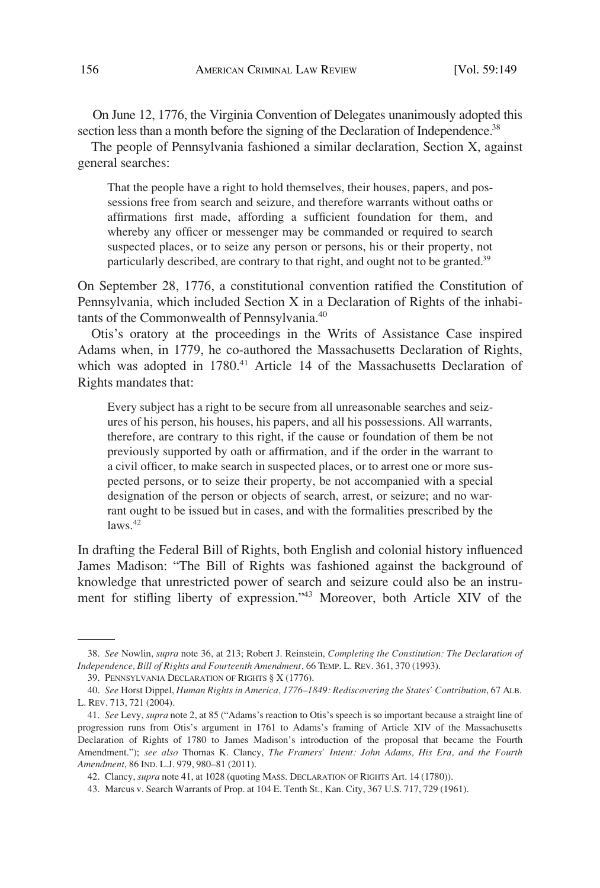On June 12, 1776, the Virginia Convention of Delegates unanimously adopted this section less than a month before the signing of the Declaration of Independence.[38]

The people of Pennsylvania fashioned a similar declaration, Section X, against general searches:

> That the people have a right to hold themselves, their houses, papers, and possessions free from search and seizure, and therefore warrants without oaths or affirmations first made, affording a sufficient foundation for them, and whereby any officer or messenger may be commanded or required to search suspected places, or to seize any person or persons, his or their property, not particularly described, are contrary to that right, and ought not to be granted.[39]

On September 28, 1776, a constitutional convention ratified the Constitution of Pennsylvania, which included Section X in a Declaration of Rights of the inhabitants of the Commonwealth of Pennsylvania.[40]

Otis's oratory at the proceedings in the Writs of Assistance Case inspired Adams when, in 1779, he co-authored the Massachusetts Declaration of Rights, which was adopted in 1780.[41] Article 14 of the Massachusetts Declaration of Rights mandates that:

> Every subject has a right to be secure from all unreasonable searches and seizures of his person, his houses, his papers, and all his possessions. All warrants, therefore, are contrary to this right, if the cause or foundation of them be not previously supported by oath or affirmation, and if the order in the warrant to a civil officer, to make search in suspected places, or to arrest one or more suspected persons, or to seize their property, be not accompanied with a special designation of the person or objects of search, arrest, or seizure; and no warrant ought to be issued but in cases, and with the formalities prescribed by the laws.[42]

In drafting the Federal Bill of Rights, both English and colonial history influenced James Madison: "The Bill of Rights was fashioned against the background of knowledge that unrestricted power of search and seizure could also be an instrument for stifling liberty of expression."[43] Moreover, both Article XIV of the

---

38. *See* Nowlin, *supra* note 36, at 213; Robert J. Reinstein, *Completing the Constitution: The Declaration of Independence, Bill of Rights and Fourteenth Amendment*, 66 TEMP. L. REV. 361, 370 (1993).

39. PENNSYLVANIA DECLARATION OF RIGHTS § X (1776).

40. *See* Horst Dippel, *Human Rights in America, 1776–1849: Rediscovering the States' Contribution*, 67 ALB. L. REV. 713, 721 (2004).

41. *See* Levy, *supra* note 2, at 85 ("Adams's reaction to Otis's speech is so important because a straight line of progression runs from Otis's argument in 1761 to Adams's framing of Article XIV of the Massachusetts Declaration of Rights of 1780 to James Madison's introduction of the proposal that became the Fourth Amendment."); *see also* Thomas K. Clancy, *The Framers' Intent: John Adams, His Era, and the Fourth Amendment*, 86 IND. L.J. 979, 980–81 (2011).

42. Clancy, *supra* note 41, at 1028 (quoting MASS. DECLARATION OF RIGHTS Art. 14 (1780)).

43. Marcus v. Search Warrants of Prop. at 104 E. Tenth St., Kan. City, 367 U.S. 717, 729 (1961).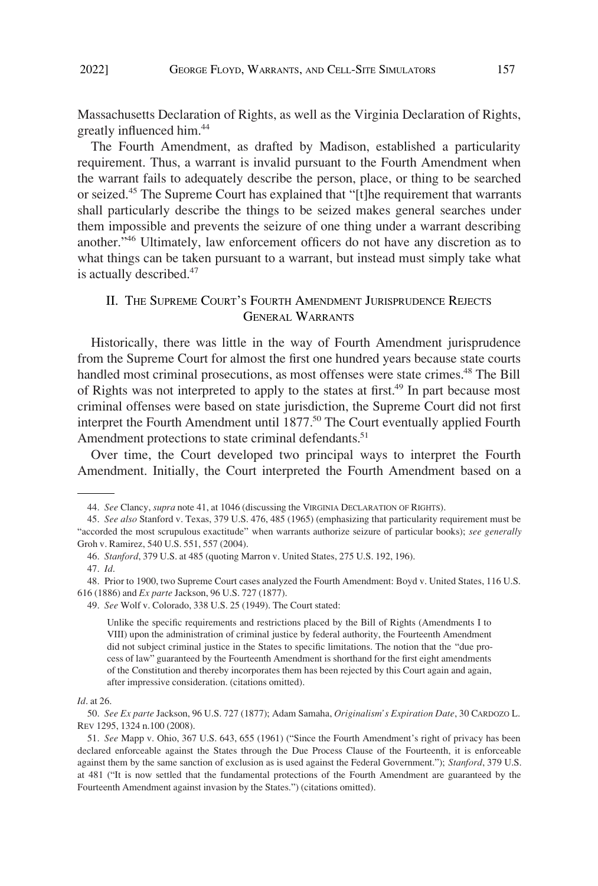Massachusetts Declaration of Rights, as well as the Virginia Declaration of Rights, greatly influenced him.[44]

The Fourth Amendment, as drafted by Madison, established a particularity requirement. Thus, a warrant is invalid pursuant to the Fourth Amendment when the warrant fails to adequately describe the person, place, or thing to be searched or seized.[45] The Supreme Court has explained that "[t]he requirement that warrants shall particularly describe the things to be seized makes general searches under them impossible and prevents the seizure of one thing under a warrant describing another."[46] Ultimately, law enforcement officers do not have any discretion as to what things can be taken pursuant to a warrant, but instead must simply take what is actually described.[47]

## II. The Supreme Court's Fourth Amendment Jurisprudence Rejects General Warrants

Historically, there was little in the way of Fourth Amendment jurisprudence from the Supreme Court for almost the first one hundred years because state courts handled most criminal prosecutions, as most offenses were state crimes.[48] The Bill of Rights was not interpreted to apply to the states at first.[49] In part because most criminal offenses were based on state jurisdiction, the Supreme Court did not first interpret the Fourth Amendment until 1877.[50] The Court eventually applied Fourth Amendment protections to state criminal defendants.[51]

Over time, the Court developed two principal ways to interpret the Fourth Amendment. Initially, the Court interpreted the Fourth Amendment based on a

---

44. *See* Clancy, *supra* note 41, at 1046 (discussing the Virginia Declaration of Rights).

45. *See also* Stanford v. Texas, 379 U.S. 476, 485 (1965) (emphasizing that particularity requirement must be "accorded the most scrupulous exactitude" when warrants authorize seizure of particular books); *see generally* Groh v. Ramirez, 540 U.S. 551, 557 (2004).

46. *Stanford*, 379 U.S. at 485 (quoting Marron v. United States, 275 U.S. 192, 196).

47. *Id*.

48. Prior to 1900, two Supreme Court cases analyzed the Fourth Amendment: Boyd v. United States, 116 U.S. 616 (1886) and *Ex parte* Jackson, 96 U.S. 727 (1877).

49. *See* Wolf v. Colorado, 338 U.S. 25 (1949). The Court stated:

> Unlike the specific requirements and restrictions placed by the Bill of Rights (Amendments I to VIII) upon the administration of criminal justice by federal authority, the Fourteenth Amendment did not subject criminal justice in the States to specific limitations. The notion that the "due process of law" guaranteed by the Fourteenth Amendment is shorthand for the first eight amendments of the Constitution and thereby incorporates them has been rejected by this Court again and again, after impressive consideration. (citations omitted).

*Id*. at 26.

50. *See Ex parte* Jackson, 96 U.S. 727 (1877); Adam Samaha, *Originalism's Expiration Date*, 30 Cardozo L. Rev 1295, 1324 n.100 (2008).

51. *See* Mapp v. Ohio, 367 U.S. 643, 655 (1961) ("Since the Fourth Amendment's right of privacy has been declared enforceable against the States through the Due Process Clause of the Fourteenth, it is enforceable against them by the same sanction of exclusion as is used against the Federal Government."); *Stanford*, 379 U.S. at 481 ("It is now settled that the fundamental protections of the Fourth Amendment are guaranteed by the Fourteenth Amendment against invasion by the States.") (citations omitted).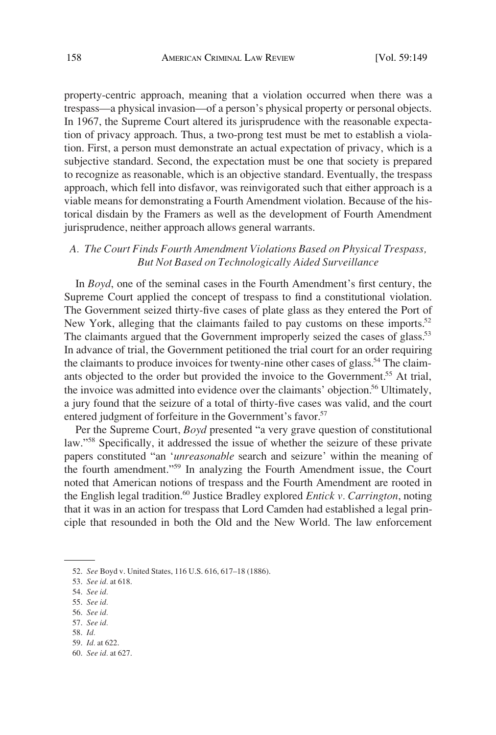property-centric approach, meaning that a violation occurred when there was a trespass—a physical invasion—of a person's physical property or personal objects. In 1967, the Supreme Court altered its jurisprudence with the reasonable expectation of privacy approach. Thus, a two-prong test must be met to establish a violation. First, a person must demonstrate an actual expectation of privacy, which is a subjective standard. Second, the expectation must be one that society is prepared to recognize as reasonable, which is an objective standard. Eventually, the trespass approach, which fell into disfavor, was reinvigorated such that either approach is a viable means for demonstrating a Fourth Amendment violation. Because of the historical disdain by the Framers as well as the development of Fourth Amendment jurisprudence, neither approach allows general warrants.

### *A. The Court Finds Fourth Amendment Violations Based on Physical Trespass, But Not Based on Technologically Aided Surveillance*

In *Boyd*, one of the seminal cases in the Fourth Amendment's first century, the Supreme Court applied the concept of trespass to find a constitutional violation. The Government seized thirty-five cases of plate glass as they entered the Port of New York, alleging that the claimants failed to pay customs on these imports.[52] The claimants argued that the Government improperly seized the cases of glass.[53] In advance of trial, the Government petitioned the trial court for an order requiring the claimants to produce invoices for twenty-nine other cases of glass.[54] The claimants objected to the order but provided the invoice to the Government.[55] At trial, the invoice was admitted into evidence over the claimants' objection.[56] Ultimately, a jury found that the seizure of a total of thirty-five cases was valid, and the court entered judgment of forfeiture in the Government's favor.[57]

Per the Supreme Court, *Boyd* presented "a very grave question of constitutional law."[58] Specifically, it addressed the issue of whether the seizure of these private papers constituted "an '*unreasonable* search and seizure' within the meaning of the fourth amendment."[59] In analyzing the Fourth Amendment issue, the Court noted that American notions of trespass and the Fourth Amendment are rooted in the English legal tradition.[60] Justice Bradley explored *Entick v. Carrington*, noting that it was in an action for trespass that Lord Camden had established a legal principle that resounded in both the Old and the New World. The law enforcement

---

52. *See* Boyd v. United States, 116 U.S. 616, 617–18 (1886).

53. *See id.* at 618.

54. *See id.*

55. *See id.*

56. *See id.*

57. *See id.*

58. *Id.*

59. *Id.* at 622.

60. *See id.* at 627.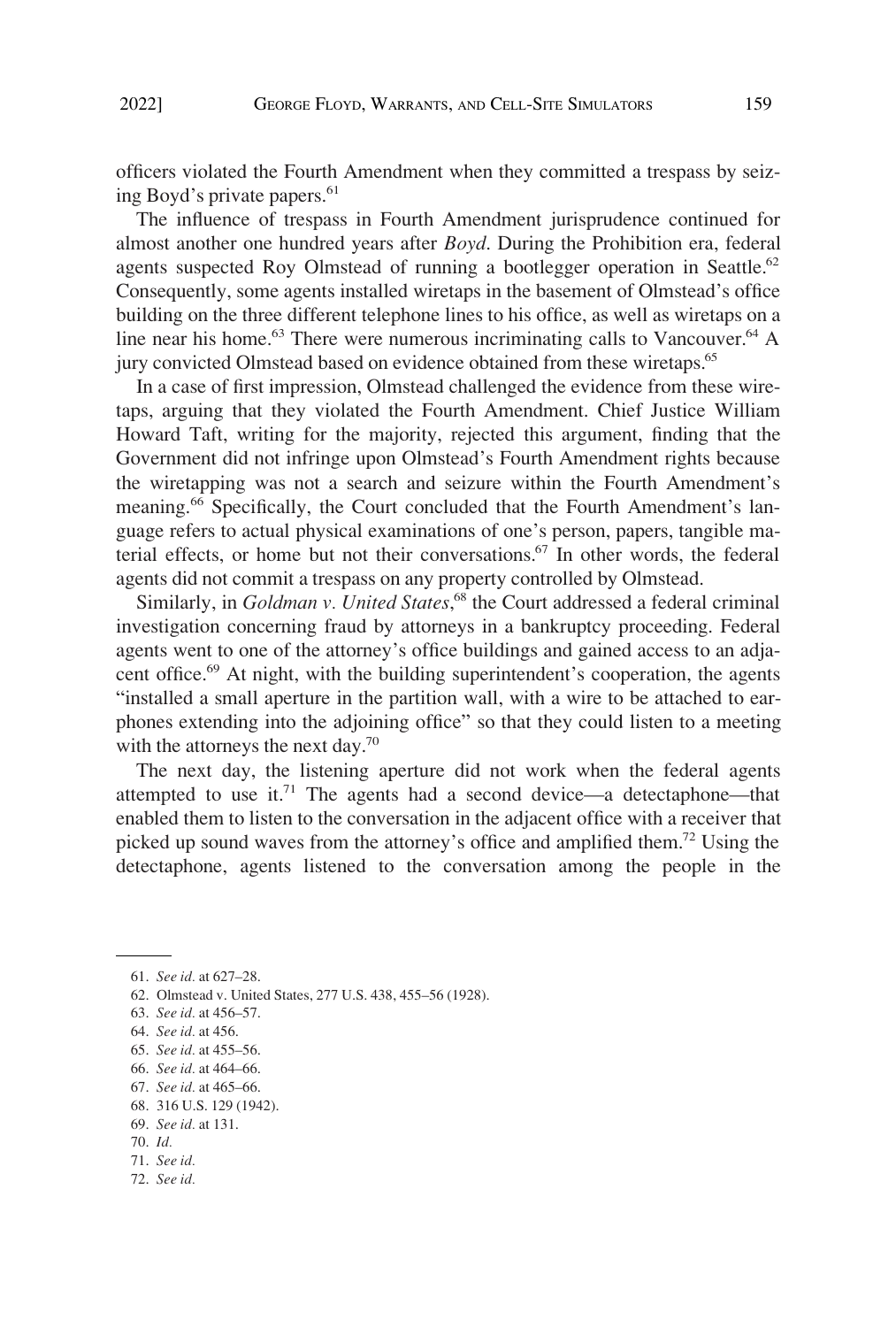officers violated the Fourth Amendment when they committed a trespass by seizing Boyd's private papers.[61]

The influence of trespass in Fourth Amendment jurisprudence continued for almost another one hundred years after *Boyd*. During the Prohibition era, federal agents suspected Roy Olmstead of running a bootlegger operation in Seattle.[62] Consequently, some agents installed wiretaps in the basement of Olmstead's office building on the three different telephone lines to his office, as well as wiretaps on a line near his home.[63] There were numerous incriminating calls to Vancouver.[64] A jury convicted Olmstead based on evidence obtained from these wiretaps.[65]

In a case of first impression, Olmstead challenged the evidence from these wiretaps, arguing that they violated the Fourth Amendment. Chief Justice William Howard Taft, writing for the majority, rejected this argument, finding that the Government did not infringe upon Olmstead's Fourth Amendment rights because the wiretapping was not a search and seizure within the Fourth Amendment's meaning.[66] Specifically, the Court concluded that the Fourth Amendment's language refers to actual physical examinations of one's person, papers, tangible material effects, or home but not their conversations.[67] In other words, the federal agents did not commit a trespass on any property controlled by Olmstead.

Similarly, in *Goldman v. United States*,[68] the Court addressed a federal criminal investigation concerning fraud by attorneys in a bankruptcy proceeding. Federal agents went to one of the attorney's office buildings and gained access to an adjacent office.[69] At night, with the building superintendent's cooperation, the agents "installed a small aperture in the partition wall, with a wire to be attached to earphones extending into the adjoining office" so that they could listen to a meeting with the attorneys the next day.[70]

The next day, the listening aperture did not work when the federal agents attempted to use it.[71] The agents had a second device—a detectaphone—that enabled them to listen to the conversation in the adjacent office with a receiver that picked up sound waves from the attorney's office and amplified them.[72] Using the detectaphone, agents listened to the conversation among the people in the

61. *See id.* at 627–28.
62. Olmstead v. United States, 277 U.S. 438, 455–56 (1928).
63. *See id.* at 456–57.
64. *See id.* at 456.
65. *See id.* at 455–56.
66. *See id.* at 464–66.
67. *See id.* at 465–66.
68. 316 U.S. 129 (1942).
69. *See id.* at 131.
70. *Id.*
71. *See id.*
72. *See id.*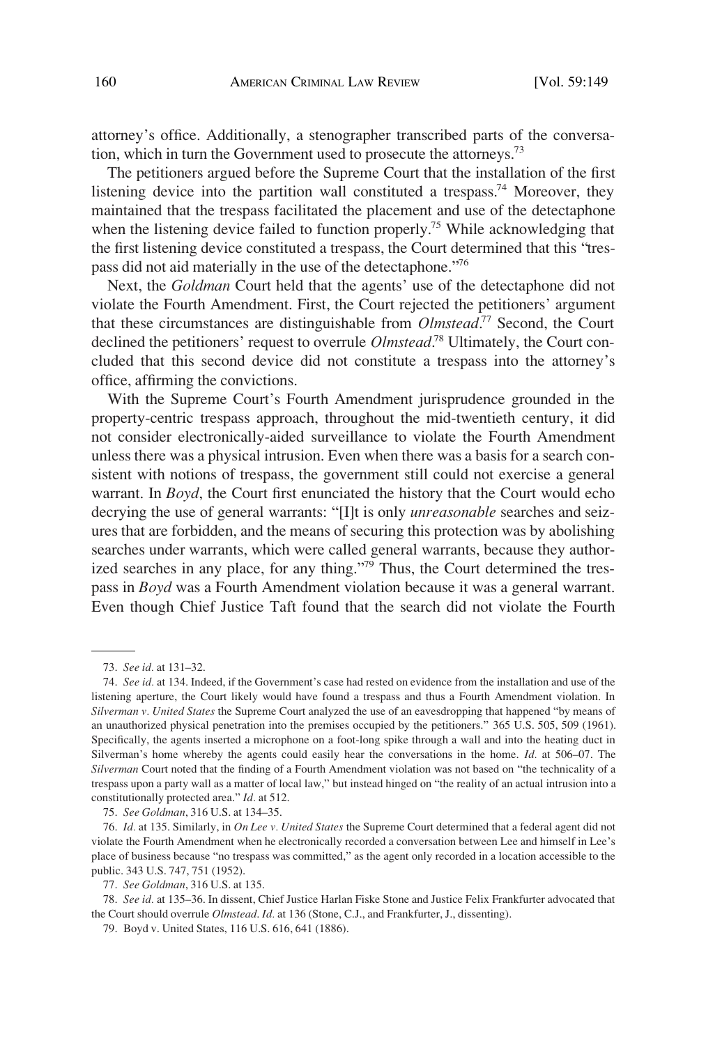attorney's office. Additionally, a stenographer transcribed parts of the conversation, which in turn the Government used to prosecute the attorneys.[73]

The petitioners argued before the Supreme Court that the installation of the first listening device into the partition wall constituted a trespass.[74] Moreover, they maintained that the trespass facilitated the placement and use of the detectaphone when the listening device failed to function properly.[75] While acknowledging that the first listening device constituted a trespass, the Court determined that this "trespass did not aid materially in the use of the detectaphone."[76]

Next, the *Goldman* Court held that the agents' use of the detectaphone did not violate the Fourth Amendment. First, the Court rejected the petitioners' argument that these circumstances are distinguishable from *Olmstead*.[77] Second, the Court declined the petitioners' request to overrule *Olmstead*.[78] Ultimately, the Court concluded that this second device did not constitute a trespass into the attorney's office, affirming the convictions.

With the Supreme Court's Fourth Amendment jurisprudence grounded in the property-centric trespass approach, throughout the mid-twentieth century, it did not consider electronically-aided surveillance to violate the Fourth Amendment unless there was a physical intrusion. Even when there was a basis for a search consistent with notions of trespass, the government still could not exercise a general warrant. In *Boyd*, the Court first enunciated the history that the Court would echo decrying the use of general warrants: "[I]t is only *unreasonable* searches and seizures that are forbidden, and the means of securing this protection was by abolishing searches under warrants, which were called general warrants, because they authorized searches in any place, for any thing."[79] Thus, the Court determined the trespass in *Boyd* was a Fourth Amendment violation because it was a general warrant. Even though Chief Justice Taft found that the search did not violate the Fourth

---

73. *See id.* at 131–32.

74. *See id.* at 134. Indeed, if the Government's case had rested on evidence from the installation and use of the listening aperture, the Court likely would have found a trespass and thus a Fourth Amendment violation. In *Silverman v. United States* the Supreme Court analyzed the use of an eavesdropping that happened "by means of an unauthorized physical penetration into the premises occupied by the petitioners." 365 U.S. 505, 509 (1961). Specifically, the agents inserted a microphone on a foot-long spike through a wall and into the heating duct in Silverman's home whereby the agents could easily hear the conversations in the home. *Id.* at 506–07. The *Silverman* Court noted that the finding of a Fourth Amendment violation was not based on "the technicality of a trespass upon a party wall as a matter of local law," but instead hinged on "the reality of an actual intrusion into a constitutionally protected area." *Id.* at 512.

75. *See Goldman*, 316 U.S. at 134–35.

76. *Id.* at 135. Similarly, in *On Lee v. United States* the Supreme Court determined that a federal agent did not violate the Fourth Amendment when he electronically recorded a conversation between Lee and himself in Lee's place of business because "no trespass was committed," as the agent only recorded in a location accessible to the public. 343 U.S. 747, 751 (1952).

77. *See Goldman*, 316 U.S. at 135.

78. *See id.* at 135–36. In dissent, Chief Justice Harlan Fiske Stone and Justice Felix Frankfurter advocated that the Court should overrule *Olmstead*. *Id.* at 136 (Stone, C.J., and Frankfurter, J., dissenting).

79. Boyd v. United States, 116 U.S. 616, 641 (1886).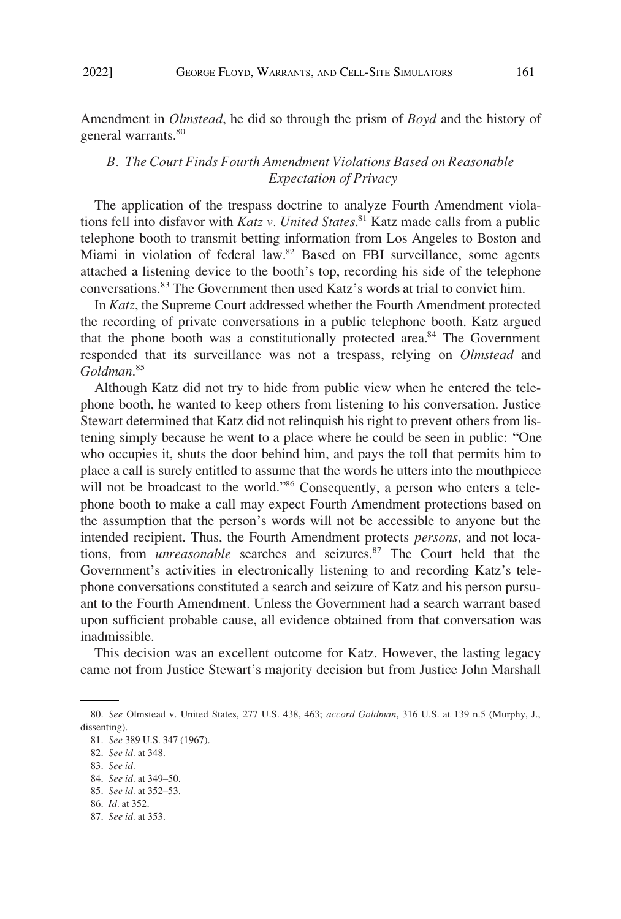Amendment in *Olmstead*, he did so through the prism of *Boyd* and the history of general warrants.[80]

### *B. The Court Finds Fourth Amendment Violations Based on Reasonable Expectation of Privacy*

The application of the trespass doctrine to analyze Fourth Amendment violations fell into disfavor with *Katz v. United States*.[81] Katz made calls from a public telephone booth to transmit betting information from Los Angeles to Boston and Miami in violation of federal law.[82] Based on FBI surveillance, some agents attached a listening device to the booth's top, recording his side of the telephone conversations.[83] The Government then used Katz's words at trial to convict him.

In *Katz*, the Supreme Court addressed whether the Fourth Amendment protected the recording of private conversations in a public telephone booth. Katz argued that the phone booth was a constitutionally protected area.[84] The Government responded that its surveillance was not a trespass, relying on *Olmstead* and *Goldman*.[85]

Although Katz did not try to hide from public view when he entered the telephone booth, he wanted to keep others from listening to his conversation. Justice Stewart determined that Katz did not relinquish his right to prevent others from listening simply because he went to a place where he could be seen in public: "One who occupies it, shuts the door behind him, and pays the toll that permits him to place a call is surely entitled to assume that the words he utters into the mouthpiece will not be broadcast to the world."[86] Consequently, a person who enters a telephone booth to make a call may expect Fourth Amendment protections based on the assumption that the person's words will not be accessible to anyone but the intended recipient. Thus, the Fourth Amendment protects *persons,* and not locations, from *unreasonable* searches and seizures.[87] The Court held that the Government's activities in electronically listening to and recording Katz's telephone conversations constituted a search and seizure of Katz and his person pursuant to the Fourth Amendment. Unless the Government had a search warrant based upon sufficient probable cause, all evidence obtained from that conversation was inadmissible.

This decision was an excellent outcome for Katz. However, the lasting legacy came not from Justice Stewart's majority decision but from Justice John Marshall

---

80. *See* Olmstead v. United States, 277 U.S. 438, 463; *accord Goldman*, 316 U.S. at 139 n.5 (Murphy, J., dissenting).

81. *See* 389 U.S. 347 (1967).

82. *See id.* at 348.

83. *See id.*

84. *See id.* at 349–50.

85. *See id.* at 352–53.

86. *Id.* at 352.

87. *See id.* at 353.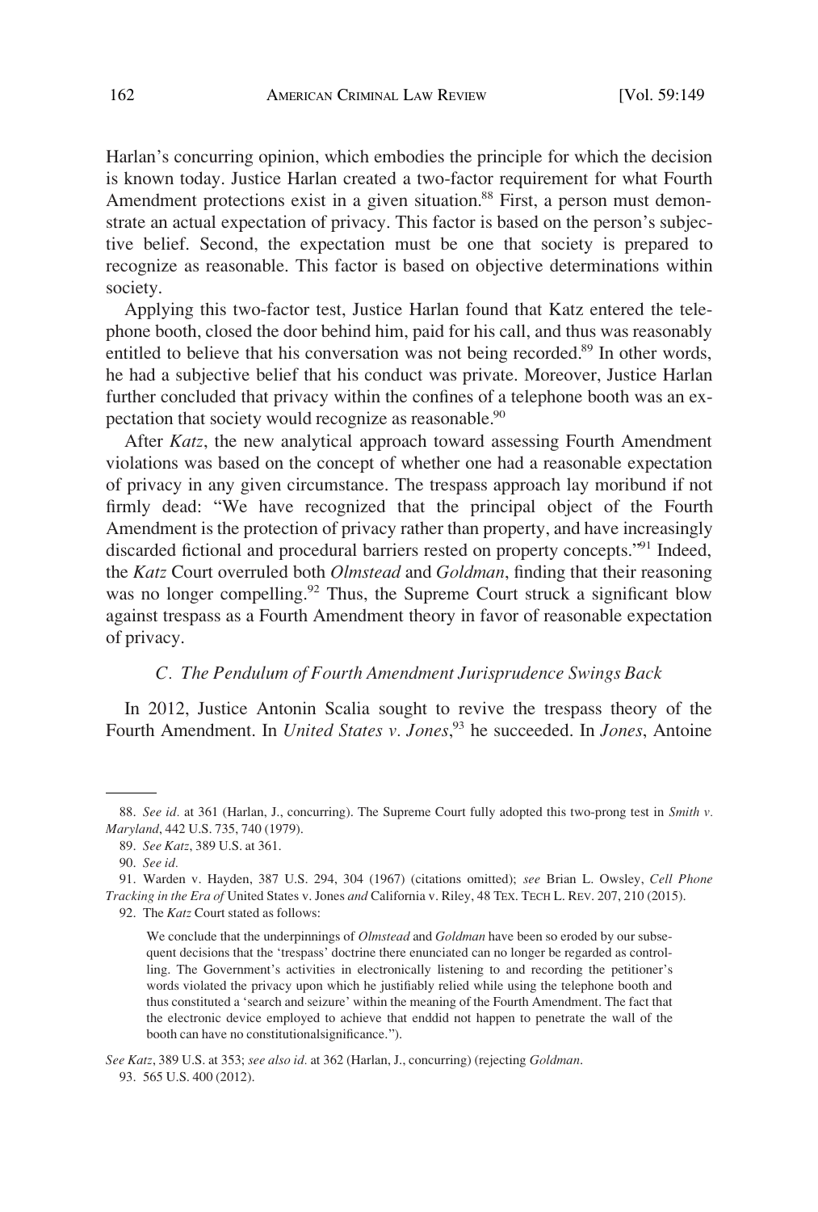Harlan's concurring opinion, which embodies the principle for which the decision is known today. Justice Harlan created a two-factor requirement for what Fourth Amendment protections exist in a given situation.[88] First, a person must demonstrate an actual expectation of privacy. This factor is based on the person's subjective belief. Second, the expectation must be one that society is prepared to recognize as reasonable. This factor is based on objective determinations within society.

Applying this two-factor test, Justice Harlan found that Katz entered the telephone booth, closed the door behind him, paid for his call, and thus was reasonably entitled to believe that his conversation was not being recorded.[89] In other words, he had a subjective belief that his conduct was private. Moreover, Justice Harlan further concluded that privacy within the confines of a telephone booth was an expectation that society would recognize as reasonable.[90]

After *Katz*, the new analytical approach toward assessing Fourth Amendment violations was based on the concept of whether one had a reasonable expectation of privacy in any given circumstance. The trespass approach lay moribund if not firmly dead: "We have recognized that the principal object of the Fourth Amendment is the protection of privacy rather than property, and have increasingly discarded fictional and procedural barriers rested on property concepts."[91] Indeed, the *Katz* Court overruled both *Olmstead* and *Goldman*, finding that their reasoning was no longer compelling.[92] Thus, the Supreme Court struck a significant blow against trespass as a Fourth Amendment theory in favor of reasonable expectation of privacy.

### *C. The Pendulum of Fourth Amendment Jurisprudence Swings Back*

In 2012, Justice Antonin Scalia sought to revive the trespass theory of the Fourth Amendment. In *United States v. Jones*,[93] he succeeded. In *Jones*, Antoine

---

88. *See id.* at 361 (Harlan, J., concurring). The Supreme Court fully adopted this two-prong test in *Smith v. Maryland*, 442 U.S. 735, 740 (1979).

89. *See Katz*, 389 U.S. at 361.

90. *See id.*

91. Warden v. Hayden, 387 U.S. 294, 304 (1967) (citations omitted); *see* Brian L. Owsley, *Cell Phone Tracking in the Era of* United States v. Jones *and* California v. Riley, 48 TEX. TECH L. REV. 207, 210 (2015).

92. The *Katz* Court stated as follows:

> We conclude that the underpinnings of *Olmstead* and *Goldman* have been so eroded by our subsequent decisions that the 'trespass' doctrine there enunciated can no longer be regarded as controlling. The Government's activities in electronically listening to and recording the petitioner's words violated the privacy upon which he justifiably relied while using the telephone booth and thus constituted a 'search and seizure' within the meaning of the Fourth Amendment. The fact that the electronic device employed to achieve that enddid not happen to penetrate the wall of the booth can have no constitutionalsignificance.").

*See Katz*, 389 U.S. at 353; *see also id.* at 362 (Harlan, J., concurring) (rejecting *Goldman*.

93. 565 U.S. 400 (2012).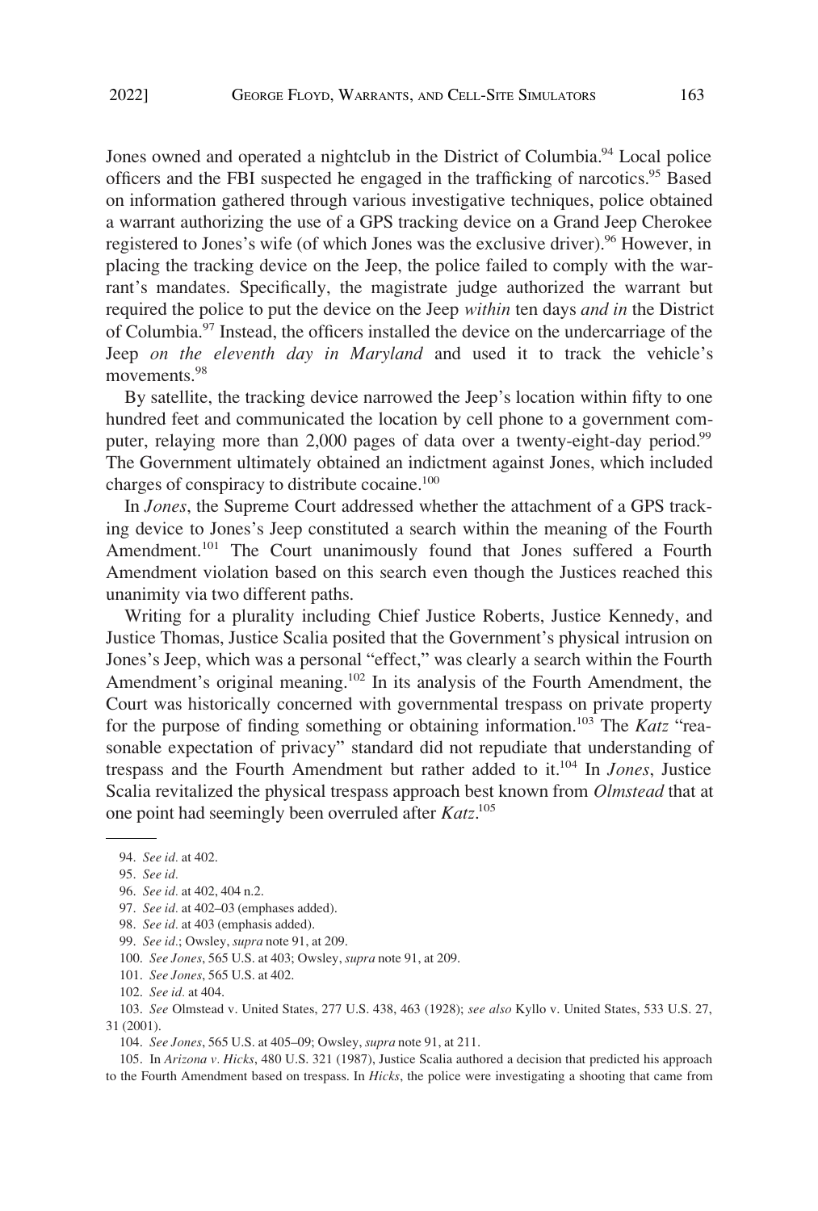Jones owned and operated a nightclub in the District of Columbia.[94] Local police officers and the FBI suspected he engaged in the trafficking of narcotics.[95] Based on information gathered through various investigative techniques, police obtained a warrant authorizing the use of a GPS tracking device on a Grand Jeep Cherokee registered to Jones's wife (of which Jones was the exclusive driver).[96] However, in placing the tracking device on the Jeep, the police failed to comply with the warrant's mandates. Specifically, the magistrate judge authorized the warrant but required the police to put the device on the Jeep *within* ten days *and in* the District of Columbia.[97] Instead, the officers installed the device on the undercarriage of the Jeep *on the eleventh day in Maryland* and used it to track the vehicle's movements.[98]

By satellite, the tracking device narrowed the Jeep's location within fifty to one hundred feet and communicated the location by cell phone to a government computer, relaying more than 2,000 pages of data over a twenty-eight-day period.[99] The Government ultimately obtained an indictment against Jones, which included charges of conspiracy to distribute cocaine.[100]

In *Jones*, the Supreme Court addressed whether the attachment of a GPS tracking device to Jones's Jeep constituted a search within the meaning of the Fourth Amendment.[101] The Court unanimously found that Jones suffered a Fourth Amendment violation based on this search even though the Justices reached this unanimity via two different paths.

Writing for a plurality including Chief Justice Roberts, Justice Kennedy, and Justice Thomas, Justice Scalia posited that the Government's physical intrusion on Jones's Jeep, which was a personal "effect," was clearly a search within the Fourth Amendment's original meaning.[102] In its analysis of the Fourth Amendment, the Court was historically concerned with governmental trespass on private property for the purpose of finding something or obtaining information.[103] The *Katz* "reasonable expectation of privacy" standard did not repudiate that understanding of trespass and the Fourth Amendment but rather added to it.[104] In *Jones*, Justice Scalia revitalized the physical trespass approach best known from *Olmstead* that at one point had seemingly been overruled after *Katz*.[105]

---

94. *See id.* at 402.

95. *See id.*

96. *See id.* at 402, 404 n.2.

97. *See id.* at 402–03 (emphases added).

98. *See id.* at 403 (emphasis added).

99. *See id.*; Owsley, *supra* note 91, at 209.

100. *See Jones*, 565 U.S. at 403; Owsley, *supra* note 91, at 209.

101. *See Jones*, 565 U.S. at 402.

102. *See id.* at 404.

103. *See* Olmstead v. United States, 277 U.S. 438, 463 (1928); *see also* Kyllo v. United States, 533 U.S. 27, 31 (2001).

104. *See Jones*, 565 U.S. at 405–09; Owsley, *supra* note 91, at 211.

105. In *Arizona v. Hicks*, 480 U.S. 321 (1987), Justice Scalia authored a decision that predicted his approach to the Fourth Amendment based on trespass. In *Hicks*, the police were investigating a shooting that came from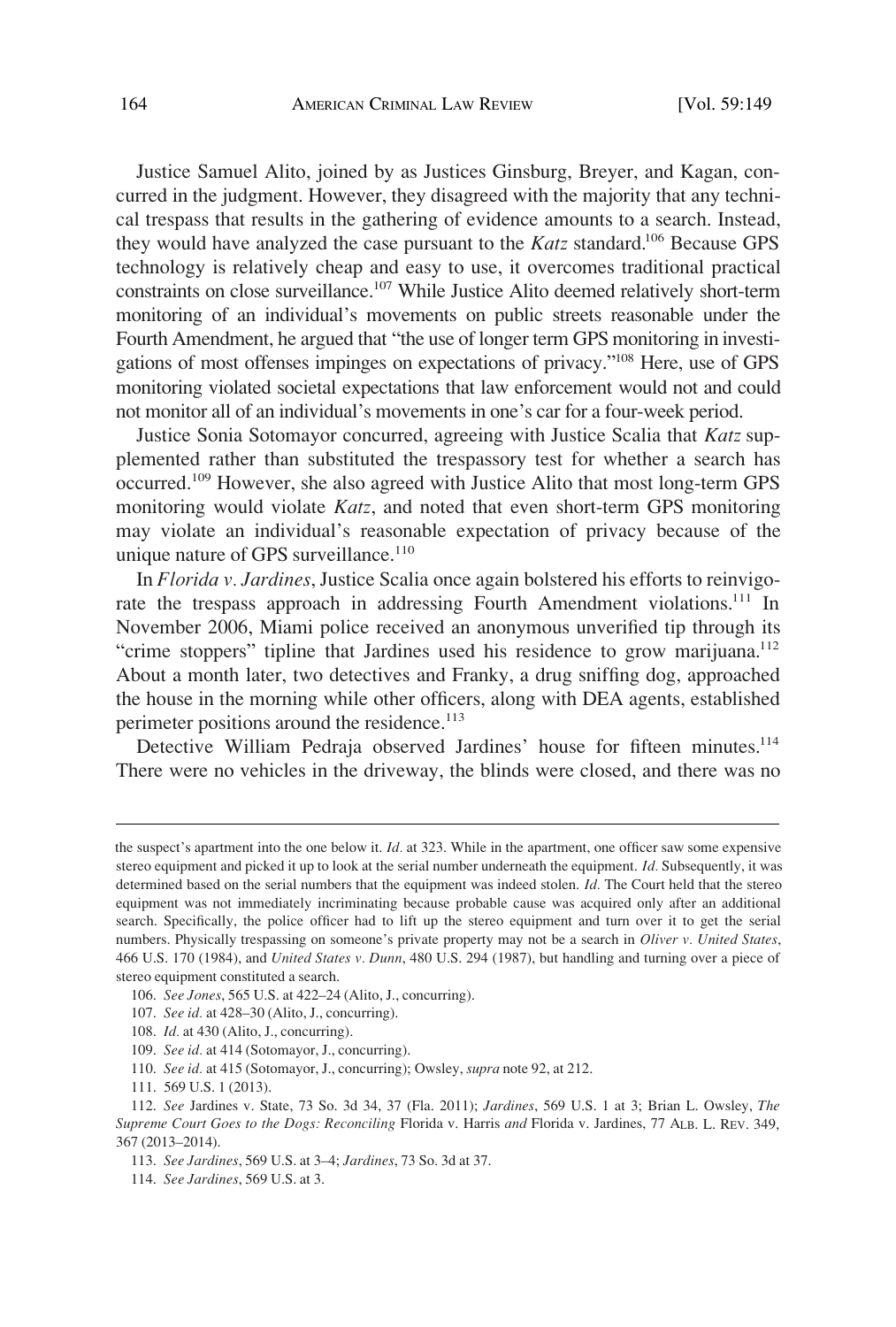Justice Samuel Alito, joined by as Justices Ginsburg, Breyer, and Kagan, concurred in the judgment. However, they disagreed with the majority that any technical trespass that results in the gathering of evidence amounts to a search. Instead, they would have analyzed the case pursuant to the *Katz* standard.[106] Because GPS technology is relatively cheap and easy to use, it overcomes traditional practical constraints on close surveillance.[107] While Justice Alito deemed relatively short-term monitoring of an individual's movements on public streets reasonable under the Fourth Amendment, he argued that "the use of longer term GPS monitoring in investigations of most offenses impinges on expectations of privacy."[108] Here, use of GPS monitoring violated societal expectations that law enforcement would not and could not monitor all of an individual's movements in one's car for a four-week period.

Justice Sonia Sotomayor concurred, agreeing with Justice Scalia that *Katz* supplemented rather than substituted the trespassory test for whether a search has occurred.[109] However, she also agreed with Justice Alito that most long-term GPS monitoring would violate *Katz*, and noted that even short-term GPS monitoring may violate an individual's reasonable expectation of privacy because of the unique nature of GPS surveillance.[110]

In *Florida v. Jardines*, Justice Scalia once again bolstered his efforts to reinvigorate the trespass approach in addressing Fourth Amendment violations.[111] In November 2006, Miami police received an anonymous unverified tip through its "crime stoppers" tipline that Jardines used his residence to grow marijuana.[112] About a month later, two detectives and Franky, a drug sniffing dog, approached the house in the morning while other officers, along with DEA agents, established perimeter positions around the residence.[113]

Detective William Pedraja observed Jardines' house for fifteen minutes.[114] There were no vehicles in the driveway, the blinds were closed, and there was no

---

the suspect's apartment into the one below it. *Id*. at 323. While in the apartment, one officer saw some expensive stereo equipment and picked it up to look at the serial number underneath the equipment. *Id*. Subsequently, it was determined based on the serial numbers that the equipment was indeed stolen. *Id*. The Court held that the stereo equipment was not immediately incriminating because probable cause was acquired only after an additional search. Specifically, the police officer had to lift up the stereo equipment and turn over it to get the serial numbers. Physically trespassing on someone's private property may not be a search in *Oliver v. United States*, 466 U.S. 170 (1984), and *United States v. Dunn*, 480 U.S. 294 (1987), but handling and turning over a piece of stereo equipment constituted a search.

106. *See Jones*, 565 U.S. at 422–24 (Alito, J., concurring).

107. *See id.* at 428–30 (Alito, J., concurring).

108. *Id.* at 430 (Alito, J., concurring).

109. *See id.* at 414 (Sotomayor, J., concurring).

110. *See id.* at 415 (Sotomayor, J., concurring); Owsley, *supra* note 92, at 212.

111. 569 U.S. 1 (2013).

112. *See* Jardines v. State, 73 So. 3d 34, 37 (Fla. 2011); *Jardines*, 569 U.S. 1 at 3; Brian L. Owsley, *The Supreme Court Goes to the Dogs: Reconciling* Florida v. Harris *and* Florida v. Jardines, 77 ALB. L. REV. 349, 367 (2013–2014).

113. *See Jardines*, 569 U.S. at 3–4; *Jardines*, 73 So. 3d at 37.

114. *See Jardines*, 569 U.S. at 3.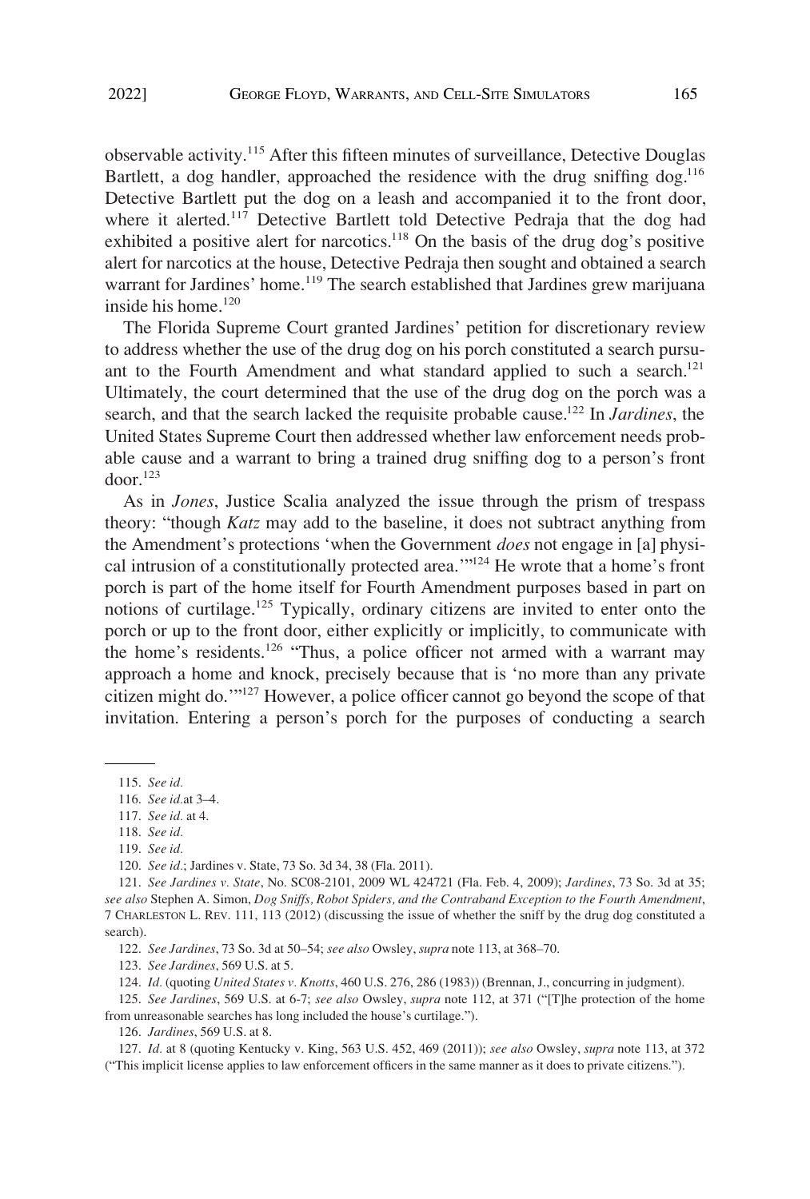observable activity.[115] After this fifteen minutes of surveillance, Detective Douglas Bartlett, a dog handler, approached the residence with the drug sniffing dog.[116] Detective Bartlett put the dog on a leash and accompanied it to the front door, where it alerted.[117] Detective Bartlett told Detective Pedraja that the dog had exhibited a positive alert for narcotics.[118] On the basis of the drug dog's positive alert for narcotics at the house, Detective Pedraja then sought and obtained a search warrant for Jardines' home.[119] The search established that Jardines grew marijuana inside his home.[120]

The Florida Supreme Court granted Jardines' petition for discretionary review to address whether the use of the drug dog on his porch constituted a search pursuant to the Fourth Amendment and what standard applied to such a search.[121] Ultimately, the court determined that the use of the drug dog on the porch was a search, and that the search lacked the requisite probable cause.[122] In *Jardines*, the United States Supreme Court then addressed whether law enforcement needs probable cause and a warrant to bring a trained drug sniffing dog to a person's front door.[123]

As in *Jones*, Justice Scalia analyzed the issue through the prism of trespass theory: "though *Katz* may add to the baseline, it does not subtract anything from the Amendment's protections 'when the Government *does* not engage in [a] physical intrusion of a constitutionally protected area.'"[124] He wrote that a home's front porch is part of the home itself for Fourth Amendment purposes based in part on notions of curtilage.[125] Typically, ordinary citizens are invited to enter onto the porch or up to the front door, either explicitly or implicitly, to communicate with the home's residents.[126] "Thus, a police officer not armed with a warrant may approach a home and knock, precisely because that is 'no more than any private citizen might do.'"[127] However, a police officer cannot go beyond the scope of that invitation. Entering a person's porch for the purposes of conducting a search

---

115. *See id.*

116. *See id.*at 3–4.

117. *See id.* at 4.

118. *See id.*

119. *See id.*

120. *See id.*; Jardines v. State, 73 So. 3d 34, 38 (Fla. 2011).

121. *See Jardines v. State*, No. SC08-2101, 2009 WL 424721 (Fla. Feb. 4, 2009); *Jardines*, 73 So. 3d at 35; *see also* Stephen A. Simon, *Dog Sniffs, Robot Spiders, and the Contraband Exception to the Fourth Amendment*, 7 CHARLESTON L. REV. 111, 113 (2012) (discussing the issue of whether the sniff by the drug dog constituted a search).

122. *See Jardines*, 73 So. 3d at 50–54; *see also* Owsley, *supra* note 113, at 368–70.

123. *See Jardines*, 569 U.S. at 5.

124. *Id.* (quoting *United States v. Knotts*, 460 U.S. 276, 286 (1983)) (Brennan, J., concurring in judgment).

125. *See Jardines*, 569 U.S. at 6-7; *see also* Owsley, *supra* note 112, at 371 ("[T]he protection of the home from unreasonable searches has long included the house's curtilage.").

126. *Jardines*, 569 U.S. at 8.

127. *Id.* at 8 (quoting Kentucky v. King, 563 U.S. 452, 469 (2011)); *see also* Owsley, *supra* note 113, at 372 ("This implicit license applies to law enforcement officers in the same manner as it does to private citizens.").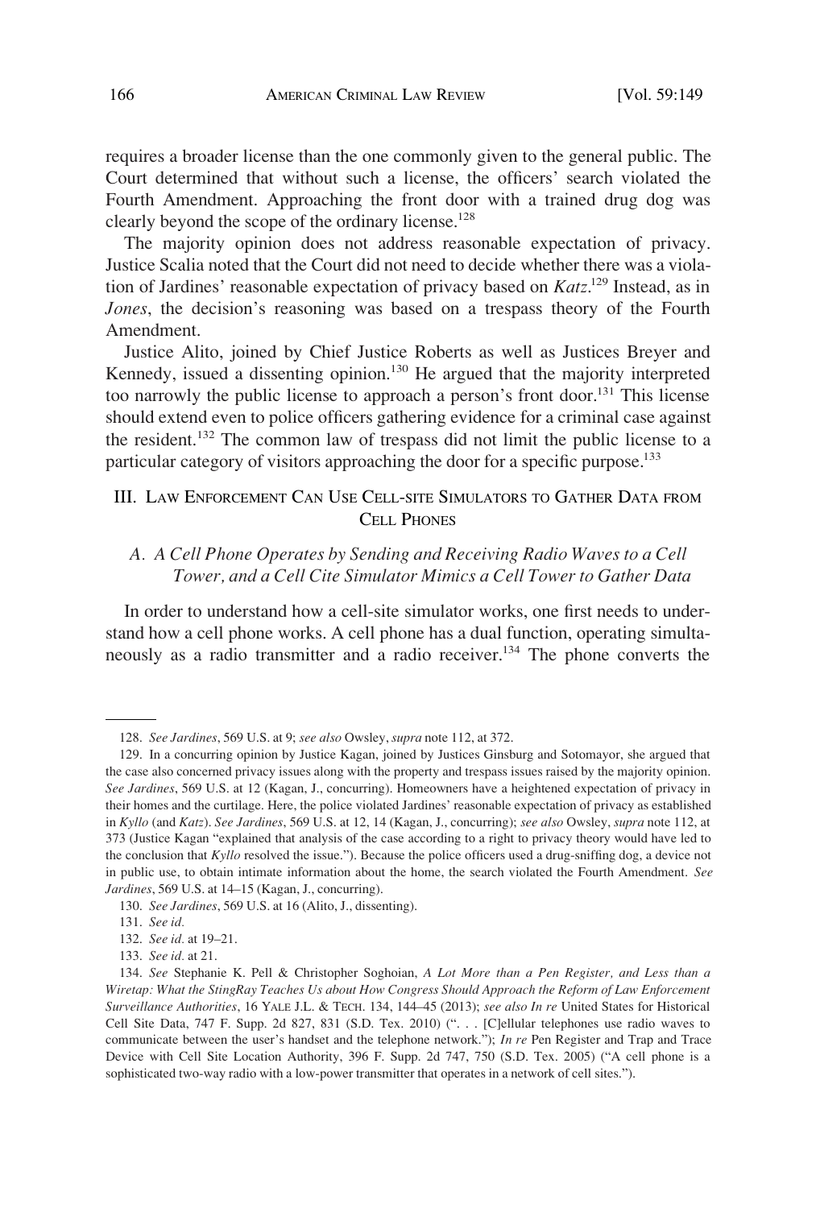requires a broader license than the one commonly given to the general public. The Court determined that without such a license, the officers' search violated the Fourth Amendment. Approaching the front door with a trained drug dog was clearly beyond the scope of the ordinary license.[128]

The majority opinion does not address reasonable expectation of privacy. Justice Scalia noted that the Court did not need to decide whether there was a violation of Jardines' reasonable expectation of privacy based on *Katz*.[129] Instead, as in *Jones*, the decision's reasoning was based on a trespass theory of the Fourth Amendment.

Justice Alito, joined by Chief Justice Roberts as well as Justices Breyer and Kennedy, issued a dissenting opinion.[130] He argued that the majority interpreted too narrowly the public license to approach a person's front door.[131] This license should extend even to police officers gathering evidence for a criminal case against the resident.[132] The common law of trespass did not limit the public license to a particular category of visitors approaching the door for a specific purpose.[133]

## III. Law Enforcement Can Use Cell-site Simulators to Gather Data from Cell Phones

### *A. A Cell Phone Operates by Sending and Receiving Radio Waves to a Cell Tower, and a Cell Cite Simulator Mimics a Cell Tower to Gather Data*

In order to understand how a cell-site simulator works, one first needs to understand how a cell phone works. A cell phone has a dual function, operating simultaneously as a radio transmitter and a radio receiver.[134] The phone converts the

---

128. *See Jardines*, 569 U.S. at 9; *see also* Owsley, *supra* note 112, at 372.

129. In a concurring opinion by Justice Kagan, joined by Justices Ginsburg and Sotomayor, she argued that the case also concerned privacy issues along with the property and trespass issues raised by the majority opinion. *See Jardines*, 569 U.S. at 12 (Kagan, J., concurring). Homeowners have a heightened expectation of privacy in their homes and the curtilage. Here, the police violated Jardines' reasonable expectation of privacy as established in *Kyllo* (and *Katz*). *See Jardines*, 569 U.S. at 12, 14 (Kagan, J., concurring); *see also* Owsley, *supra* note 112, at 373 (Justice Kagan "explained that analysis of the case according to a right to privacy theory would have led to the conclusion that *Kyllo* resolved the issue."). Because the police officers used a drug-sniffing dog, a device not in public use, to obtain intimate information about the home, the search violated the Fourth Amendment. *See Jardines*, 569 U.S. at 14–15 (Kagan, J., concurring).

130. *See Jardines*, 569 U.S. at 16 (Alito, J., dissenting).

131. *See id.*

132. *See id.* at 19–21.

133. *See id.* at 21.

134. *See* Stephanie K. Pell & Christopher Soghoian, *A Lot More than a Pen Register, and Less than a Wiretap: What the StingRay Teaches Us about How Congress Should Approach the Reform of Law Enforcement Surveillance Authorities*, 16 Yale J.L. & Tech. 134, 144–45 (2013); *see also In re* United States for Historical Cell Site Data, 747 F. Supp. 2d 827, 831 (S.D. Tex. 2010) (". . . [C]ellular telephones use radio waves to communicate between the user's handset and the telephone network."); *In re* Pen Register and Trap and Trace Device with Cell Site Location Authority, 396 F. Supp. 2d 747, 750 (S.D. Tex. 2005) ("A cell phone is a sophisticated two-way radio with a low-power transmitter that operates in a network of cell sites.").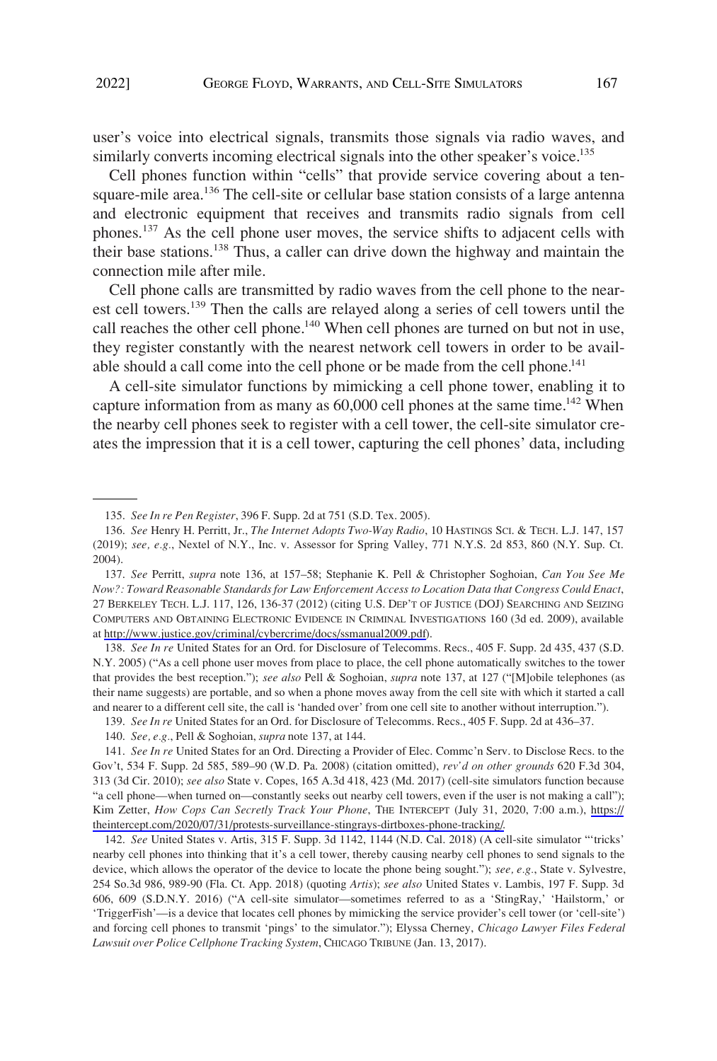user's voice into electrical signals, transmits those signals via radio waves, and similarly converts incoming electrical signals into the other speaker's voice.[135]

Cell phones function within "cells" that provide service covering about a ten-square-mile area.[136] The cell-site or cellular base station consists of a large antenna and electronic equipment that receives and transmits radio signals from cell phones.[137] As the cell phone user moves, the service shifts to adjacent cells with their base stations.[138] Thus, a caller can drive down the highway and maintain the connection mile after mile.

Cell phone calls are transmitted by radio waves from the cell phone to the nearest cell towers.[139] Then the calls are relayed along a series of cell towers until the call reaches the other cell phone.[140] When cell phones are turned on but not in use, they register constantly with the nearest network cell towers in order to be available should a call come into the cell phone or be made from the cell phone.[141]

A cell-site simulator functions by mimicking a cell phone tower, enabling it to capture information from as many as 60,000 cell phones at the same time.[142] When the nearby cell phones seek to register with a cell tower, the cell-site simulator creates the impression that it is a cell tower, capturing the cell phones' data, including

---

135. *See In re Pen Register*, 396 F. Supp. 2d at 751 (S.D. Tex. 2005).

136. *See* Henry H. Perritt, Jr., *The Internet Adopts Two-Way Radio*, 10 HASTINGS SCI. & TECH. L.J. 147, 157 (2019); *see, e.g.*, Nextel of N.Y., Inc. v. Assessor for Spring Valley, 771 N.Y.S. 2d 853, 860 (N.Y. Sup. Ct. 2004).

137. *See* Perritt, *supra* note 136, at 157–58; Stephanie K. Pell & Christopher Soghoian, *Can You See Me Now?: Toward Reasonable Standards for Law Enforcement Access to Location Data that Congress Could Enact*, 27 BERKELEY TECH. L.J. 117, 126, 136-37 (2012) (citing U.S. DEP'T OF JUSTICE (DOJ) SEARCHING AND SEIZING COMPUTERS AND OBTAINING ELECTRONIC EVIDENCE IN CRIMINAL INVESTIGATIONS 160 (3d ed. 2009), available at http://www.justice.gov/criminal/cybercrime/docs/ssmanual2009.pdf).

138. *See In re* United States for an Ord. for Disclosure of Telecomms. Recs., 405 F. Supp. 2d 435, 437 (S.D. N.Y. 2005) ("As a cell phone user moves from place to place, the cell phone automatically switches to the tower that provides the best reception."); *see also* Pell & Soghoian, *supra* note 137, at 127 ("[M]obile telephones (as their name suggests) are portable, and so when a phone moves away from the cell site with which it started a call and nearer to a different cell site, the call is 'handed over' from one cell site to another without interruption.").

139. *See In re* United States for an Ord. for Disclosure of Telecomms. Recs., 405 F. Supp. 2d at 436–37.

140. *See, e.g.*, Pell & Soghoian, *supra* note 137, at 144.

141. *See In re* United States for an Ord. Directing a Provider of Elec. Commc'n Serv. to Disclose Recs. to the Gov't, 534 F. Supp. 2d 585, 589–90 (W.D. Pa. 2008) (citation omitted), *rev'd on other grounds* 620 F.3d 304, 313 (3d Cir. 2010); *see also* State v. Copes, 165 A.3d 418, 423 (Md. 2017) (cell-site simulators function because "a cell phone—when turned on—constantly seeks out nearby cell towers, even if the user is not making a call"); Kim Zetter, *How Cops Can Secretly Track Your Phone*, THE INTERCEPT (July 31, 2020, 7:00 a.m.), https://theintercept.com/2020/07/31/protests-surveillance-stingrays-dirtboxes-phone-tracking/.

142. *See* United States v. Artis, 315 F. Supp. 3d 1142, 1144 (N.D. Cal. 2018) (A cell-site simulator "'tricks' nearby cell phones into thinking that it's a cell tower, thereby causing nearby cell phones to send signals to the device, which allows the operator of the device to locate the phone being sought."); *see, e.g.*, State v. Sylvestre, 254 So.3d 986, 989-90 (Fla. Ct. App. 2018) (quoting *Artis*); *see also* United States v. Lambis, 197 F. Supp. 3d 606, 609 (S.D.N.Y. 2016) ("A cell-site simulator—sometimes referred to as a 'StingRay,' 'Hailstorm,' or 'TriggerFish'—is a device that locates cell phones by mimicking the service provider's cell tower (or 'cell-site') and forcing cell phones to transmit 'pings' to the simulator."); Elyssa Cherney, *Chicago Lawyer Files Federal Lawsuit over Police Cellphone Tracking System*, CHICAGO TRIBUNE (Jan. 13, 2017).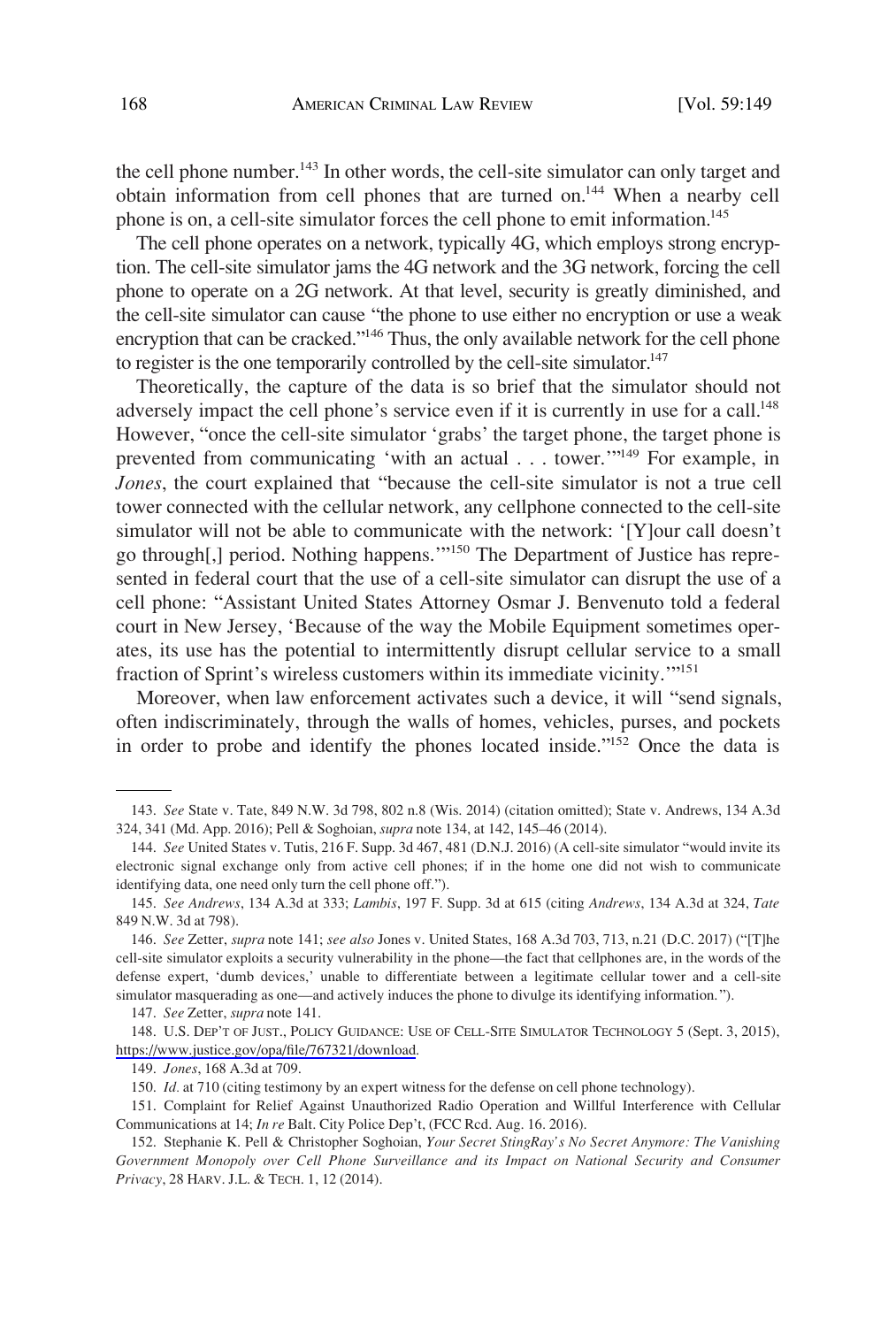the cell phone number.[143] In other words, the cell-site simulator can only target and obtain information from cell phones that are turned on.[144] When a nearby cell phone is on, a cell-site simulator forces the cell phone to emit information.[145]

The cell phone operates on a network, typically 4G, which employs strong encryption. The cell-site simulator jams the 4G network and the 3G network, forcing the cell phone to operate on a 2G network. At that level, security is greatly diminished, and the cell-site simulator can cause "the phone to use either no encryption or use a weak encryption that can be cracked."[146] Thus, the only available network for the cell phone to register is the one temporarily controlled by the cell-site simulator.[147]

Theoretically, the capture of the data is so brief that the simulator should not adversely impact the cell phone's service even if it is currently in use for a call.[148] However, "once the cell-site simulator 'grabs' the target phone, the target phone is prevented from communicating 'with an actual . . . tower.'"[149] For example, in *Jones*, the court explained that "because the cell-site simulator is not a true cell tower connected with the cellular network, any cellphone connected to the cell-site simulator will not be able to communicate with the network: '[Y]our call doesn't go through[,] period. Nothing happens.'"[150] The Department of Justice has represented in federal court that the use of a cell-site simulator can disrupt the use of a cell phone: "Assistant United States Attorney Osmar J. Benvenuto told a federal court in New Jersey, 'Because of the way the Mobile Equipment sometimes operates, its use has the potential to intermittently disrupt cellular service to a small fraction of Sprint's wireless customers within its immediate vicinity.'"[151]

Moreover, when law enforcement activates such a device, it will "send signals, often indiscriminately, through the walls of homes, vehicles, purses, and pockets in order to probe and identify the phones located inside."[152] Once the data is

---

143. *See* State v. Tate, 849 N.W. 3d 798, 802 n.8 (Wis. 2014) (citation omitted); State v. Andrews, 134 A.3d 324, 341 (Md. App. 2016); Pell & Soghoian, *supra* note 134, at 142, 145–46 (2014).

144. *See* United States v. Tutis, 216 F. Supp. 3d 467, 481 (D.N.J. 2016) (A cell-site simulator "would invite its electronic signal exchange only from active cell phones; if in the home one did not wish to communicate identifying data, one need only turn the cell phone off.").

145. *See Andrews*, 134 A.3d at 333; *Lambis*, 197 F. Supp. 3d at 615 (citing *Andrews*, 134 A.3d at 324, *Tate* 849 N.W. 3d at 798).

146. *See* Zetter, *supra* note 141; *see also* Jones v. United States, 168 A.3d 703, 713, n.21 (D.C. 2017) ("[T]he cell-site simulator exploits a security vulnerability in the phone—the fact that cellphones are, in the words of the defense expert, 'dumb devices,' unable to differentiate between a legitimate cellular tower and a cell-site simulator masquerading as one—and actively induces the phone to divulge its identifying information.").

147. *See* Zetter, *supra* note 141.

148. U.S. DEP'T OF JUST., POLICY GUIDANCE: USE OF CELL-SITE SIMULATOR TECHNOLOGY 5 (Sept. 3, 2015), https://www.justice.gov/opa/file/767321/download.

149. *Jones*, 168 A.3d at 709.

150. *Id.* at 710 (citing testimony by an expert witness for the defense on cell phone technology).

151. Complaint for Relief Against Unauthorized Radio Operation and Willful Interference with Cellular Communications at 14; *In re* Balt. City Police Dep't, (FCC Rcd. Aug. 16. 2016).

152. Stephanie K. Pell & Christopher Soghoian, *Your Secret StingRay's No Secret Anymore: The Vanishing Government Monopoly over Cell Phone Surveillance and its Impact on National Security and Consumer Privacy*, 28 HARV. J.L. & TECH. 1, 12 (2014).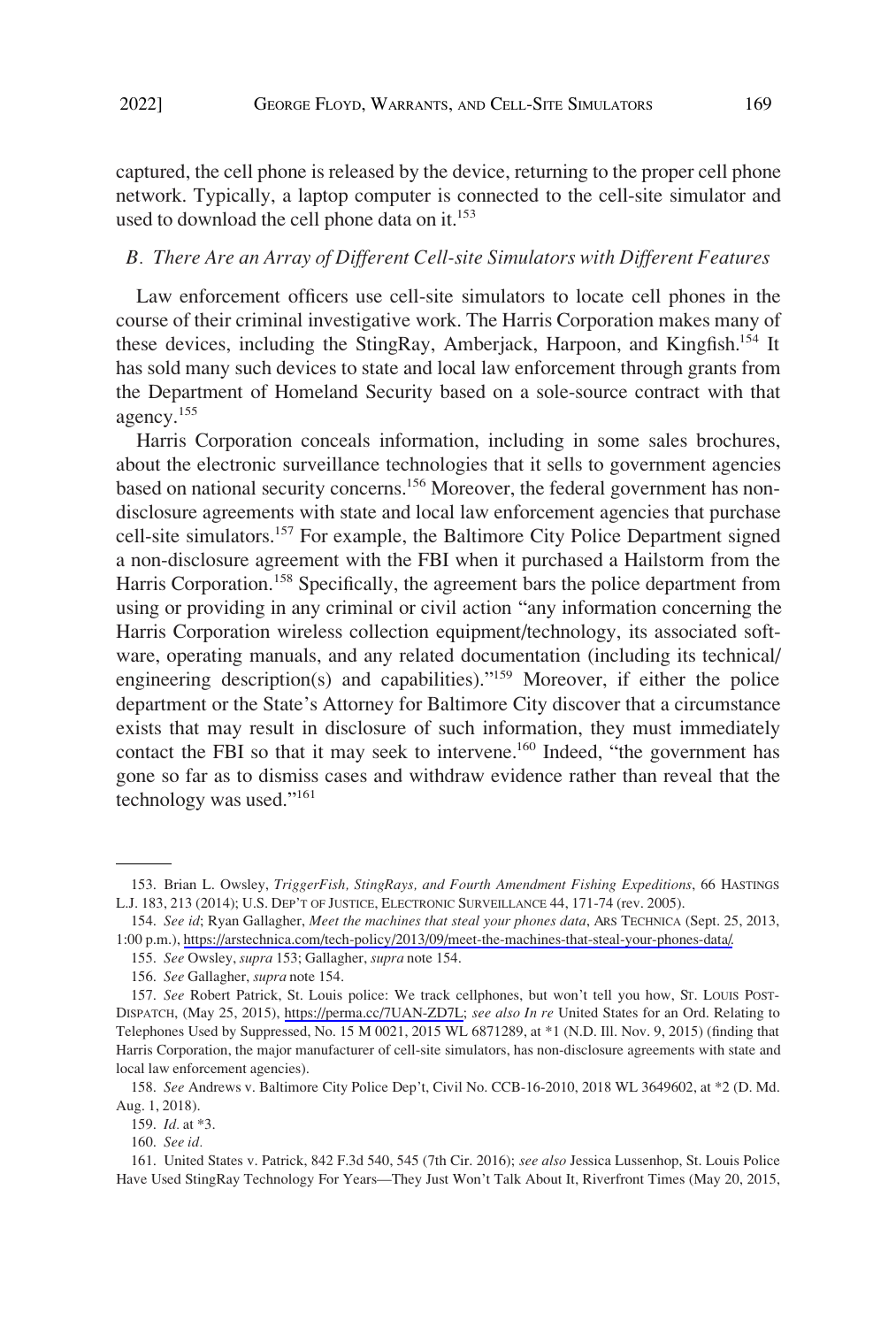captured, the cell phone is released by the device, returning to the proper cell phone network. Typically, a laptop computer is connected to the cell-site simulator and used to download the cell phone data on it.[153]

### *B. There Are an Array of Different Cell-site Simulators with Different Features*

Law enforcement officers use cell-site simulators to locate cell phones in the course of their criminal investigative work. The Harris Corporation makes many of these devices, including the StingRay, Amberjack, Harpoon, and Kingfish.[154] It has sold many such devices to state and local law enforcement through grants from the Department of Homeland Security based on a sole-source contract with that agency.[155]

Harris Corporation conceals information, including in some sales brochures, about the electronic surveillance technologies that it sells to government agencies based on national security concerns.[156] Moreover, the federal government has non-disclosure agreements with state and local law enforcement agencies that purchase cell-site simulators.[157] For example, the Baltimore City Police Department signed a non-disclosure agreement with the FBI when it purchased a Hailstorm from the Harris Corporation.[158] Specifically, the agreement bars the police department from using or providing in any criminal or civil action "any information concerning the Harris Corporation wireless collection equipment/technology, its associated software, operating manuals, and any related documentation (including its technical/engineering description(s) and capabilities)."[159] Moreover, if either the police department or the State's Attorney for Baltimore City discover that a circumstance exists that may result in disclosure of such information, they must immediately contact the FBI so that it may seek to intervene.[160] Indeed, "the government has gone so far as to dismiss cases and withdraw evidence rather than reveal that the technology was used."[161]

---

153. Brian L. Owsley, *TriggerFish, StingRays, and Fourth Amendment Fishing Expeditions*, 66 HASTINGS L.J. 183, 213 (2014); U.S. DEP'T OF JUSTICE, ELECTRONIC SURVEILLANCE 44, 171-74 (rev. 2005).

154. *See id*; Ryan Gallagher, *Meet the machines that steal your phones data*, ARS TECHNICA (Sept. 25, 2013, 1:00 p.m.), https://arstechnica.com/tech-policy/2013/09/meet-the-machines-that-steal-your-phones-data/.

155. *See* Owsley, *supra* 153; Gallagher, *supra* note 154.

156. *See* Gallagher, *supra* note 154.

157. *See* Robert Patrick, St. Louis police: We track cellphones, but won't tell you how, ST. LOUIS POST-DISPATCH, (May 25, 2015), https://perma.cc/7UAN-ZD7L; *see also In re* United States for an Ord. Relating to Telephones Used by Suppressed, No. 15 M 0021, 2015 WL 6871289, at *1 (N.D. Ill. Nov. 9, 2015) (finding that Harris Corporation, the major manufacturer of cell-site simulators, has non-disclosure agreements with state and local law enforcement agencies).

158. *See* Andrews v. Baltimore City Police Dep't, Civil No. CCB-16-2010, 2018 WL 3649602, at *2 (D. Md. Aug. 1, 2018).

159. *Id.* at *3.

160. *See id.*

161. United States v. Patrick, 842 F.3d 540, 545 (7th Cir. 2016); *see also* Jessica Lussenhop, St. Louis Police Have Used StingRay Technology For Years—They Just Won't Talk About It, Riverfront Times (May 20, 2015,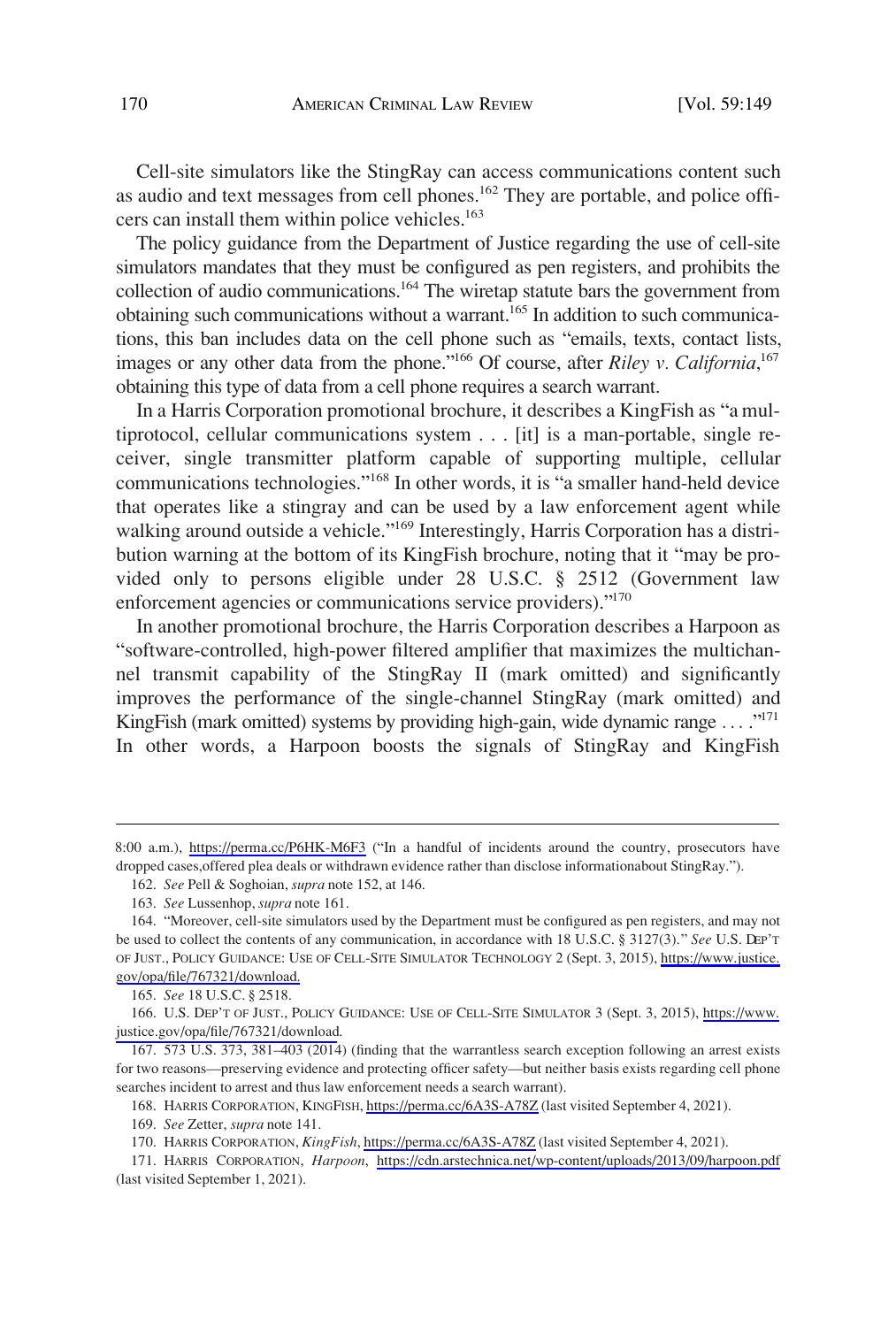Cell-site simulators like the StingRay can access communications content such as audio and text messages from cell phones.[162] They are portable, and police officers can install them within police vehicles.[163]

The policy guidance from the Department of Justice regarding the use of cell-site simulators mandates that they must be configured as pen registers, and prohibits the collection of audio communications.[164] The wiretap statute bars the government from obtaining such communications without a warrant.[165] In addition to such communications, this ban includes data on the cell phone such as "emails, texts, contact lists, images or any other data from the phone."[166] Of course, after *Riley v. California*,[167] obtaining this type of data from a cell phone requires a search warrant.

In a Harris Corporation promotional brochure, it describes a KingFish as "a multiprotocol, cellular communications system . . . [it] is a man-portable, single receiver, single transmitter platform capable of supporting multiple, cellular communications technologies."[168] In other words, it is "a smaller hand-held device that operates like a stingray and can be used by a law enforcement agent while walking around outside a vehicle."[169] Interestingly, Harris Corporation has a distribution warning at the bottom of its KingFish brochure, noting that it "may be provided only to persons eligible under 28 U.S.C. § 2512 (Government law enforcement agencies or communications service providers)."[170]

In another promotional brochure, the Harris Corporation describes a Harpoon as "software-controlled, high-power filtered amplifier that maximizes the multichannel transmit capability of the StingRay II (mark omitted) and significantly improves the performance of the single-channel StingRay (mark omitted) and KingFish (mark omitted) systems by providing high-gain, wide dynamic range . . . ."[171] In other words, a Harpoon boosts the signals of StingRay and KingFish

---

8:00 a.m.), https://perma.cc/P6HK-M6F3 ("In a handful of incidents around the country, prosecutors have dropped cases,offered plea deals or withdrawn evidence rather than disclose informationabout StingRay.").

162. *See* Pell & Soghoian, *supra* note 152, at 146.

163. *See* Lussenhop, *supra* note 161.

164. "Moreover, cell-site simulators used by the Department must be configured as pen registers, and may not be used to collect the contents of any communication, in accordance with 18 U.S.C. § 3127(3)." *See* U.S. DEP'T OF JUST., POLICY GUIDANCE: USE OF CELL-SITE SIMULATOR TECHNOLOGY 2 (Sept. 3, 2015), https://www.justice.gov/opa/file/767321/download.

165. *See* 18 U.S.C. § 2518.

166. U.S. DEP'T OF JUST., POLICY GUIDANCE: USE OF CELL-SITE SIMULATOR 3 (Sept. 3, 2015), https://www.justice.gov/opa/file/767321/download.

167. 573 U.S. 373, 381–403 (2014) (finding that the warrantless search exception following an arrest exists for two reasons—preserving evidence and protecting officer safety—but neither basis exists regarding cell phone searches incident to arrest and thus law enforcement needs a search warrant).

168. HARRIS CORPORATION, KINGFISH, https://perma.cc/6A3S-A78Z (last visited September 4, 2021).

169. *See* Zetter, *supra* note 141.

170. HARRIS CORPORATION, *KingFish*, https://perma.cc/6A3S-A78Z (last visited September 4, 2021).

171. HARRIS CORPORATION, *Harpoon*, https://cdn.arstechnica.net/wp-content/uploads/2013/09/harpoon.pdf (last visited September 1, 2021).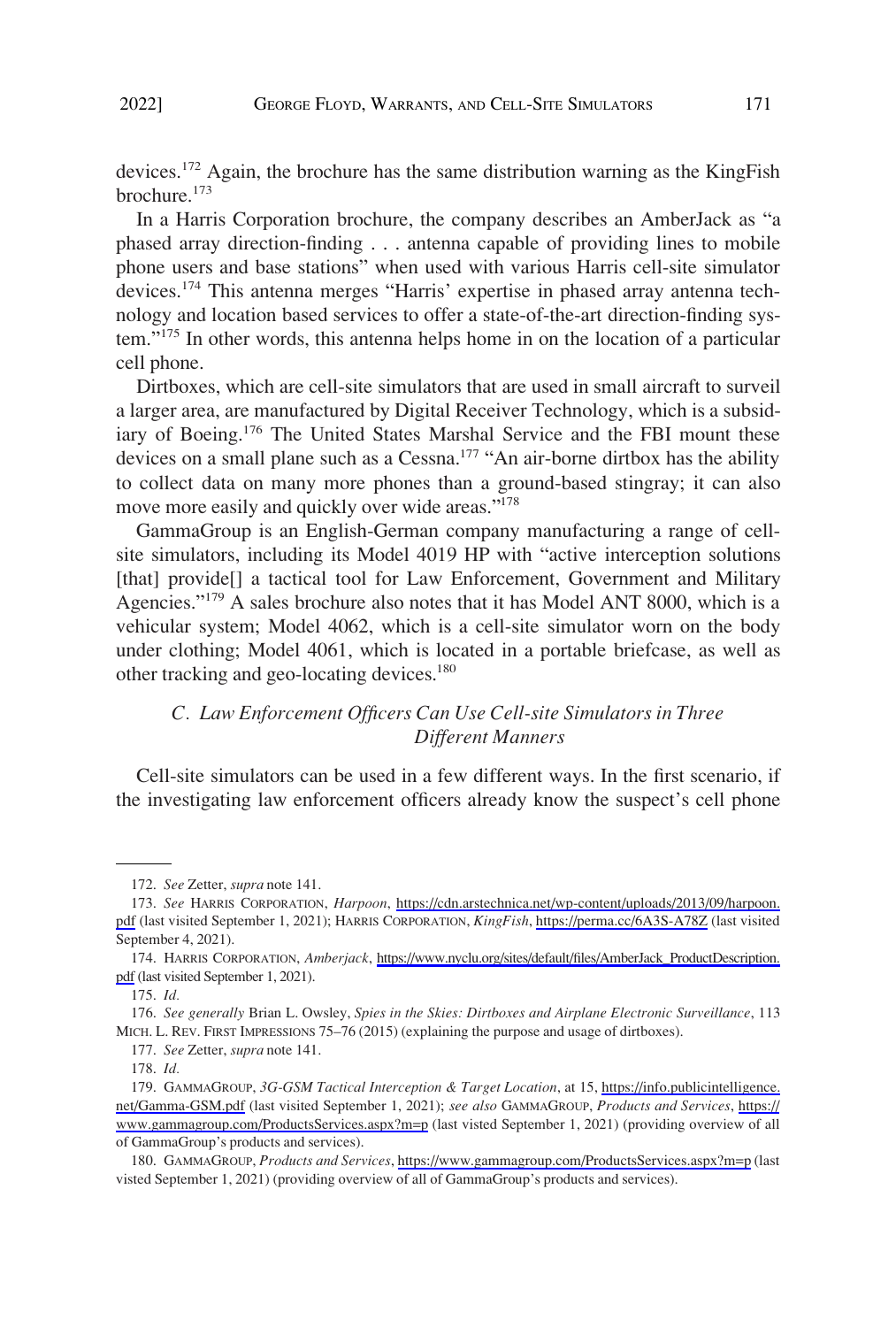devices.[172] Again, the brochure has the same distribution warning as the KingFish brochure.[173]

In a Harris Corporation brochure, the company describes an AmberJack as "a phased array direction-finding . . . antenna capable of providing lines to mobile phone users and base stations" when used with various Harris cell-site simulator devices.[174] This antenna merges "Harris' expertise in phased array antenna technology and location based services to offer a state-of-the-art direction-finding system."[175] In other words, this antenna helps home in on the location of a particular cell phone.

Dirtboxes, which are cell-site simulators that are used in small aircraft to surveil a larger area, are manufactured by Digital Receiver Technology, which is a subsidiary of Boeing.[176] The United States Marshal Service and the FBI mount these devices on a small plane such as a Cessna.[177] "An air-borne dirtbox has the ability to collect data on many more phones than a ground-based stingray; it can also move more easily and quickly over wide areas."[178]

GammaGroup is an English-German company manufacturing a range of cell-site simulators, including its Model 4019 HP with "active interception solutions [that] provide[] a tactical tool for Law Enforcement, Government and Military Agencies."[179] A sales brochure also notes that it has Model ANT 8000, which is a vehicular system; Model 4062, which is a cell-site simulator worn on the body under clothing; Model 4061, which is located in a portable briefcase, as well as other tracking and geo-locating devices.[180]

### *C. Law Enforcement Officers Can Use Cell-site Simulators in Three Different Manners*

Cell-site simulators can be used in a few different ways. In the first scenario, if the investigating law enforcement officers already know the suspect's cell phone

---

172. *See* Zetter, *supra* note 141.

173. *See* HARRIS CORPORATION, *Harpoon*, https://cdn.arstechnica.net/wp-content/uploads/2013/09/harpoon.pdf (last visited September 1, 2021); HARRIS CORPORATION, *KingFish*, https://perma.cc/6A3S-A78Z (last visited September 4, 2021).

174. HARRIS CORPORATION, *Amberjack*, https://www.nyclu.org/sites/default/files/AmberJack_ProductDescription.pdf (last visited September 1, 2021).

175. *Id.*

176. *See generally* Brian L. Owsley, *Spies in the Skies: Dirtboxes and Airplane Electronic Surveillance*, 113 MICH. L. REV. FIRST IMPRESSIONS 75–76 (2015) (explaining the purpose and usage of dirtboxes).

177. *See* Zetter, *supra* note 141.

178. *Id.*

179. GAMMAGROUP, *3G-GSM Tactical Interception & Target Location*, at 15, https://info.publicintelligence.net/Gamma-GSM.pdf (last visited September 1, 2021); *see also* GAMMAGROUP, *Products and Services*, https://www.gammagroup.com/ProductsServices.aspx?m=p (last visted September 1, 2021) (providing overview of all of GammaGroup's products and services).

180. GAMMAGROUP, *Products and Services*, https://www.gammagroup.com/ProductsServices.aspx?m=p (last visted September 1, 2021) (providing overview of all of GammaGroup's products and services).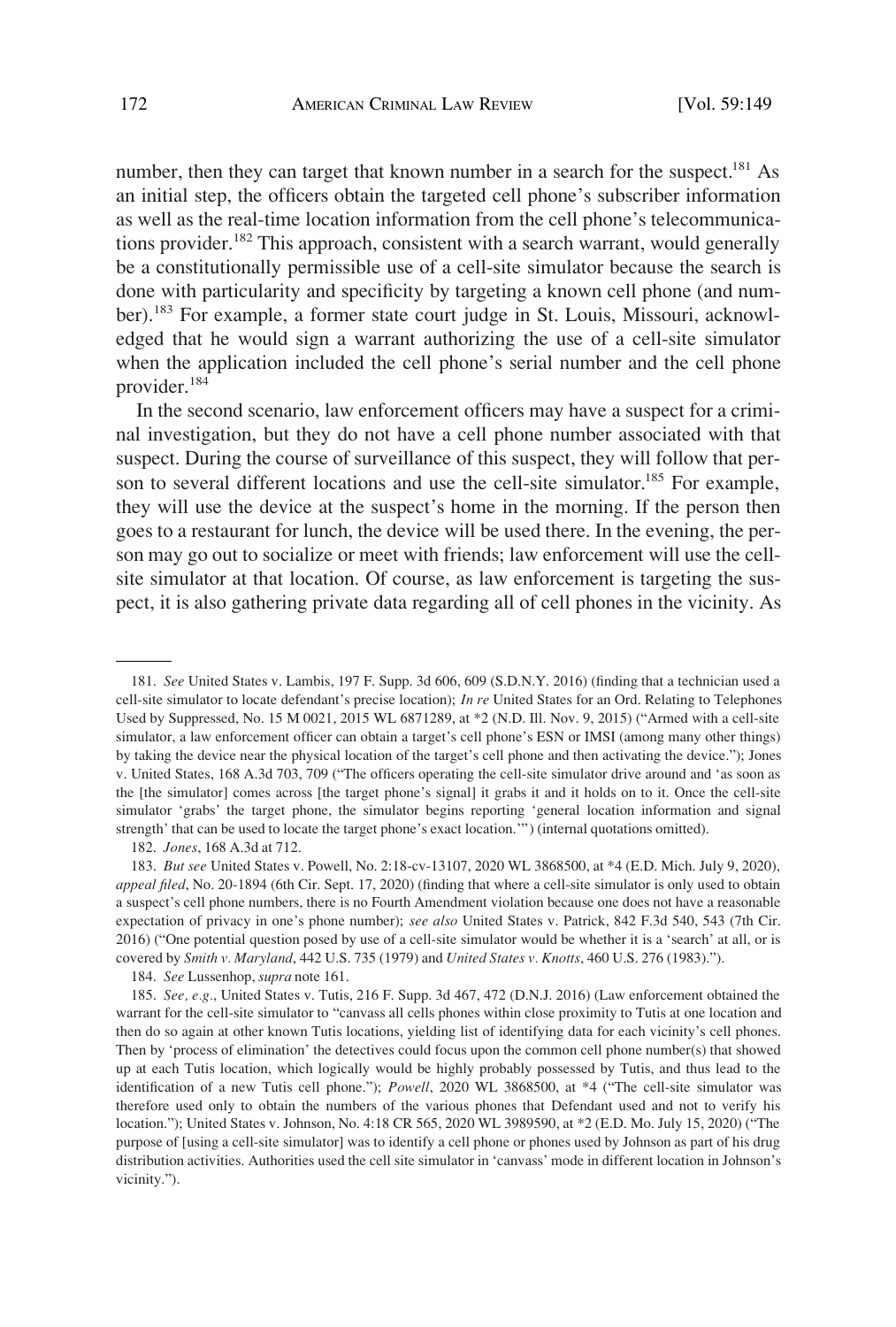number, then they can target that known number in a search for the suspect.[181] As an initial step, the officers obtain the targeted cell phone's subscriber information as well as the real-time location information from the cell phone's telecommunications provider.[182] This approach, consistent with a search warrant, would generally be a constitutionally permissible use of a cell-site simulator because the search is done with particularity and specificity by targeting a known cell phone (and number).[183] For example, a former state court judge in St. Louis, Missouri, acknowledged that he would sign a warrant authorizing the use of a cell-site simulator when the application included the cell phone's serial number and the cell phone provider.[184]

In the second scenario, law enforcement officers may have a suspect for a criminal investigation, but they do not have a cell phone number associated with that suspect. During the course of surveillance of this suspect, they will follow that person to several different locations and use the cell-site simulator.[185] For example, they will use the device at the suspect's home in the morning. If the person then goes to a restaurant for lunch, the device will be used there. In the evening, the person may go out to socialize or meet with friends; law enforcement will use the cell-site simulator at that location. Of course, as law enforcement is targeting the suspect, it is also gathering private data regarding all of cell phones in the vicinity. As

---

181. *See* United States v. Lambis, 197 F. Supp. 3d 606, 609 (S.D.N.Y. 2016) (finding that a technician used a cell-site simulator to locate defendant's precise location); *In re* United States for an Ord. Relating to Telephones Used by Suppressed, No. 15 M 0021, 2015 WL 6871289, at *2 (N.D. Ill. Nov. 9, 2015) ("Armed with a cell-site simulator, a law enforcement officer can obtain a target's cell phone's ESN or IMSI (among many other things) by taking the device near the physical location of the target's cell phone and then activating the device."); Jones v. United States, 168 A.3d 703, 709 ("The officers operating the cell-site simulator drive around and 'as soon as the [the simulator] comes across [the target phone's signal] it grabs it and it holds on to it. Once the cell-site simulator 'grabs' the target phone, the simulator begins reporting 'general location information and signal strength' that can be used to locate the target phone's exact location.'") (internal quotations omitted).

182. *Jones*, 168 A.3d at 712.

183. *But see* United States v. Powell, No. 2:18-cv-13107, 2020 WL 3868500, at *4 (E.D. Mich. July 9, 2020), *appeal filed*, No. 20-1894 (6th Cir. Sept. 17, 2020) (finding that where a cell-site simulator is only used to obtain a suspect's cell phone numbers, there is no Fourth Amendment violation because one does not have a reasonable expectation of privacy in one's phone number); *see also* United States v. Patrick, 842 F.3d 540, 543 (7th Cir. 2016) ("One potential question posed by use of a cell-site simulator would be whether it is a 'search' at all, or is covered by *Smith v. Maryland*, 442 U.S. 735 (1979) and *United States v. Knotts*, 460 U.S. 276 (1983).").

184. *See* Lussenhop, *supra* note 161.

185. *See, e.g.*, United States v. Tutis, 216 F. Supp. 3d 467, 472 (D.N.J. 2016) (Law enforcement obtained the warrant for the cell-site simulator to "canvass all cells phones within close proximity to Tutis at one location and then do so again at other known Tutis locations, yielding list of identifying data for each vicinity's cell phones. Then by 'process of elimination' the detectives could focus upon the common cell phone number(s) that showed up at each Tutis location, which logically would be highly probably possessed by Tutis, and thus lead to the identification of a new Tutis cell phone."); *Powell*, 2020 WL 3868500, at *4 ("The cell-site simulator was therefore used only to obtain the numbers of the various phones that Defendant used and not to verify his location."); United States v. Johnson, No. 4:18 CR 565, 2020 WL 3989590, at *2 (E.D. Mo. July 15, 2020) ("The purpose of [using a cell-site simulator] was to identify a cell phone or phones used by Johnson as part of his drug distribution activities. Authorities used the cell site simulator in 'canvass' mode in different location in Johnson's vicinity.").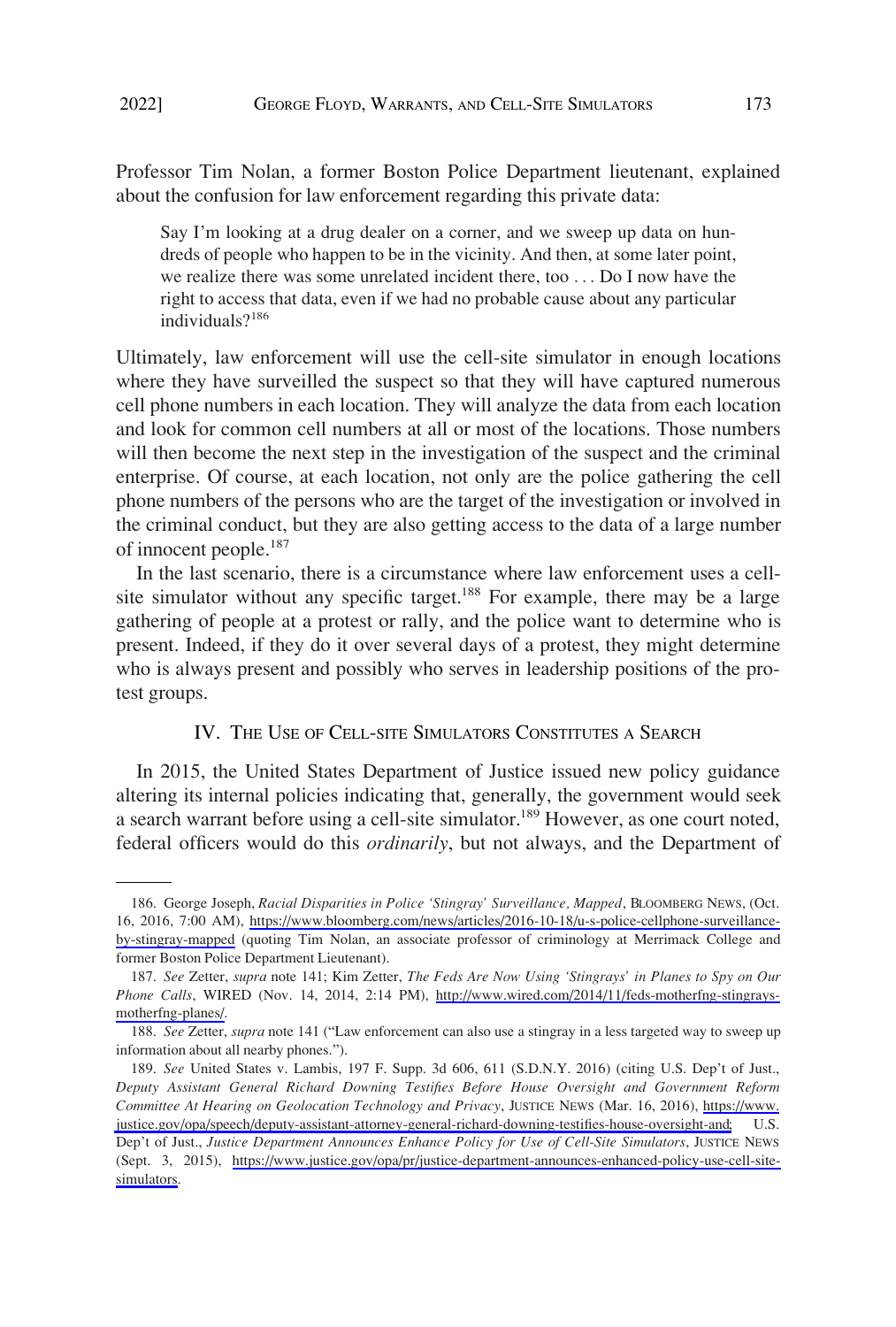Professor Tim Nolan, a former Boston Police Department lieutenant, explained about the confusion for law enforcement regarding this private data:

> Say I'm looking at a drug dealer on a corner, and we sweep up data on hundreds of people who happen to be in the vicinity. And then, at some later point, we realize there was some unrelated incident there, too . . . Do I now have the right to access that data, even if we had no probable cause about any particular individuals?[186]

Ultimately, law enforcement will use the cell-site simulator in enough locations where they have surveilled the suspect so that they will have captured numerous cell phone numbers in each location. They will analyze the data from each location and look for common cell numbers at all or most of the locations. Those numbers will then become the next step in the investigation of the suspect and the criminal enterprise. Of course, at each location, not only are the police gathering the cell phone numbers of the persons who are the target of the investigation or involved in the criminal conduct, but they are also getting access to the data of a large number of innocent people.[187]

In the last scenario, there is a circumstance where law enforcement uses a cell-site simulator without any specific target.[188] For example, there may be a large gathering of people at a protest or rally, and the police want to determine who is present. Indeed, if they do it over several days of a protest, they might determine who is always present and possibly who serves in leadership positions of the protest groups.

## IV. The Use of Cell-site Simulators Constitutes a Search

In 2015, the United States Department of Justice issued new policy guidance altering its internal policies indicating that, generally, the government would seek a search warrant before using a cell-site simulator.[189] However, as one court noted, federal officers would do this *ordinarily*, but not always, and the Department of

---

186. George Joseph, *Racial Disparities in Police 'Stingray' Surveillance, Mapped*, Bloomberg News, (Oct. 16, 2016, 7:00 AM), https://www.bloomberg.com/news/articles/2016-10-18/u-s-police-cellphone-surveillance-by-stingray-mapped (quoting Tim Nolan, an associate professor of criminology at Merrimack College and former Boston Police Department Lieutenant).

187. *See* Zetter, *supra* note 141; Kim Zetter, *The Feds Are Now Using 'Stingrays' in Planes to Spy on Our Phone Calls*, Wired (Nov. 14, 2014, 2:14 PM), http://www.wired.com/2014/11/feds-motherfng-stingrays-motherfng-planes/.

188. *See* Zetter, *supra* note 141 ("Law enforcement can also use a stingray in a less targeted way to sweep up information about all nearby phones.").

189. *See* United States v. Lambis, 197 F. Supp. 3d 606, 611 (S.D.N.Y. 2016) (citing U.S. Dep't of Just., *Deputy Assistant General Richard Downing Testifies Before House Oversight and Government Reform Committee At Hearing on Geolocation Technology and Privacy*, Justice News (Mar. 16, 2016), https://www.justice.gov/opa/speech/deputy-assistant-attorney-general-richard-downing-testifies-house-oversight-and; U.S. Dep't of Just., *Justice Department Announces Enhance Policy for Use of Cell-Site Simulators*, Justice News (Sept. 3, 2015), https://www.justice.gov/opa/pr/justice-department-announces-enhanced-policy-use-cell-site-simulators.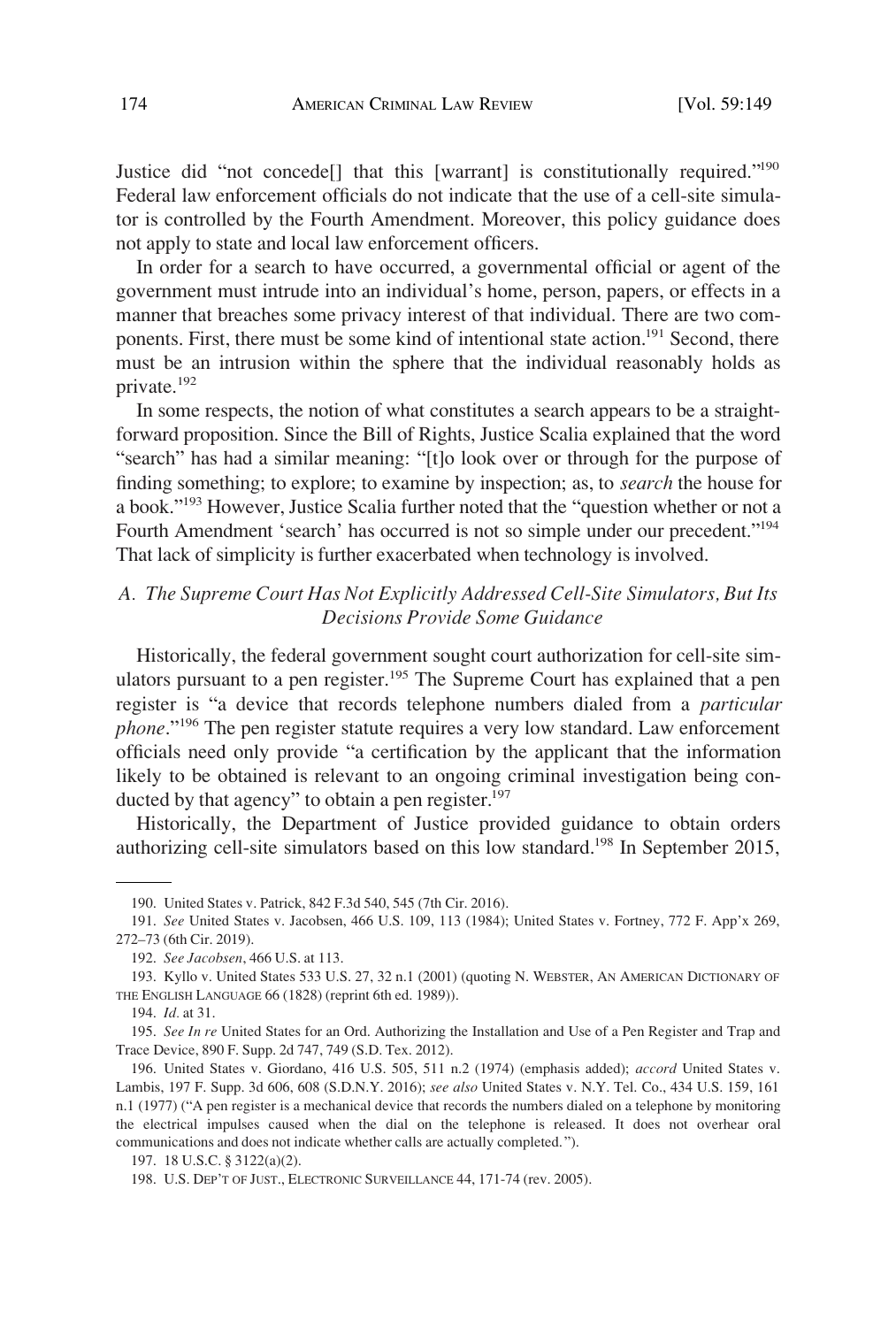Justice did "not concede[] that this [warrant] is constitutionally required."[190] Federal law enforcement officials do not indicate that the use of a cell-site simulator is controlled by the Fourth Amendment. Moreover, this policy guidance does not apply to state and local law enforcement officers.

In order for a search to have occurred, a governmental official or agent of the government must intrude into an individual's home, person, papers, or effects in a manner that breaches some privacy interest of that individual. There are two components. First, there must be some kind of intentional state action.[191] Second, there must be an intrusion within the sphere that the individual reasonably holds as private.[192]

In some respects, the notion of what constitutes a search appears to be a straightforward proposition. Since the Bill of Rights, Justice Scalia explained that the word "search" has had a similar meaning: "[t]o look over or through for the purpose of finding something; to explore; to examine by inspection; as, to *search* the house for a book."[193] However, Justice Scalia further noted that the "question whether or not a Fourth Amendment 'search' has occurred is not so simple under our precedent."[194] That lack of simplicity is further exacerbated when technology is involved.

### *A. The Supreme Court Has Not Explicitly Addressed Cell-Site Simulators, But Its Decisions Provide Some Guidance*

Historically, the federal government sought court authorization for cell-site simulators pursuant to a pen register.[195] The Supreme Court has explained that a pen register is "a device that records telephone numbers dialed from a *particular phone*."[196] The pen register statute requires a very low standard. Law enforcement officials need only provide "a certification by the applicant that the information likely to be obtained is relevant to an ongoing criminal investigation being conducted by that agency" to obtain a pen register.[197]

Historically, the Department of Justice provided guidance to obtain orders authorizing cell-site simulators based on this low standard.[198] In September 2015,

---

190. United States v. Patrick, 842 F.3d 540, 545 (7th Cir. 2016).

191. *See* United States v. Jacobsen, 466 U.S. 109, 113 (1984); United States v. Fortney, 772 F. App'x 269, 272–73 (6th Cir. 2019).

192. *See Jacobsen*, 466 U.S. at 113.

193. Kyllo v. United States 533 U.S. 27, 32 n.1 (2001) (quoting N. WEBSTER, AN AMERICAN DICTIONARY OF THE ENGLISH LANGUAGE 66 (1828) (reprint 6th ed. 1989)).

194. *Id*. at 31.

195. *See In re* United States for an Ord. Authorizing the Installation and Use of a Pen Register and Trap and Trace Device, 890 F. Supp. 2d 747, 749 (S.D. Tex. 2012).

196. United States v. Giordano, 416 U.S. 505, 511 n.2 (1974) (emphasis added); *accord* United States v. Lambis, 197 F. Supp. 3d 606, 608 (S.D.N.Y. 2016); *see also* United States v. N.Y. Tel. Co., 434 U.S. 159, 161 n.1 (1977) ("A pen register is a mechanical device that records the numbers dialed on a telephone by monitoring the electrical impulses caused when the dial on the telephone is released. It does not overhear oral communications and does not indicate whether calls are actually completed.").

197. 18 U.S.C. § 3122(a)(2).

198. U.S. DEP'T OF JUST., ELECTRONIC SURVEILLANCE 44, 171-74 (rev. 2005).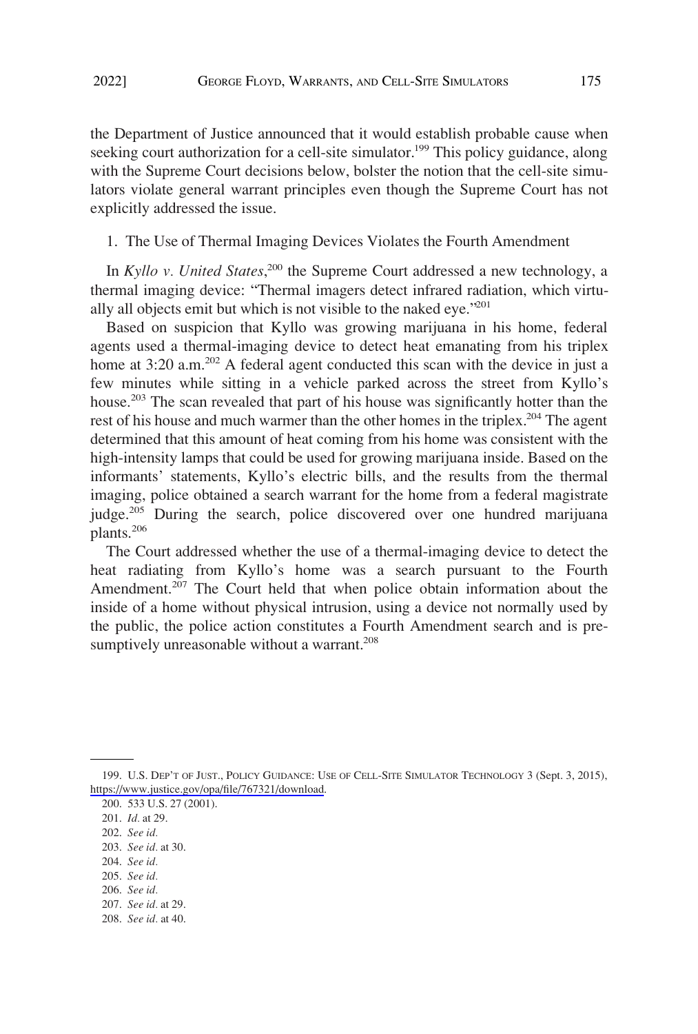the Department of Justice announced that it would establish probable cause when seeking court authorization for a cell-site simulator.[199] This policy guidance, along with the Supreme Court decisions below, bolster the notion that the cell-site simulators violate general warrant principles even though the Supreme Court has not explicitly addressed the issue.

1. The Use of Thermal Imaging Devices Violates the Fourth Amendment

In *Kyllo v. United States*,[200] the Supreme Court addressed a new technology, a thermal imaging device: "Thermal imagers detect infrared radiation, which virtually all objects emit but which is not visible to the naked eye."[201]

Based on suspicion that Kyllo was growing marijuana in his home, federal agents used a thermal-imaging device to detect heat emanating from his triplex home at 3:20 a.m.[202] A federal agent conducted this scan with the device in just a few minutes while sitting in a vehicle parked across the street from Kyllo's house.[203] The scan revealed that part of his house was significantly hotter than the rest of his house and much warmer than the other homes in the triplex.[204] The agent determined that this amount of heat coming from his home was consistent with the high-intensity lamps that could be used for growing marijuana inside. Based on the informants' statements, Kyllo's electric bills, and the results from the thermal imaging, police obtained a search warrant for the home from a federal magistrate judge.[205] During the search, police discovered over one hundred marijuana plants.[206]

The Court addressed whether the use of a thermal-imaging device to detect the heat radiating from Kyllo's home was a search pursuant to the Fourth Amendment.[207] The Court held that when police obtain information about the inside of a home without physical intrusion, using a device not normally used by the public, the police action constitutes a Fourth Amendment search and is presumptively unreasonable without a warrant.[208]

---

199. U.S. DEP'T OF JUST., POLICY GUIDANCE: USE OF CELL-SITE SIMULATOR TECHNOLOGY 3 (Sept. 3, 2015), https://www.justice.gov/opa/file/767321/download.

200. 533 U.S. 27 (2001).

201. *Id.* at 29.

202. *See id.*

203. *See id.* at 30.

204. *See id.*

205. *See id.*

206. *See id.*

207. *See id.* at 29.

208. *See id.* at 40.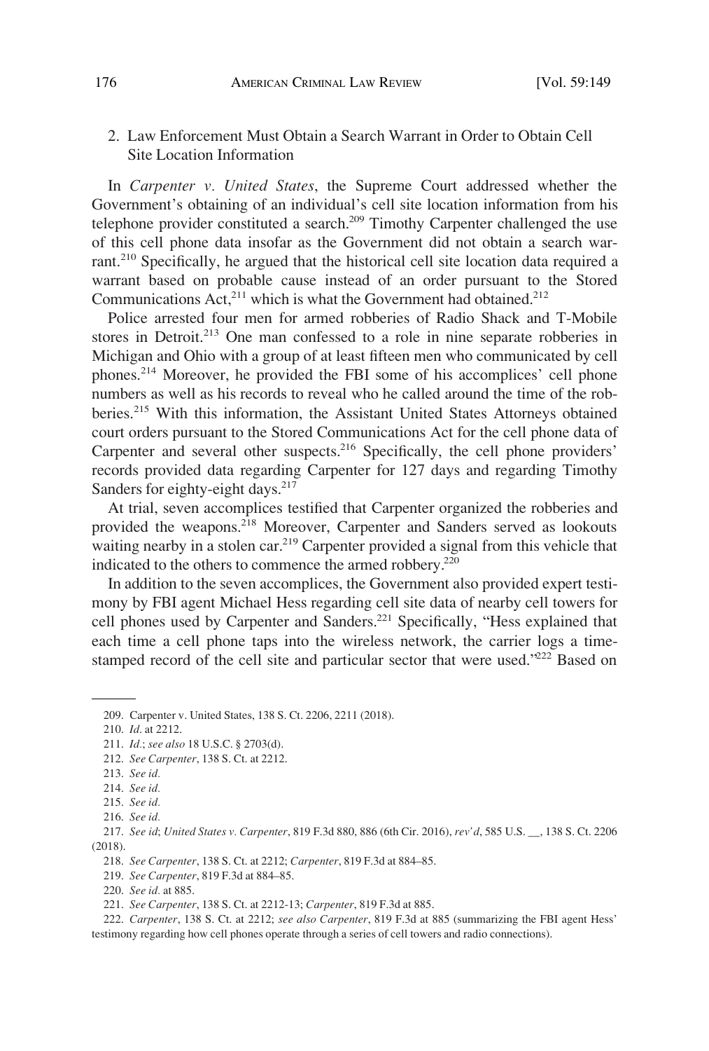### 2. Law Enforcement Must Obtain a Search Warrant in Order to Obtain Cell Site Location Information

In *Carpenter v. United States*, the Supreme Court addressed whether the Government's obtaining of an individual's cell site location information from his telephone provider constituted a search.[209] Timothy Carpenter challenged the use of this cell phone data insofar as the Government did not obtain a search warrant.[210] Specifically, he argued that the historical cell site location data required a warrant based on probable cause instead of an order pursuant to the Stored Communications Act,[211] which is what the Government had obtained.[212]

Police arrested four men for armed robberies of Radio Shack and T-Mobile stores in Detroit.[213] One man confessed to a role in nine separate robberies in Michigan and Ohio with a group of at least fifteen men who communicated by cell phones.[214] Moreover, he provided the FBI some of his accomplices' cell phone numbers as well as his records to reveal who he called around the time of the robberies.[215] With this information, the Assistant United States Attorneys obtained court orders pursuant to the Stored Communications Act for the cell phone data of Carpenter and several other suspects.[216] Specifically, the cell phone providers' records provided data regarding Carpenter for 127 days and regarding Timothy Sanders for eighty-eight days.[217]

At trial, seven accomplices testified that Carpenter organized the robberies and provided the weapons.[218] Moreover, Carpenter and Sanders served as lookouts waiting nearby in a stolen car.[219] Carpenter provided a signal from this vehicle that indicated to the others to commence the armed robbery.[220]

In addition to the seven accomplices, the Government also provided expert testimony by FBI agent Michael Hess regarding cell site data of nearby cell towers for cell phones used by Carpenter and Sanders.[221] Specifically, "Hess explained that each time a cell phone taps into the wireless network, the carrier logs a time-stamped record of the cell site and particular sector that were used."[222] Based on

---

209. Carpenter v. United States, 138 S. Ct. 2206, 2211 (2018).

210. *Id*. at 2212.

211. *Id*.; *see also* 18 U.S.C. § 2703(d).

212. *See Carpenter*, 138 S. Ct. at 2212.

213. *See id.*

214. *See id.*

215. *See id.*

216. *See id.*

217. *See id*; *United States v. Carpenter*, 819 F.3d 880, 886 (6th Cir. 2016), *rev'd*, 585 U.S. __, 138 S. Ct. 2206 (2018).

218. *See Carpenter*, 138 S. Ct. at 2212; *Carpenter*, 819 F.3d at 884–85.

219. *See Carpenter*, 819 F.3d at 884–85.

220. *See id*. at 885.

221. *See Carpenter*, 138 S. Ct. at 2212-13; *Carpenter*, 819 F.3d at 885.

222. *Carpenter*, 138 S. Ct. at 2212; *see also Carpenter*, 819 F.3d at 885 (summarizing the FBI agent Hess' testimony regarding how cell phones operate through a series of cell towers and radio connections).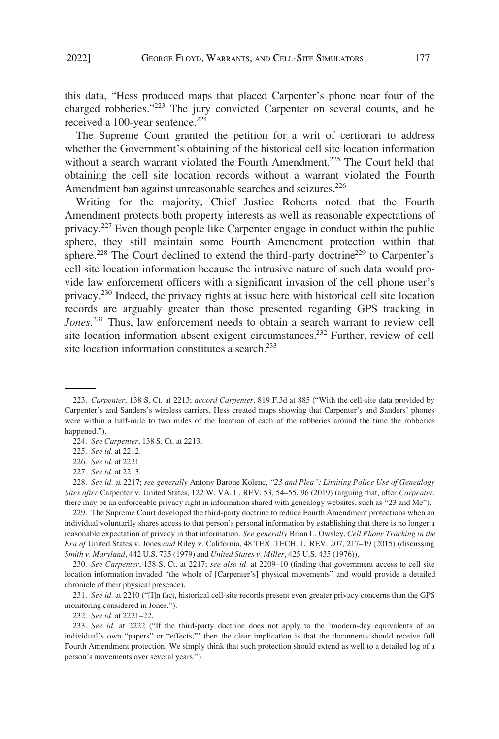this data, "Hess produced maps that placed Carpenter's phone near four of the charged robberies."[223] The jury convicted Carpenter on several counts, and he received a 100-year sentence.[224]

The Supreme Court granted the petition for a writ of certiorari to address whether the Government's obtaining of the historical cell site location information without a search warrant violated the Fourth Amendment.[225] The Court held that obtaining the cell site location records without a warrant violated the Fourth Amendment ban against unreasonable searches and seizures.[226]

Writing for the majority, Chief Justice Roberts noted that the Fourth Amendment protects both property interests as well as reasonable expectations of privacy.[227] Even though people like Carpenter engage in conduct within the public sphere, they still maintain some Fourth Amendment protection within that sphere.[228] The Court declined to extend the third-party doctrine[229] to Carpenter's cell site location information because the intrusive nature of such data would provide law enforcement officers with a significant invasion of the cell phone user's privacy.[230] Indeed, the privacy rights at issue here with historical cell site location records are arguably greater than those presented regarding GPS tracking in *Jones*.[231] Thus, law enforcement needs to obtain a search warrant to review cell site location information absent exigent circumstances.[232] Further, review of cell site location information constitutes a search.[233]

---

223. *Carpenter*, 138 S. Ct. at 2213; *accord Carpenter*, 819 F.3d at 885 ("With the cell-site data provided by Carpenter's and Sanders's wireless carriers, Hess created maps showing that Carpenter's and Sanders' phones were within a half-mile to two miles of the location of each of the robberies around the time the robberies happened.").

224. *See Carpenter*, 138 S. Ct. at 2213.

225. *See id.* at 2212.

226. *See id.* at 2221

227. *See id.* at 2213.

228. *See id.* at 2217; *see generally* Antony Barone Kolenc, *"23 and Plea": Limiting Police Use of Genealogy Sites after* Carpenter v. United States, 122 W. VA. L. REV. 53, 54–55, 96 (2019) (arguing that, after *Carpenter*, there may be an enforceable privacy right in information shared with genealogy websites, such as "23 and Me").

229. The Supreme Court developed the third-party doctrine to reduce Fourth Amendment protections when an individual voluntarily shares access to that person's personal information by establishing that there is no longer a reasonable expectation of privacy in that information. *See generally* Brian L. Owsley, *Cell Phone Tracking in the Era of* United States v. Jones *and* Riley v. California, 48 TEX. TECH. L. REV. 207, 217–19 (2015) (discussing *Smith v. Maryland*, 442 U.S. 735 (1979) and *United States v. Miller*, 425 U.S. 435 (1976)).

230. *See Carpenter*, 138 S. Ct. at 2217; *see also id.* at 2209–10 (finding that government access to cell site location information invaded "the whole of [Carpenter's] physical movements" and would provide a detailed chronicle of their physical presence).

231. *See id.* at 2210 ("[I]n fact, historical cell-site records present even greater privacy concerns than the GPS monitoring considered in Jones.").

232. *See id.* at 2221–22.

233. *See id.* at 2222 ("If the third-party doctrine does not apply to the 'modern-day equivalents of an individual's own "papers" or "effects,"' then the clear implication is that the documents should receive full Fourth Amendment protection. We simply think that such protection should extend as well to a detailed log of a person's movements over several years.").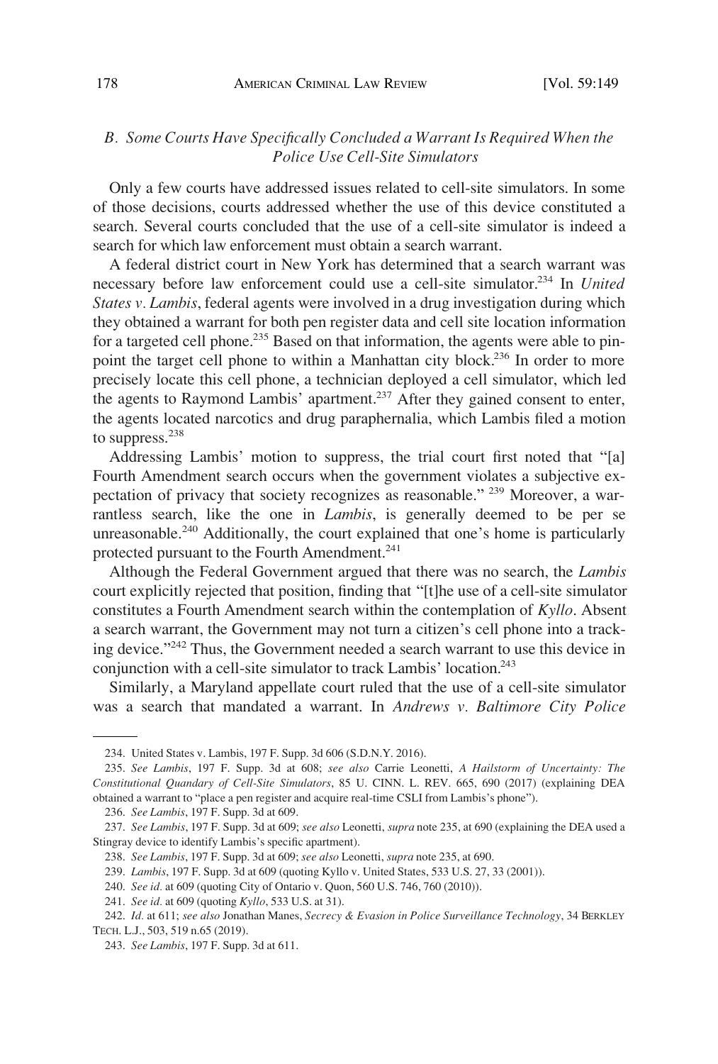### *B. Some Courts Have Specifically Concluded a Warrant Is Required When the Police Use Cell-Site Simulators*

Only a few courts have addressed issues related to cell-site simulators. In some of those decisions, courts addressed whether the use of this device constituted a search. Several courts concluded that the use of a cell-site simulator is indeed a search for which law enforcement must obtain a search warrant.

A federal district court in New York has determined that a search warrant was necessary before law enforcement could use a cell-site simulator.[234] In *United States v. Lambis*, federal agents were involved in a drug investigation during which they obtained a warrant for both pen register data and cell site location information for a targeted cell phone.[235] Based on that information, the agents were able to pinpoint the target cell phone to within a Manhattan city block.[236] In order to more precisely locate this cell phone, a technician deployed a cell simulator, which led the agents to Raymond Lambis' apartment.[237] After they gained consent to enter, the agents located narcotics and drug paraphernalia, which Lambis filed a motion to suppress.[238]

Addressing Lambis' motion to suppress, the trial court first noted that "[a] Fourth Amendment search occurs when the government violates a subjective expectation of privacy that society recognizes as reasonable." [239] Moreover, a warrantless search, like the one in *Lambis*, is generally deemed to be per se unreasonable.[240] Additionally, the court explained that one's home is particularly protected pursuant to the Fourth Amendment.[241]

Although the Federal Government argued that there was no search, the *Lambis* court explicitly rejected that position, finding that "[t]he use of a cell-site simulator constitutes a Fourth Amendment search within the contemplation of *Kyllo*. Absent a search warrant, the Government may not turn a citizen's cell phone into a tracking device."[242] Thus, the Government needed a search warrant to use this device in conjunction with a cell-site simulator to track Lambis' location.[243]

Similarly, a Maryland appellate court ruled that the use of a cell-site simulator was a search that mandated a warrant. In *Andrews v. Baltimore City Police*

---

234. United States v. Lambis, 197 F. Supp. 3d 606 (S.D.N.Y. 2016).

235. *See Lambis*, 197 F. Supp. 3d at 608; *see also* Carrie Leonetti, *A Hailstorm of Uncertainty: The Constitutional Quandary of Cell-Site Simulators*, 85 U. CINN. L. REV. 665, 690 (2017) (explaining DEA obtained a warrant to "place a pen register and acquire real-time CSLI from Lambis's phone").

236. *See Lambis*, 197 F. Supp. 3d at 609.

237. *See Lambis*, 197 F. Supp. 3d at 609; *see also* Leonetti, *supra* note 235, at 690 (explaining the DEA used a Stingray device to identify Lambis's specific apartment).

238. *See Lambis*, 197 F. Supp. 3d at 609; *see also* Leonetti, *supra* note 235, at 690.

239. *Lambis*, 197 F. Supp. 3d at 609 (quoting Kyllo v. United States, 533 U.S. 27, 33 (2001)).

240. *See id.* at 609 (quoting City of Ontario v. Quon, 560 U.S. 746, 760 (2010)).

241. *See id.* at 609 (quoting *Kyllo*, 533 U.S. at 31).

242. *Id.* at 611; *see also* Jonathan Manes, *Secrecy & Evasion in Police Surveillance Technology*, 34 BERKLEY TECH. L.J., 503, 519 n.65 (2019).

243. *See Lambis*, 197 F. Supp. 3d at 611.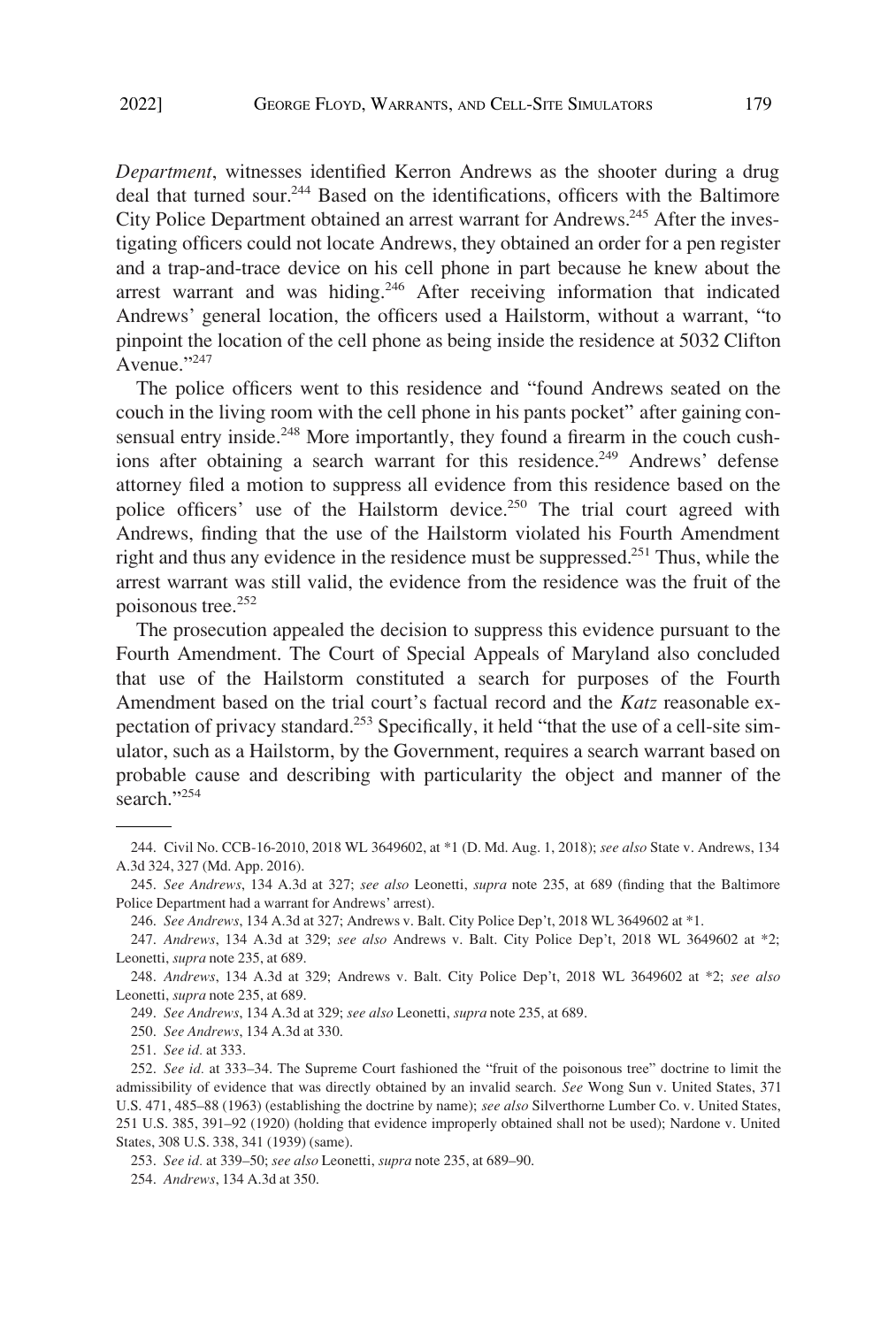*Department*, witnesses identified Kerron Andrews as the shooter during a drug deal that turned sour.[244] Based on the identifications, officers with the Baltimore City Police Department obtained an arrest warrant for Andrews.[245] After the investigating officers could not locate Andrews, they obtained an order for a pen register and a trap-and-trace device on his cell phone in part because he knew about the arrest warrant and was hiding.[246] After receiving information that indicated Andrews' general location, the officers used a Hailstorm, without a warrant, "to pinpoint the location of the cell phone as being inside the residence at 5032 Clifton Avenue."[247]

The police officers went to this residence and "found Andrews seated on the couch in the living room with the cell phone in his pants pocket" after gaining consensual entry inside.[248] More importantly, they found a firearm in the couch cushions after obtaining a search warrant for this residence.[249] Andrews' defense attorney filed a motion to suppress all evidence from this residence based on the police officers' use of the Hailstorm device.[250] The trial court agreed with Andrews, finding that the use of the Hailstorm violated his Fourth Amendment right and thus any evidence in the residence must be suppressed.[251] Thus, while the arrest warrant was still valid, the evidence from the residence was the fruit of the poisonous tree.[252]

The prosecution appealed the decision to suppress this evidence pursuant to the Fourth Amendment. The Court of Special Appeals of Maryland also concluded that use of the Hailstorm constituted a search for purposes of the Fourth Amendment based on the trial court's factual record and the *Katz* reasonable expectation of privacy standard.[253] Specifically, it held "that the use of a cell-site simulator, such as a Hailstorm, by the Government, requires a search warrant based on probable cause and describing with particularity the object and manner of the search."[254]

---

244. Civil No. CCB-16-2010, 2018 WL 3649602, at *1 (D. Md. Aug. 1, 2018); *see also* State v. Andrews, 134 A.3d 324, 327 (Md. App. 2016).

245. *See Andrews*, 134 A.3d at 327; *see also* Leonetti, *supra* note 235, at 689 (finding that the Baltimore Police Department had a warrant for Andrews' arrest).

246. *See Andrews*, 134 A.3d at 327; Andrews v. Balt. City Police Dep't, 2018 WL 3649602 at *1.

247. *Andrews*, 134 A.3d at 329; *see also* Andrews v. Balt. City Police Dep't, 2018 WL 3649602 at *2; Leonetti, *supra* note 235, at 689.

248. *Andrews*, 134 A.3d at 329; Andrews v. Balt. City Police Dep't, 2018 WL 3649602 at *2; *see also* Leonetti, *supra* note 235, at 689.

249. *See Andrews*, 134 A.3d at 329; *see also* Leonetti, *supra* note 235, at 689.

250. *See Andrews*, 134 A.3d at 330.

251. *See id.* at 333.

252. *See id.* at 333–34. The Supreme Court fashioned the "fruit of the poisonous tree" doctrine to limit the admissibility of evidence that was directly obtained by an invalid search. *See* Wong Sun v. United States, 371 U.S. 471, 485–88 (1963) (establishing the doctrine by name); *see also* Silverthorne Lumber Co. v. United States, 251 U.S. 385, 391–92 (1920) (holding that evidence improperly obtained shall not be used); Nardone v. United States, 308 U.S. 338, 341 (1939) (same).

253. *See id.* at 339–50; *see also* Leonetti, *supra* note 235, at 689–90.

254. *Andrews*, 134 A.3d at 350.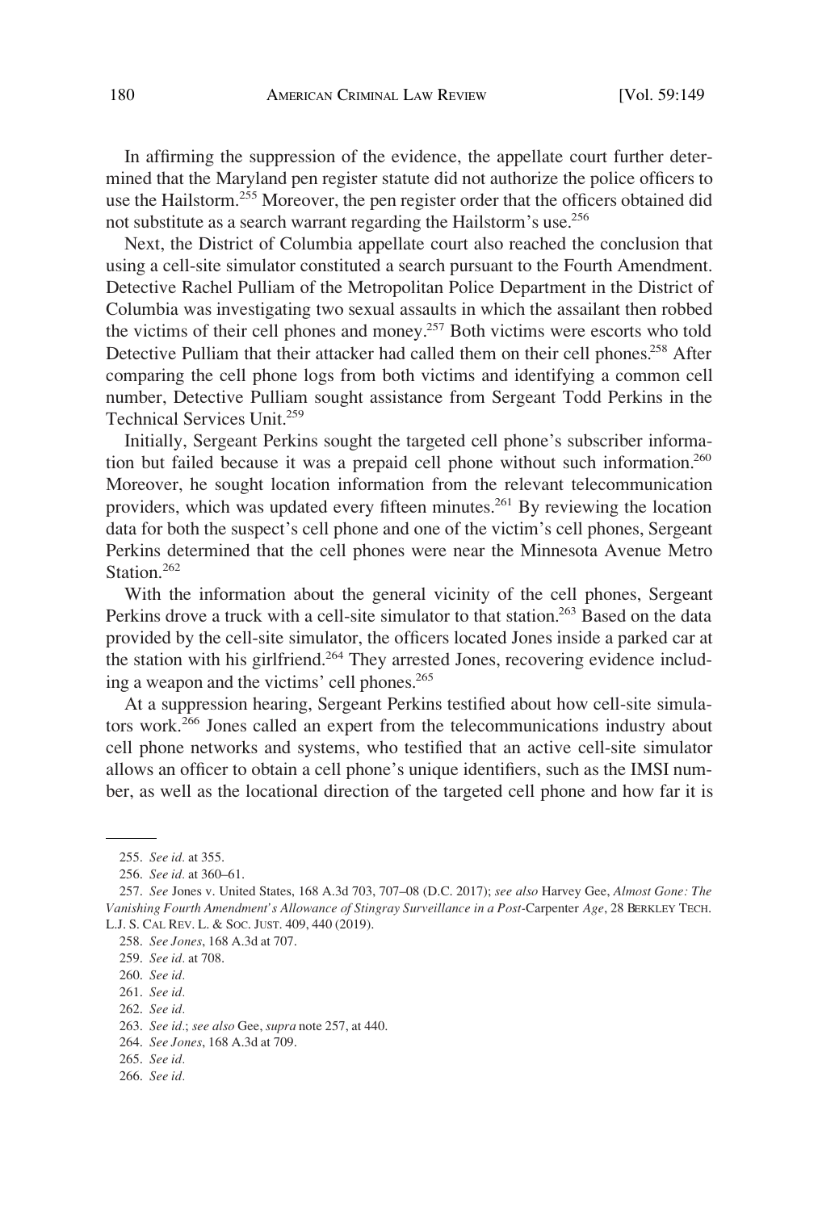In affirming the suppression of the evidence, the appellate court further determined that the Maryland pen register statute did not authorize the police officers to use the Hailstorm.[255] Moreover, the pen register order that the officers obtained did not substitute as a search warrant regarding the Hailstorm's use.[256]

Next, the District of Columbia appellate court also reached the conclusion that using a cell-site simulator constituted a search pursuant to the Fourth Amendment. Detective Rachel Pulliam of the Metropolitan Police Department in the District of Columbia was investigating two sexual assaults in which the assailant then robbed the victims of their cell phones and money.[257] Both victims were escorts who told Detective Pulliam that their attacker had called them on their cell phones.[258] After comparing the cell phone logs from both victims and identifying a common cell number, Detective Pulliam sought assistance from Sergeant Todd Perkins in the Technical Services Unit.[259]

Initially, Sergeant Perkins sought the targeted cell phone's subscriber information but failed because it was a prepaid cell phone without such information.[260] Moreover, he sought location information from the relevant telecommunication providers, which was updated every fifteen minutes.[261] By reviewing the location data for both the suspect's cell phone and one of the victim's cell phones, Sergeant Perkins determined that the cell phones were near the Minnesota Avenue Metro Station.[262]

With the information about the general vicinity of the cell phones, Sergeant Perkins drove a truck with a cell-site simulator to that station.[263] Based on the data provided by the cell-site simulator, the officers located Jones inside a parked car at the station with his girlfriend.[264] They arrested Jones, recovering evidence including a weapon and the victims' cell phones.[265]

At a suppression hearing, Sergeant Perkins testified about how cell-site simulators work.[266] Jones called an expert from the telecommunications industry about cell phone networks and systems, who testified that an active cell-site simulator allows an officer to obtain a cell phone's unique identifiers, such as the IMSI number, as well as the locational direction of the targeted cell phone and how far it is

---

255. *See id.* at 355.

256. *See id.* at 360–61.

257. *See* Jones v. United States, 168 A.3d 703, 707–08 (D.C. 2017); *see also* Harvey Gee, *Almost Gone: The Vanishing Fourth Amendment's Allowance of Stingray Surveillance in a Post-*Carpenter *Age*, 28 BERKLEY TECH. L.J. S. CAL REV. L. & SOC. JUST. 409, 440 (2019).

258. *See Jones*, 168 A.3d at 707.

259. *See id.* at 708.

260. *See id.*

261. *See id.*

262. *See id.*

263. *See id.*; *see also* Gee, *supra* note 257, at 440.

264. *See Jones*, 168 A.3d at 709.

265. *See id.*

266. *See id.*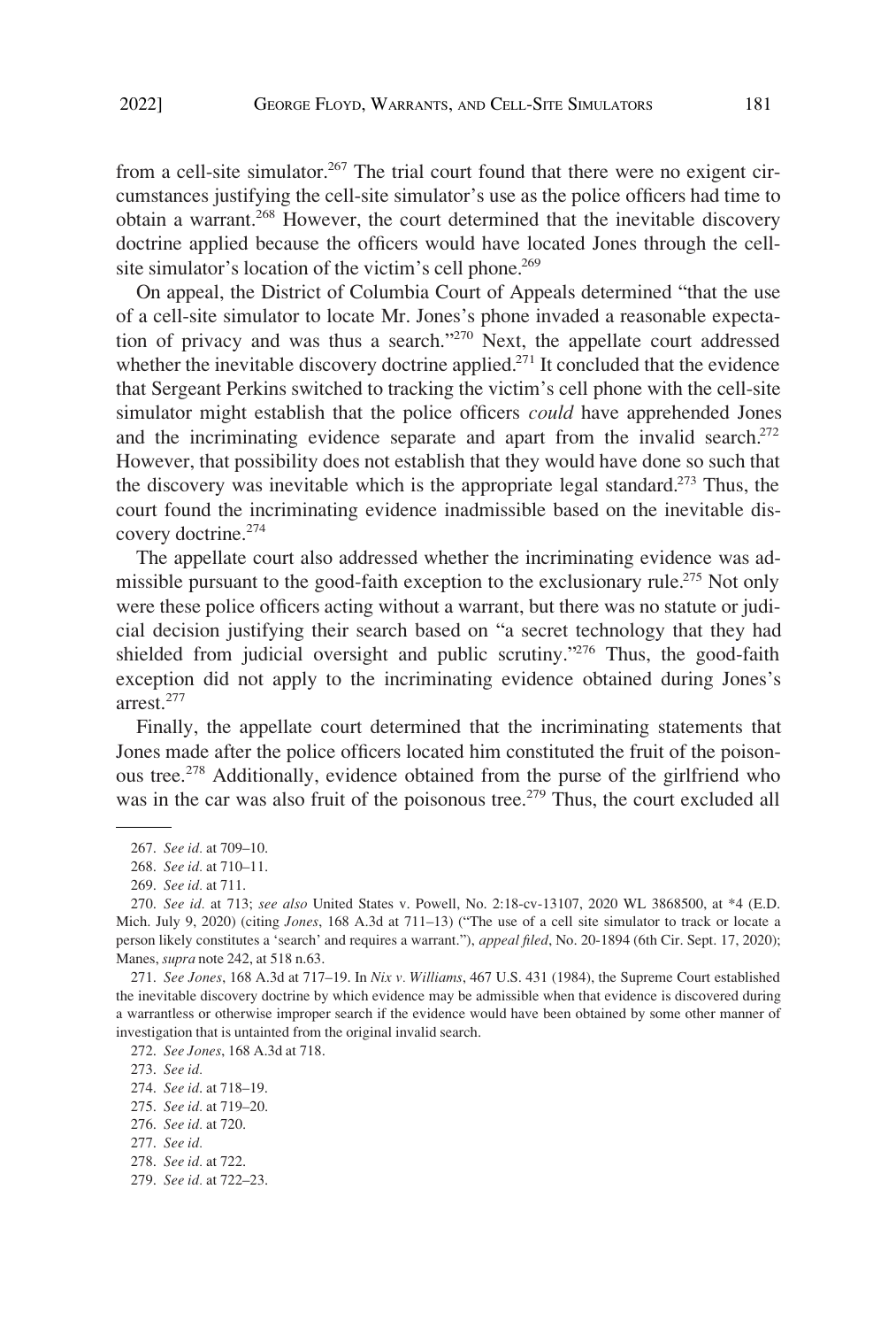from a cell-site simulator.[267] The trial court found that there were no exigent circumstances justifying the cell-site simulator's use as the police officers had time to obtain a warrant.[268] However, the court determined that the inevitable discovery doctrine applied because the officers would have located Jones through the cell-site simulator's location of the victim's cell phone.[269]

On appeal, the District of Columbia Court of Appeals determined "that the use of a cell-site simulator to locate Mr. Jones's phone invaded a reasonable expectation of privacy and was thus a search."[270] Next, the appellate court addressed whether the inevitable discovery doctrine applied.[271] It concluded that the evidence that Sergeant Perkins switched to tracking the victim's cell phone with the cell-site simulator might establish that the police officers *could* have apprehended Jones and the incriminating evidence separate and apart from the invalid search.[272] However, that possibility does not establish that they would have done so such that the discovery was inevitable which is the appropriate legal standard.[273] Thus, the court found the incriminating evidence inadmissible based on the inevitable discovery doctrine.[274]

The appellate court also addressed whether the incriminating evidence was admissible pursuant to the good-faith exception to the exclusionary rule.[275] Not only were these police officers acting without a warrant, but there was no statute or judicial decision justifying their search based on "a secret technology that they had shielded from judicial oversight and public scrutiny."[276] Thus, the good-faith exception did not apply to the incriminating evidence obtained during Jones's arrest.[277]

Finally, the appellate court determined that the incriminating statements that Jones made after the police officers located him constituted the fruit of the poisonous tree.[278] Additionally, evidence obtained from the purse of the girlfriend who was in the car was also fruit of the poisonous tree.[279] Thus, the court excluded all

---

267. *See id.* at 709–10.

268. *See id.* at 710–11.

269. *See id.* at 711.

270. *See id.* at 713; *see also* United States v. Powell, No. 2:18-cv-13107, 2020 WL 3868500, at *4 (E.D. Mich. July 9, 2020) (citing *Jones*, 168 A.3d at 711–13) ("The use of a cell site simulator to track or locate a person likely constitutes a 'search' and requires a warrant."), *appeal filed*, No. 20-1894 (6th Cir. Sept. 17, 2020); Manes, *supra* note 242, at 518 n.63.

271. *See Jones*, 168 A.3d at 717–19. In *Nix v. Williams*, 467 U.S. 431 (1984), the Supreme Court established the inevitable discovery doctrine by which evidence may be admissible when that evidence is discovered during a warrantless or otherwise improper search if the evidence would have been obtained by some other manner of investigation that is untainted from the original invalid search.

272. *See Jones*, 168 A.3d at 718.

273. *See id.*

274. *See id.* at 718–19.

275. *See id.* at 719–20.

276. *See id.* at 720.

277. *See id.*

278. *See id.* at 722.

279. *See id.* at 722–23.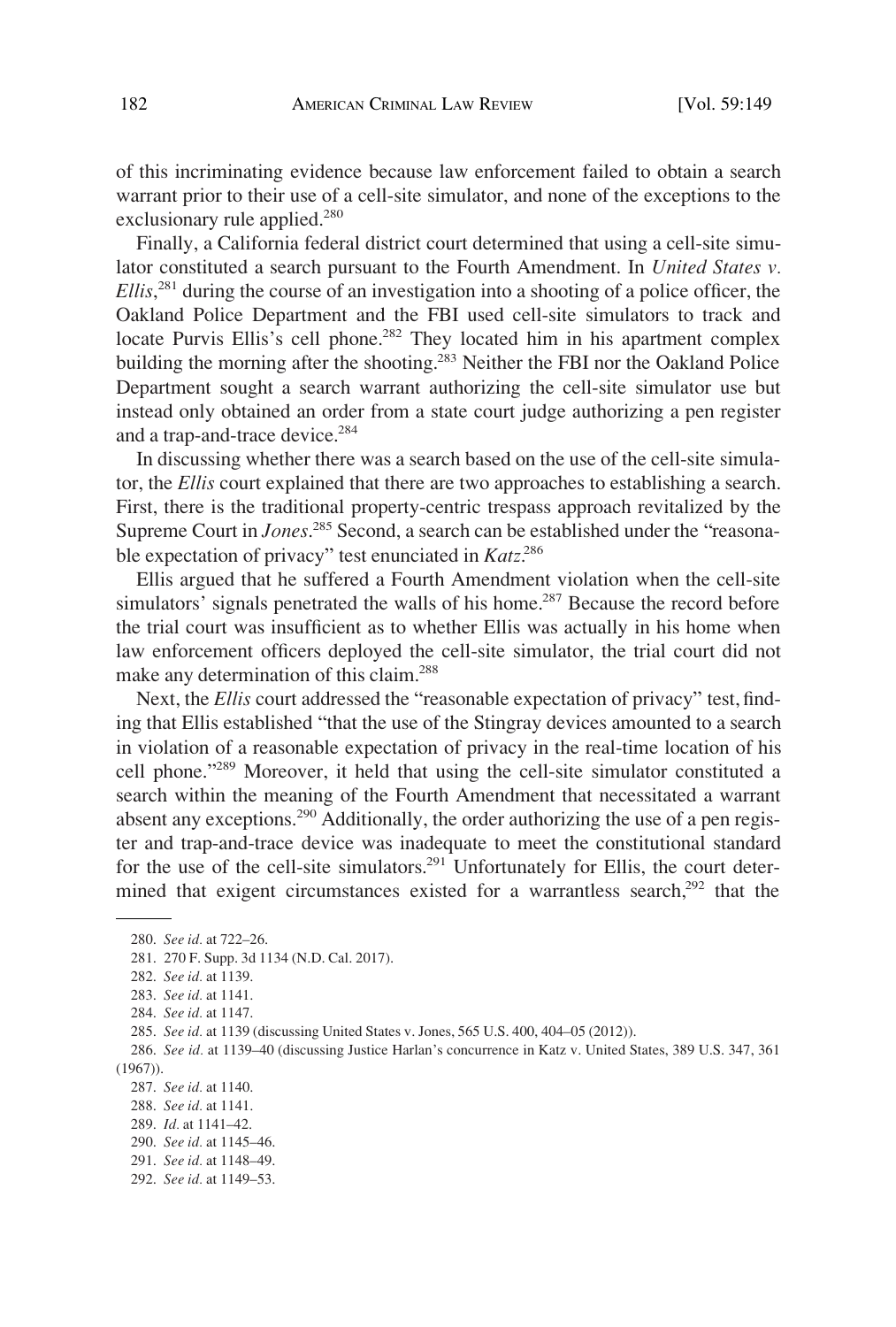of this incriminating evidence because law enforcement failed to obtain a search warrant prior to their use of a cell-site simulator, and none of the exceptions to the exclusionary rule applied.[280]

Finally, a California federal district court determined that using a cell-site simulator constituted a search pursuant to the Fourth Amendment. In *United States v. Ellis*,[281] during the course of an investigation into a shooting of a police officer, the Oakland Police Department and the FBI used cell-site simulators to track and locate Purvis Ellis's cell phone.[282] They located him in his apartment complex building the morning after the shooting.[283] Neither the FBI nor the Oakland Police Department sought a search warrant authorizing the cell-site simulator use but instead only obtained an order from a state court judge authorizing a pen register and a trap-and-trace device.[284]

In discussing whether there was a search based on the use of the cell-site simulator, the *Ellis* court explained that there are two approaches to establishing a search. First, there is the traditional property-centric trespass approach revitalized by the Supreme Court in *Jones*.[285] Second, a search can be established under the "reasonable expectation of privacy" test enunciated in *Katz*.[286]

Ellis argued that he suffered a Fourth Amendment violation when the cell-site simulators' signals penetrated the walls of his home.[287] Because the record before the trial court was insufficient as to whether Ellis was actually in his home when law enforcement officers deployed the cell-site simulator, the trial court did not make any determination of this claim.[288]

Next, the *Ellis* court addressed the "reasonable expectation of privacy" test, finding that Ellis established "that the use of the Stingray devices amounted to a search in violation of a reasonable expectation of privacy in the real-time location of his cell phone."[289] Moreover, it held that using the cell-site simulator constituted a search within the meaning of the Fourth Amendment that necessitated a warrant absent any exceptions.[290] Additionally, the order authorizing the use of a pen register and trap-and-trace device was inadequate to meet the constitutional standard for the use of the cell-site simulators.[291] Unfortunately for Ellis, the court determined that exigent circumstances existed for a warrantless search,[292] that the

---

280. *See id.* at 722–26.

281. 270 F. Supp. 3d 1134 (N.D. Cal. 2017).

282. *See id.* at 1139.

283. *See id.* at 1141.

284. *See id.* at 1147.

285. *See id.* at 1139 (discussing United States v. Jones, 565 U.S. 400, 404–05 (2012)).

286. *See id.* at 1139–40 (discussing Justice Harlan's concurrence in Katz v. United States, 389 U.S. 347, 361 (1967)).

287. *See id.* at 1140.

288. *See id.* at 1141.

289. *Id.* at 1141–42.

290. *See id.* at 1145–46.

291. *See id.* at 1148–49.

292. *See id.* at 1149–53.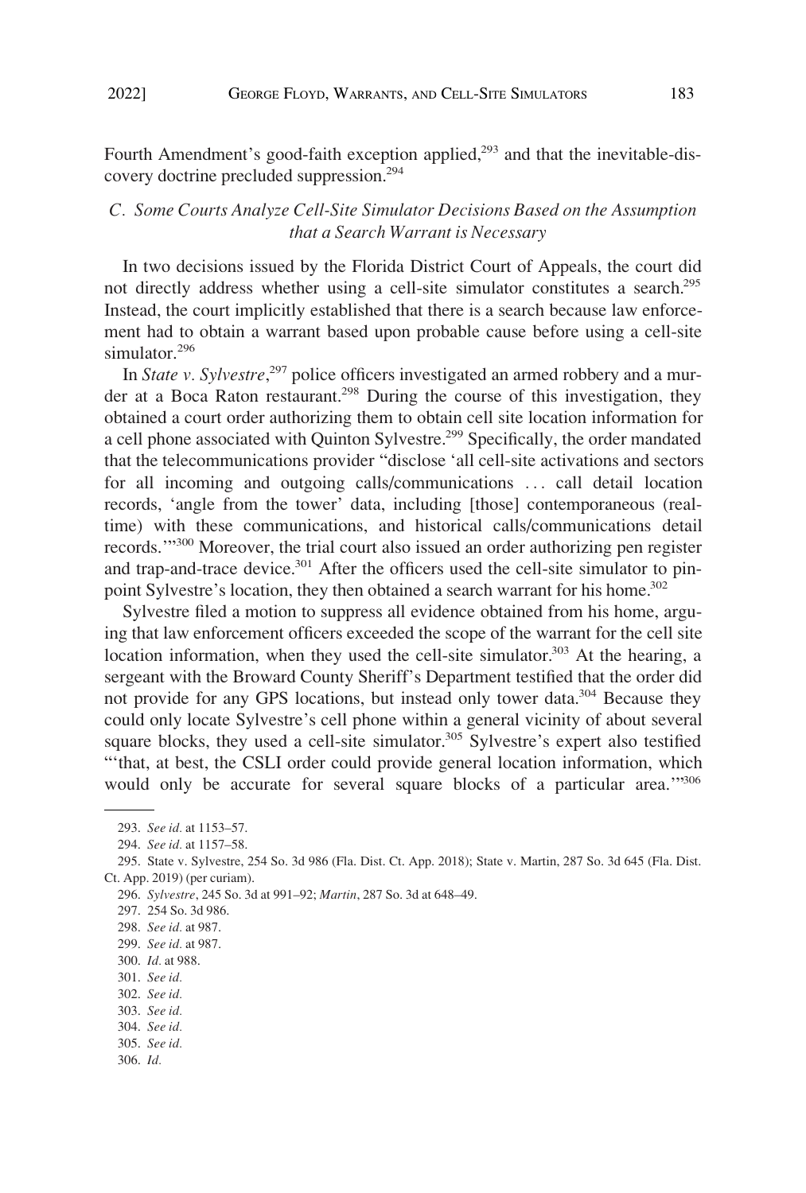Fourth Amendment's good-faith exception applied,[293] and that the inevitable-discovery doctrine precluded suppression.[294]

### *C. Some Courts Analyze Cell-Site Simulator Decisions Based on the Assumption that a Search Warrant is Necessary*

In two decisions issued by the Florida District Court of Appeals, the court did not directly address whether using a cell-site simulator constitutes a search.[295] Instead, the court implicitly established that there is a search because law enforcement had to obtain a warrant based upon probable cause before using a cell-site simulator.[296]

In *State v. Sylvestre*,[297] police officers investigated an armed robbery and a murder at a Boca Raton restaurant.[298] During the course of this investigation, they obtained a court order authorizing them to obtain cell site location information for a cell phone associated with Quinton Sylvestre.[299] Specifically, the order mandated that the telecommunications provider "disclose 'all cell-site activations and sectors for all incoming and outgoing calls/communications . . . call detail location records, 'angle from the tower' data, including [those] contemporaneous (real-time) with these communications, and historical calls/communications detail records.'"[300] Moreover, the trial court also issued an order authorizing pen register and trap-and-trace device.[301] After the officers used the cell-site simulator to pinpoint Sylvestre's location, they then obtained a search warrant for his home.[302]

Sylvestre filed a motion to suppress all evidence obtained from his home, arguing that law enforcement officers exceeded the scope of the warrant for the cell site location information, when they used the cell-site simulator.[303] At the hearing, a sergeant with the Broward County Sheriff's Department testified that the order did not provide for any GPS locations, but instead only tower data.[304] Because they could only locate Sylvestre's cell phone within a general vicinity of about several square blocks, they used a cell-site simulator.[305] Sylvestre's expert also testified "'that, at best, the CSLI order could provide general location information, which would only be accurate for several square blocks of a particular area.'"[306]

---

293. *See id.* at 1153–57.

294. *See id.* at 1157–58.

295. State v. Sylvestre, 254 So. 3d 986 (Fla. Dist. Ct. App. 2018); State v. Martin, 287 So. 3d 645 (Fla. Dist. Ct. App. 2019) (per curiam).

296. *Sylvestre*, 245 So. 3d at 991–92; *Martin*, 287 So. 3d at 648–49.

297. 254 So. 3d 986.

298. *See id.* at 987.

299. *See id.* at 987.

300. *Id.* at 988.

301. *See id.*

302. *See id.*

303. *See id.*

304. *See id.*

305. *See id.*

306. *Id.*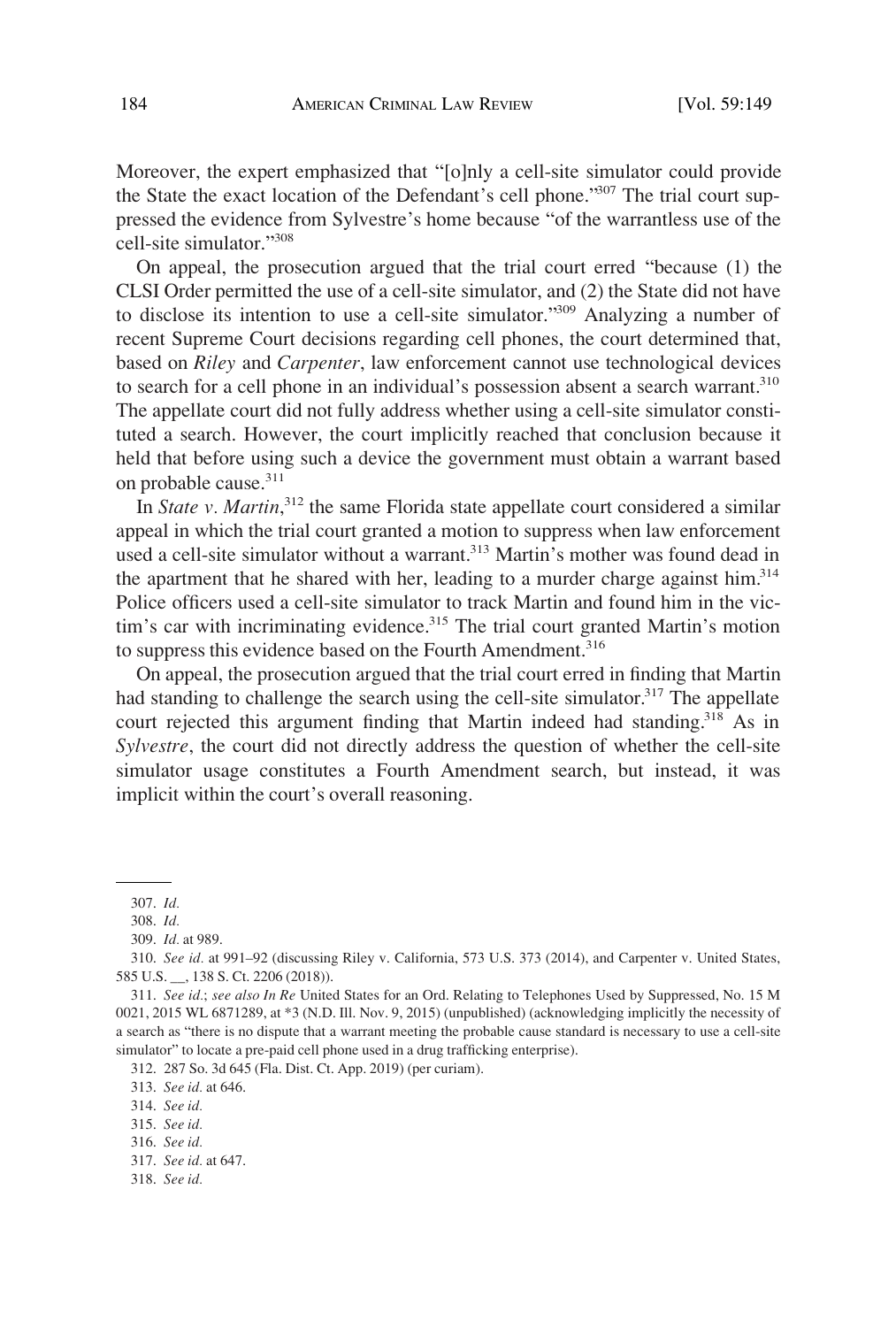Moreover, the expert emphasized that "[o]nly a cell-site simulator could provide the State the exact location of the Defendant's cell phone."[307] The trial court suppressed the evidence from Sylvestre's home because "of the warrantless use of the cell-site simulator."[308]

On appeal, the prosecution argued that the trial court erred "because (1) the CLSI Order permitted the use of a cell-site simulator, and (2) the State did not have to disclose its intention to use a cell-site simulator."[309] Analyzing a number of recent Supreme Court decisions regarding cell phones, the court determined that, based on *Riley* and *Carpenter*, law enforcement cannot use technological devices to search for a cell phone in an individual's possession absent a search warrant.[310] The appellate court did not fully address whether using a cell-site simulator constituted a search. However, the court implicitly reached that conclusion because it held that before using such a device the government must obtain a warrant based on probable cause.[311]

In *State v. Martin*,[312] the same Florida state appellate court considered a similar appeal in which the trial court granted a motion to suppress when law enforcement used a cell-site simulator without a warrant.[313] Martin's mother was found dead in the apartment that he shared with her, leading to a murder charge against him.[314] Police officers used a cell-site simulator to track Martin and found him in the victim's car with incriminating evidence.[315] The trial court granted Martin's motion to suppress this evidence based on the Fourth Amendment.[316]

On appeal, the prosecution argued that the trial court erred in finding that Martin had standing to challenge the search using the cell-site simulator.[317] The appellate court rejected this argument finding that Martin indeed had standing.[318] As in *Sylvestre*, the court did not directly address the question of whether the cell-site simulator usage constitutes a Fourth Amendment search, but instead, it was implicit within the court's overall reasoning.

---

307. *Id.*

308. *Id.*

309. *Id.* at 989.

310. *See id.* at 991–92 (discussing Riley v. California, 573 U.S. 373 (2014), and Carpenter v. United States, 585 U.S. __, 138 S. Ct. 2206 (2018)).

311. *See id.*; *see also In Re* United States for an Ord. Relating to Telephones Used by Suppressed, No. 15 M 0021, 2015 WL 6871289, at *3 (N.D. Ill. Nov. 9, 2015) (unpublished) (acknowledging implicitly the necessity of a search as "there is no dispute that a warrant meeting the probable cause standard is necessary to use a cell-site simulator" to locate a pre-paid cell phone used in a drug trafficking enterprise).

312. 287 So. 3d 645 (Fla. Dist. Ct. App. 2019) (per curiam).

313. *See id.* at 646.

314. *See id.*

315. *See id.*

316. *See id.*

317. *See id.* at 647.

318. *See id.*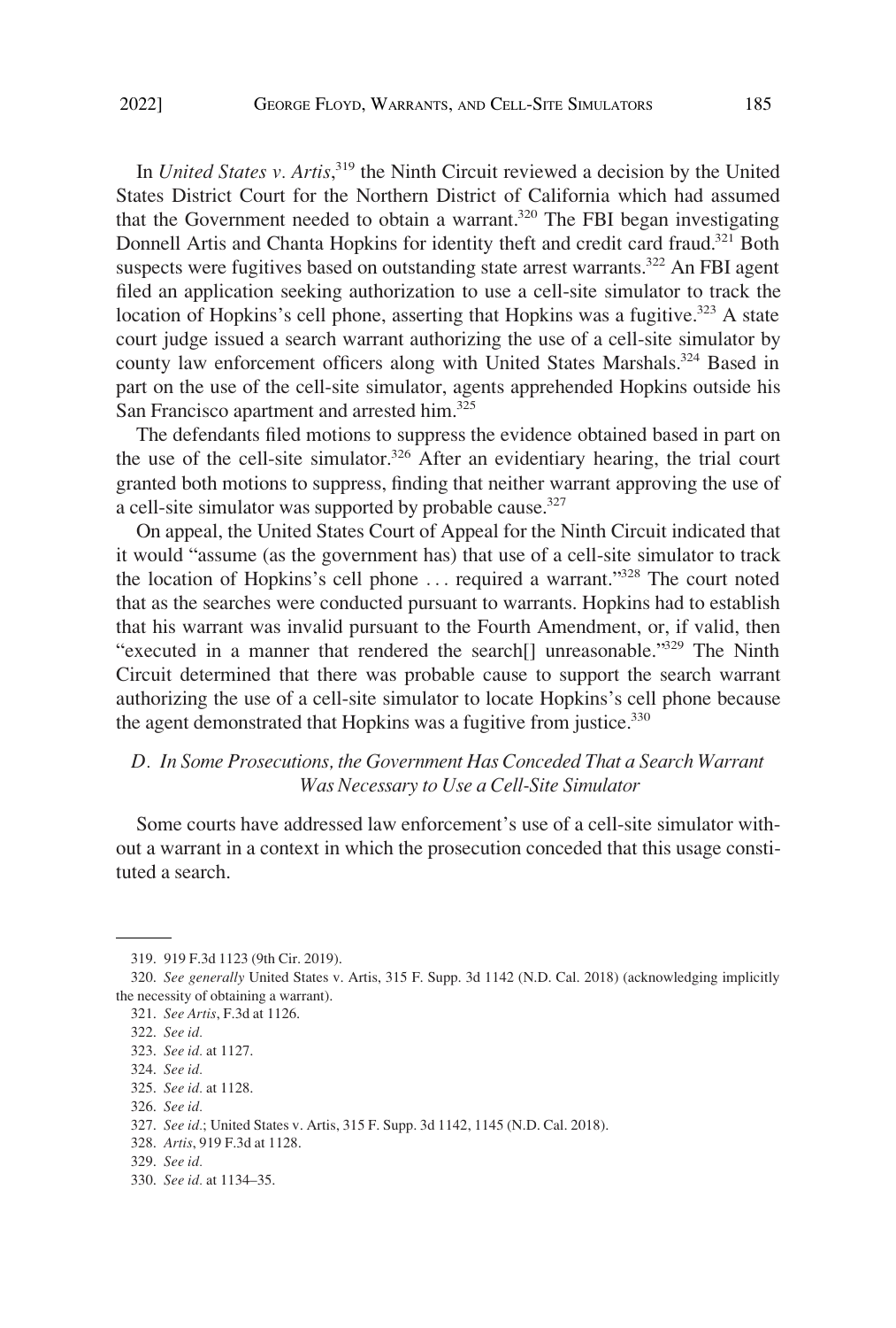In *United States v. Artis*,[319] the Ninth Circuit reviewed a decision by the United States District Court for the Northern District of California which had assumed that the Government needed to obtain a warrant.[320] The FBI began investigating Donnell Artis and Chanta Hopkins for identity theft and credit card fraud.[321] Both suspects were fugitives based on outstanding state arrest warrants.[322] An FBI agent filed an application seeking authorization to use a cell-site simulator to track the location of Hopkins's cell phone, asserting that Hopkins was a fugitive.[323] A state court judge issued a search warrant authorizing the use of a cell-site simulator by county law enforcement officers along with United States Marshals.[324] Based in part on the use of the cell-site simulator, agents apprehended Hopkins outside his San Francisco apartment and arrested him.[325]

The defendants filed motions to suppress the evidence obtained based in part on the use of the cell-site simulator.[326] After an evidentiary hearing, the trial court granted both motions to suppress, finding that neither warrant approving the use of a cell-site simulator was supported by probable cause.[327]

On appeal, the United States Court of Appeal for the Ninth Circuit indicated that it would "assume (as the government has) that use of a cell-site simulator to track the location of Hopkins's cell phone . . . required a warrant."[328] The court noted that as the searches were conducted pursuant to warrants. Hopkins had to establish that his warrant was invalid pursuant to the Fourth Amendment, or, if valid, then "executed in a manner that rendered the search[] unreasonable."[329] The Ninth Circuit determined that there was probable cause to support the search warrant authorizing the use of a cell-site simulator to locate Hopkins's cell phone because the agent demonstrated that Hopkins was a fugitive from justice.[330]

### *D. In Some Prosecutions, the Government Has Conceded That a Search Warrant Was Necessary to Use a Cell-Site Simulator*

Some courts have addressed law enforcement's use of a cell-site simulator without a warrant in a context in which the prosecution conceded that this usage constituted a search.

---

319. 919 F.3d 1123 (9th Cir. 2019).

320. *See generally* United States v. Artis, 315 F. Supp. 3d 1142 (N.D. Cal. 2018) (acknowledging implicitly the necessity of obtaining a warrant).

321. *See Artis*, F.3d at 1126.

322. *See id.*

323. *See id.* at 1127.

324. *See id.*

325. *See id.* at 1128.

326. *See id.*

327. *See id.*; United States v. Artis, 315 F. Supp. 3d 1142, 1145 (N.D. Cal. 2018).

328. *Artis*, 919 F.3d at 1128.

329. *See id.*

330. *See id.* at 1134–35.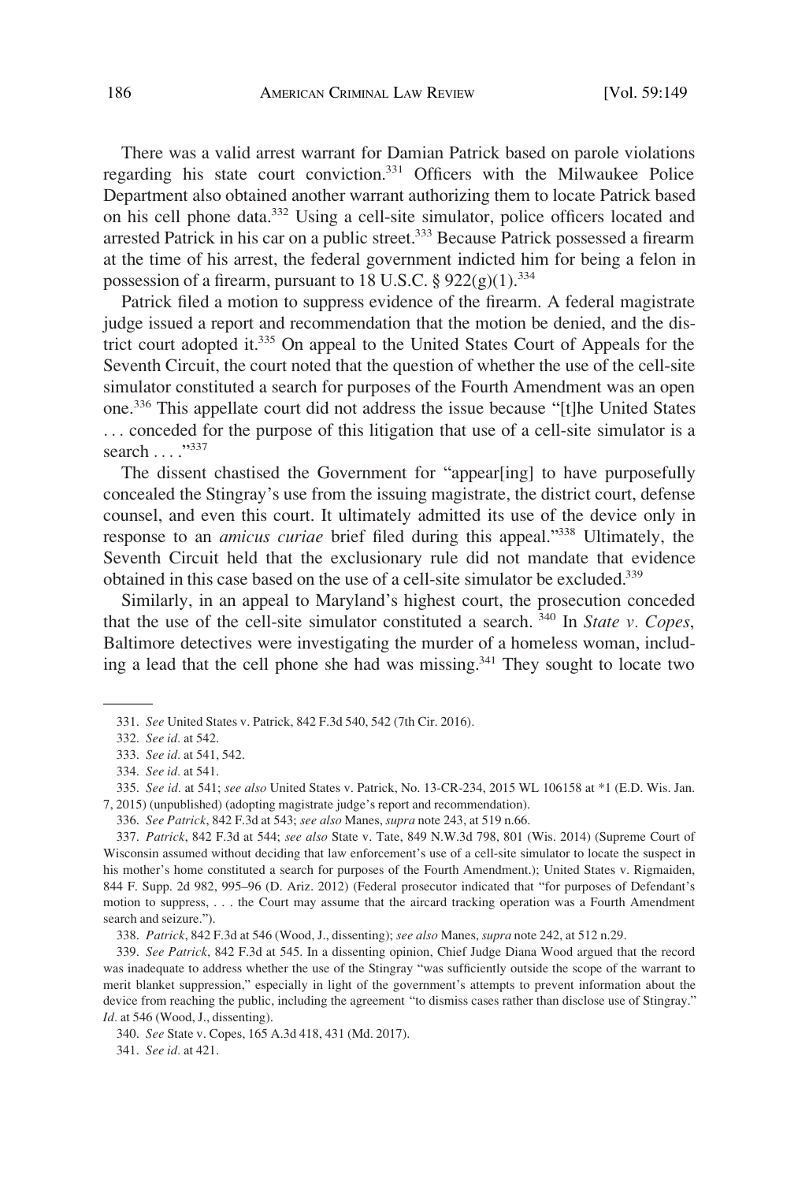There was a valid arrest warrant for Damian Patrick based on parole violations regarding his state court conviction.[331] Officers with the Milwaukee Police Department also obtained another warrant authorizing them to locate Patrick based on his cell phone data.[332] Using a cell-site simulator, police officers located and arrested Patrick in his car on a public street.[333] Because Patrick possessed a firearm at the time of his arrest, the federal government indicted him for being a felon in possession of a firearm, pursuant to 18 U.S.C. § 922(g)(1).[334]

Patrick filed a motion to suppress evidence of the firearm. A federal magistrate judge issued a report and recommendation that the motion be denied, and the district court adopted it.[335] On appeal to the United States Court of Appeals for the Seventh Circuit, the court noted that the question of whether the use of the cell-site simulator constituted a search for purposes of the Fourth Amendment was an open one.[336] This appellate court did not address the issue because "[t]he United States . . . conceded for the purpose of this litigation that use of a cell-site simulator is a search . . . ."[337]

The dissent chastised the Government for "appear[ing] to have purposefully concealed the Stingray's use from the issuing magistrate, the district court, defense counsel, and even this court. It ultimately admitted its use of the device only in response to an *amicus curiae* brief filed during this appeal."[338] Ultimately, the Seventh Circuit held that the exclusionary rule did not mandate that evidence obtained in this case based on the use of a cell-site simulator be excluded.[339]

Similarly, in an appeal to Maryland's highest court, the prosecution conceded that the use of the cell-site simulator constituted a search. [340] In *State v. Copes*, Baltimore detectives were investigating the murder of a homeless woman, including a lead that the cell phone she had was missing.[341] They sought to locate two

---

331. *See* United States v. Patrick, 842 F.3d 540, 542 (7th Cir. 2016).

332. *See id.* at 542.

333. *See id.* at 541, 542.

334. *See id.* at 541.

335. *See id.* at 541; *see also* United States v. Patrick, No. 13-CR-234, 2015 WL 106158 at *1 (E.D. Wis. Jan. 7, 2015) (unpublished) (adopting magistrate judge's report and recommendation).

336. *See Patrick*, 842 F.3d at 543; *see also* Manes, *supra* note 243, at 519 n.66.

337. *Patrick*, 842 F.3d at 544; *see also* State v. Tate, 849 N.W.3d 798, 801 (Wis. 2014) (Supreme Court of Wisconsin assumed without deciding that law enforcement's use of a cell-site simulator to locate the suspect in his mother's home constituted a search for purposes of the Fourth Amendment.); United States v. Rigmaiden, 844 F. Supp. 2d 982, 995–96 (D. Ariz. 2012) (Federal prosecutor indicated that "for purposes of Defendant's motion to suppress, . . . the Court may assume that the aircard tracking operation was a Fourth Amendment search and seizure.").

338. *Patrick*, 842 F.3d at 546 (Wood, J., dissenting); *see also* Manes, *supra* note 242, at 512 n.29.

339. *See Patrick*, 842 F.3d at 545. In a dissenting opinion, Chief Judge Diana Wood argued that the record was inadequate to address whether the use of the Stingray "was sufficiently outside the scope of the warrant to merit blanket suppression," especially in light of the government's attempts to prevent information about the device from reaching the public, including the agreement "to dismiss cases rather than disclose use of Stingray." *Id.* at 546 (Wood, J., dissenting).

340. *See* State v. Copes, 165 A.3d 418, 431 (Md. 2017).

341. *See id.* at 421.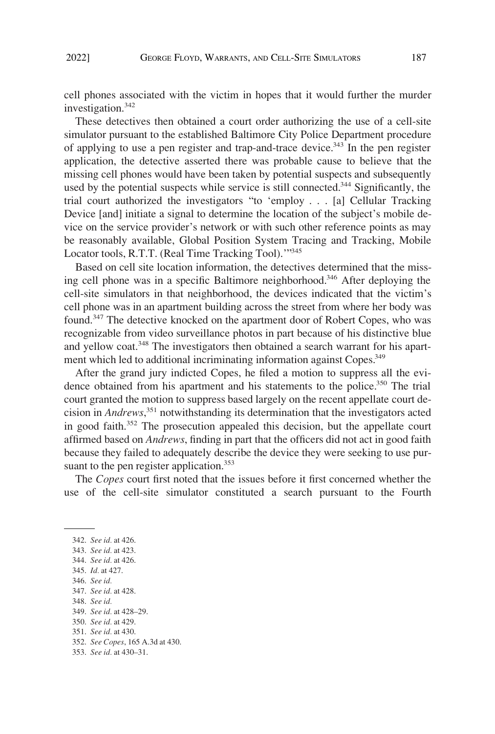cell phones associated with the victim in hopes that it would further the murder investigation.[342]

These detectives then obtained a court order authorizing the use of a cell-site simulator pursuant to the established Baltimore City Police Department procedure of applying to use a pen register and trap-and-trace device.[343] In the pen register application, the detective asserted there was probable cause to believe that the missing cell phones would have been taken by potential suspects and subsequently used by the potential suspects while service is still connected.[344] Significantly, the trial court authorized the investigators "to 'employ . . . [a] Cellular Tracking Device [and] initiate a signal to determine the location of the subject's mobile device on the service provider's network or with such other reference points as may be reasonably available, Global Position System Tracing and Tracking, Mobile Locator tools, R.T.T. (Real Time Tracking Tool).'"[345]

Based on cell site location information, the detectives determined that the missing cell phone was in a specific Baltimore neighborhood.[346] After deploying the cell-site simulators in that neighborhood, the devices indicated that the victim's cell phone was in an apartment building across the street from where her body was found.[347] The detective knocked on the apartment door of Robert Copes, who was recognizable from video surveillance photos in part because of his distinctive blue and yellow coat.[348] The investigators then obtained a search warrant for his apartment which led to additional incriminating information against Copes.[349]

After the grand jury indicted Copes, he filed a motion to suppress all the evidence obtained from his apartment and his statements to the police.[350] The trial court granted the motion to suppress based largely on the recent appellate court decision in *Andrews*,[351] notwithstanding its determination that the investigators acted in good faith.[352] The prosecution appealed this decision, but the appellate court affirmed based on *Andrews*, finding in part that the officers did not act in good faith because they failed to adequately describe the device they were seeking to use pursuant to the pen register application.[353]

The *Copes* court first noted that the issues before it first concerned whether the use of the cell-site simulator constituted a search pursuant to the Fourth

---

342. *See id.* at 426.
343. *See id.* at 423.
344. *See id.* at 426.
345. *Id.* at 427.
346. *See id.*
347. *See id.* at 428.
348. *See id.*
349. *See id.* at 428–29.
350. *See id.* at 429.
351. *See id.* at 430.
352. *See Copes*, 165 A.3d at 430.
353. *See id.* at 430–31.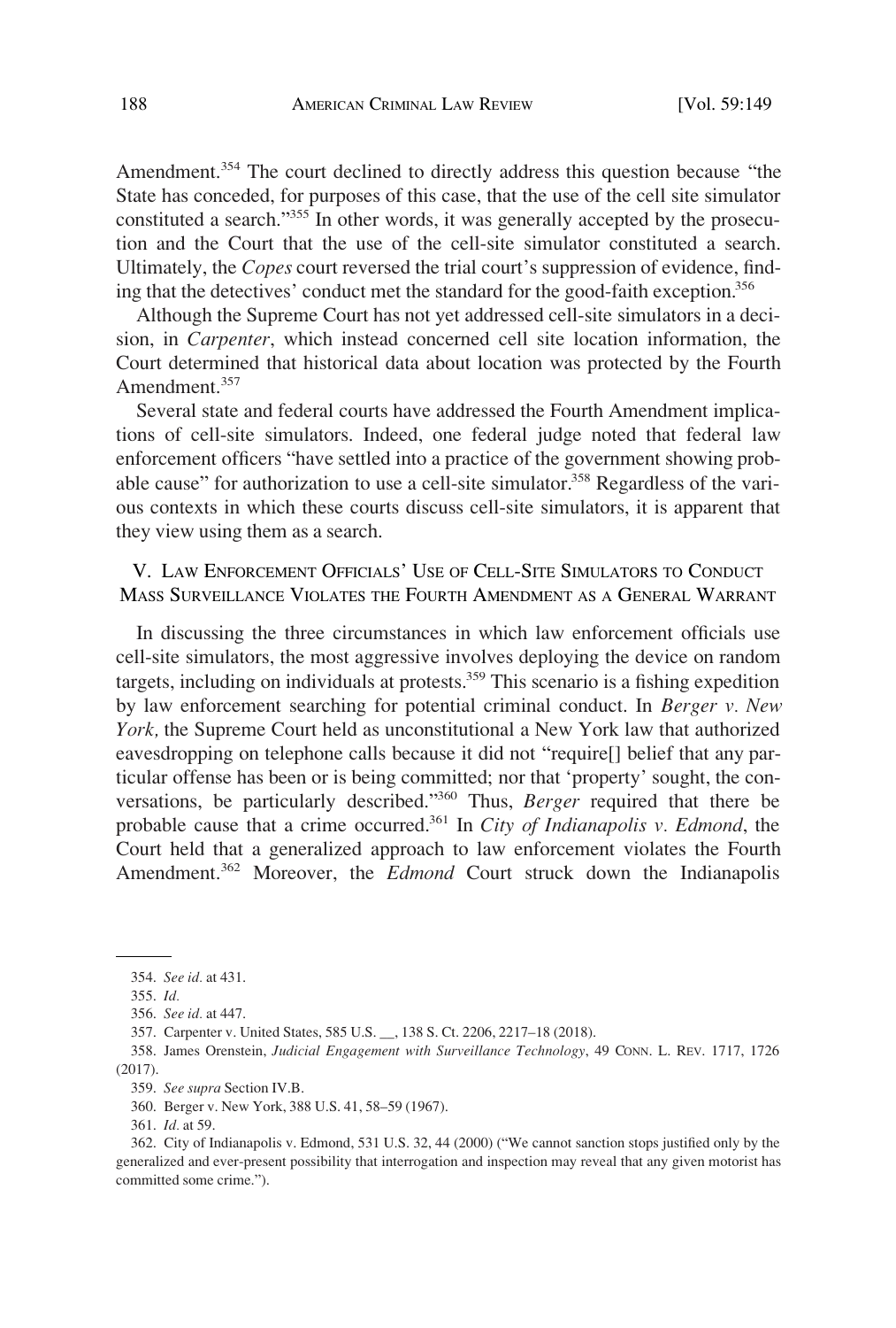Amendment.[354] The court declined to directly address this question because "the State has conceded, for purposes of this case, that the use of the cell site simulator constituted a search."[355] In other words, it was generally accepted by the prosecution and the Court that the use of the cell-site simulator constituted a search. Ultimately, the *Copes* court reversed the trial court's suppression of evidence, finding that the detectives' conduct met the standard for the good-faith exception.[356]

Although the Supreme Court has not yet addressed cell-site simulators in a decision, in *Carpenter*, which instead concerned cell site location information, the Court determined that historical data about location was protected by the Fourth Amendment.[357]

Several state and federal courts have addressed the Fourth Amendment implications of cell-site simulators. Indeed, one federal judge noted that federal law enforcement officers "have settled into a practice of the government showing probable cause" for authorization to use a cell-site simulator.[358] Regardless of the various contexts in which these courts discuss cell-site simulators, it is apparent that they view using them as a search.

## V. Law Enforcement Officials' Use of Cell-Site Simulators to Conduct Mass Surveillance Violates the Fourth Amendment as a General Warrant

In discussing the three circumstances in which law enforcement officials use cell-site simulators, the most aggressive involves deploying the device on random targets, including on individuals at protests.[359] This scenario is a fishing expedition by law enforcement searching for potential criminal conduct. In *Berger v. New York,* the Supreme Court held as unconstitutional a New York law that authorized eavesdropping on telephone calls because it did not "require[] belief that any particular offense has been or is being committed; nor that 'property' sought, the conversations, be particularly described."[360] Thus, *Berger* required that there be probable cause that a crime occurred.[361] In *City of Indianapolis v. Edmond*, the Court held that a generalized approach to law enforcement violates the Fourth Amendment.[362] Moreover, the *Edmond* Court struck down the Indianapolis

---

354. *See id.* at 431.

355. *Id.*

356. *See id.* at 447.

357. Carpenter v. United States, 585 U.S. __, 138 S. Ct. 2206, 2217–18 (2018).

358. James Orenstein, *Judicial Engagement with Surveillance Technology*, 49 CONN. L. REV. 1717, 1726 (2017).

359. *See supra* Section IV.B.

360. Berger v. New York, 388 U.S. 41, 58–59 (1967).

361. *Id.* at 59.

362. City of Indianapolis v. Edmond, 531 U.S. 32, 44 (2000) ("We cannot sanction stops justified only by the generalized and ever-present possibility that interrogation and inspection may reveal that any given motorist has committed some crime.").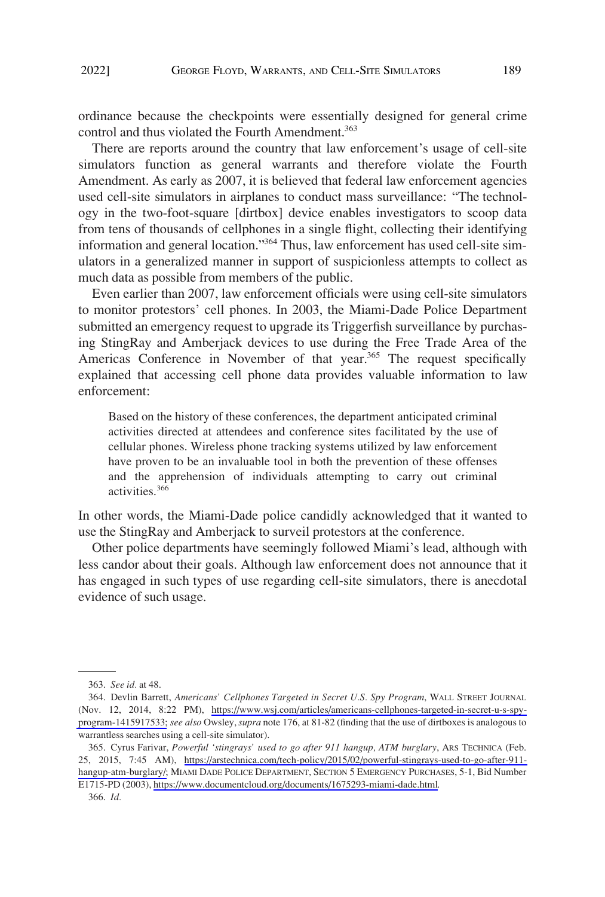ordinance because the checkpoints were essentially designed for general crime control and thus violated the Fourth Amendment.[363]

There are reports around the country that law enforcement's usage of cell-site simulators function as general warrants and therefore violate the Fourth Amendment. As early as 2007, it is believed that federal law enforcement agencies used cell-site simulators in airplanes to conduct mass surveillance: "The technology in the two-foot-square [dirtbox] device enables investigators to scoop data from tens of thousands of cellphones in a single flight, collecting their identifying information and general location."[364] Thus, law enforcement has used cell-site simulators in a generalized manner in support of suspicionless attempts to collect as much data as possible from members of the public.

Even earlier than 2007, law enforcement officials were using cell-site simulators to monitor protestors' cell phones. In 2003, the Miami-Dade Police Department submitted an emergency request to upgrade its Triggerfish surveillance by purchasing StingRay and Amberjack devices to use during the Free Trade Area of the Americas Conference in November of that year.[365] The request specifically explained that accessing cell phone data provides valuable information to law enforcement:

> Based on the history of these conferences, the department anticipated criminal activities directed at attendees and conference sites facilitated by the use of cellular phones. Wireless phone tracking systems utilized by law enforcement have proven to be an invaluable tool in both the prevention of these offenses and the apprehension of individuals attempting to carry out criminal activities.[366]

In other words, the Miami-Dade police candidly acknowledged that it wanted to use the StingRay and Amberjack to surveil protestors at the conference.

Other police departments have seemingly followed Miami's lead, although with less candor about their goals. Although law enforcement does not announce that it has engaged in such types of use regarding cell-site simulators, there is anecdotal evidence of such usage.

---

363. *See id.* at 48.

364. Devlin Barrett, *Americans' Cellphones Targeted in Secret U.S. Spy Program*, WALL STREET JOURNAL (Nov. 12, 2014, 8:22 PM), https://www.wsj.com/articles/americans-cellphones-targeted-in-secret-u-s-spy-program-1415917533; *see also* Owsley, *supra* note 176, at 81-82 (finding that the use of dirtboxes is analogous to warrantless searches using a cell-site simulator).

365. Cyrus Farivar, *Powerful 'stingrays' used to go after 911 hangup, ATM burglary*, ARS TECHNICA (Feb. 25, 2015, 7:45 AM), https://arstechnica.com/tech-policy/2015/02/powerful-stingrays-used-to-go-after-911-hangup-atm-burglary/; MIAMI DADE POLICE DEPARTMENT, SECTION 5 EMERGENCY PURCHASES, 5-1, Bid Number E1715-PD (2003), https://www.documentcloud.org/documents/1675293-miami-dade.html.

366. *Id.*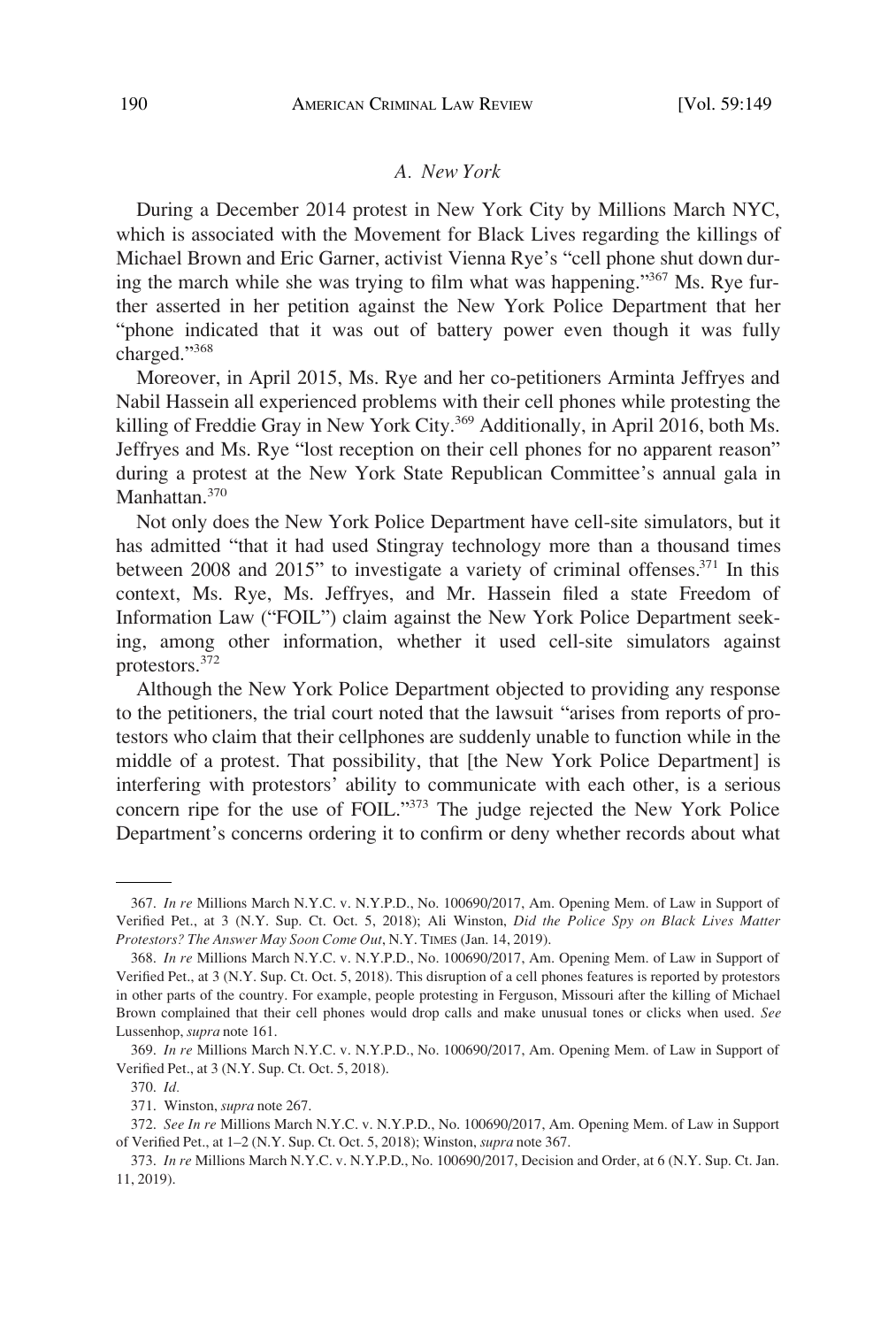### A. New York

During a December 2014 protest in New York City by Millions March NYC, which is associated with the Movement for Black Lives regarding the killings of Michael Brown and Eric Garner, activist Vienna Rye's "cell phone shut down during the march while she was trying to film what was happening."[367] Ms. Rye further asserted in her petition against the New York Police Department that her "phone indicated that it was out of battery power even though it was fully charged."[368]

Moreover, in April 2015, Ms. Rye and her co-petitioners Arminta Jeffryes and Nabil Hassein all experienced problems with their cell phones while protesting the killing of Freddie Gray in New York City.[369] Additionally, in April 2016, both Ms. Jeffryes and Ms. Rye "lost reception on their cell phones for no apparent reason" during a protest at the New York State Republican Committee's annual gala in Manhattan.[370]

Not only does the New York Police Department have cell-site simulators, but it has admitted "that it had used Stingray technology more than a thousand times between 2008 and 2015" to investigate a variety of criminal offenses.[371] In this context, Ms. Rye, Ms. Jeffryes, and Mr. Hassein filed a state Freedom of Information Law ("FOIL") claim against the New York Police Department seeking, among other information, whether it used cell-site simulators against protestors.[372]

Although the New York Police Department objected to providing any response to the petitioners, the trial court noted that the lawsuit "arises from reports of protestors who claim that their cellphones are suddenly unable to function while in the middle of a protest. That possibility, that [the New York Police Department] is interfering with protestors' ability to communicate with each other, is a serious concern ripe for the use of FOIL."[373] The judge rejected the New York Police Department's concerns ordering it to confirm or deny whether records about what

---

367. *In re* Millions March N.Y.C. v. N.Y.P.D., No. 100690/2017, Am. Opening Mem. of Law in Support of Verified Pet., at 3 (N.Y. Sup. Ct. Oct. 5, 2018); Ali Winston, *Did the Police Spy on Black Lives Matter Protestors? The Answer May Soon Come Out*, N.Y. TIMES (Jan. 14, 2019).

368. *In re* Millions March N.Y.C. v. N.Y.P.D., No. 100690/2017, Am. Opening Mem. of Law in Support of Verified Pet., at 3 (N.Y. Sup. Ct. Oct. 5, 2018). This disruption of a cell phones features is reported by protestors in other parts of the country. For example, people protesting in Ferguson, Missouri after the killing of Michael Brown complained that their cell phones would drop calls and make unusual tones or clicks when used. *See* Lussenhop, *supra* note 161.

369. *In re* Millions March N.Y.C. v. N.Y.P.D., No. 100690/2017, Am. Opening Mem. of Law in Support of Verified Pet., at 3 (N.Y. Sup. Ct. Oct. 5, 2018).

370. *Id.*

371. Winston, *supra* note 267.

372. *See In re* Millions March N.Y.C. v. N.Y.P.D., No. 100690/2017, Am. Opening Mem. of Law in Support of Verified Pet., at 1–2 (N.Y. Sup. Ct. Oct. 5, 2018); Winston, *supra* note 367.

373. *In re* Millions March N.Y.C. v. N.Y.P.D., No. 100690/2017, Decision and Order, at 6 (N.Y. Sup. Ct. Jan. 11, 2019).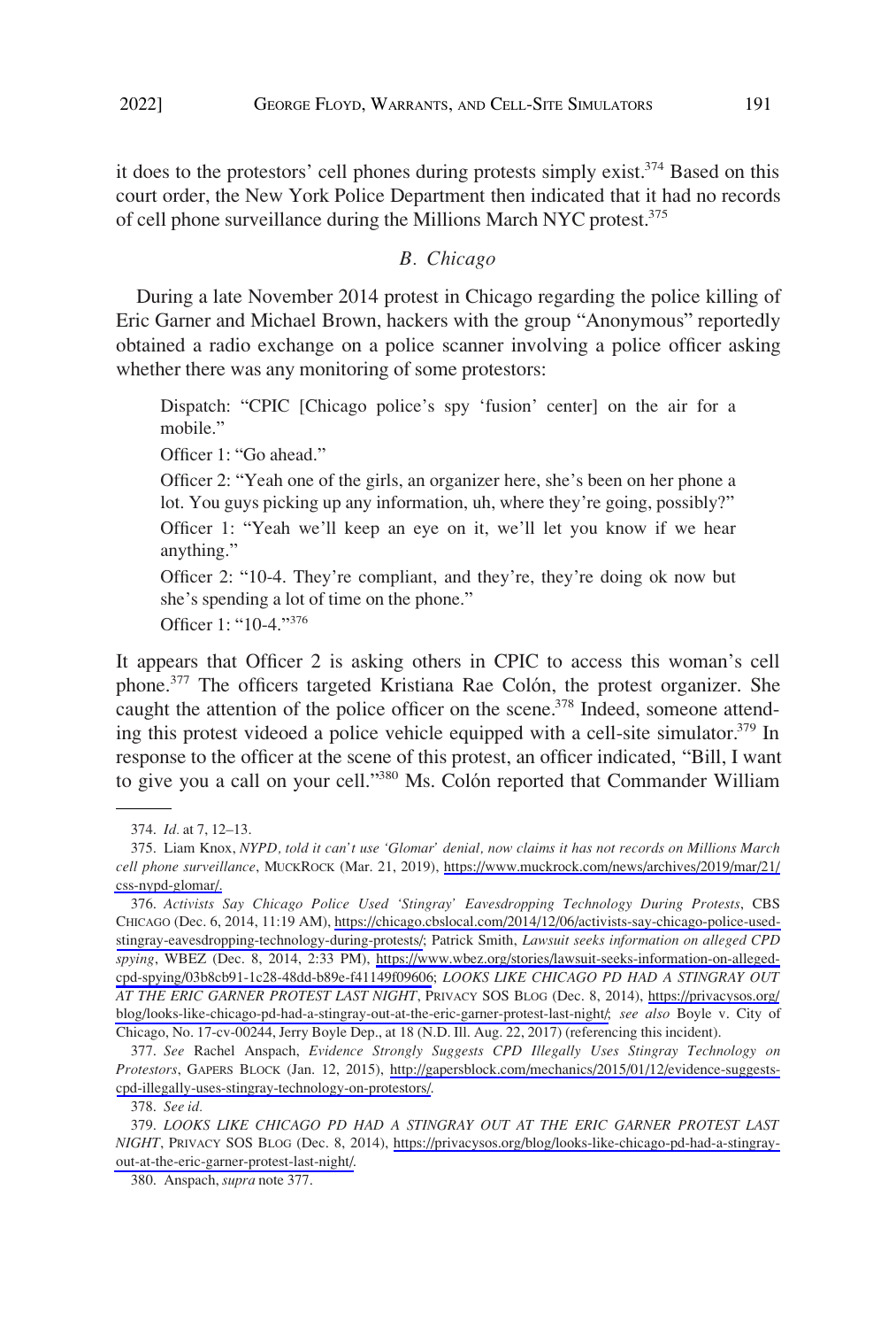it does to the protestors' cell phones during protests simply exist.[374] Based on this court order, the New York Police Department then indicated that it had no records of cell phone surveillance during the Millions March NYC protest.[375]

### *B. Chicago*

During a late November 2014 protest in Chicago regarding the police killing of Eric Garner and Michael Brown, hackers with the group "Anonymous" reportedly obtained a radio exchange on a police scanner involving a police officer asking whether there was any monitoring of some protestors:

> Dispatch: "CPIC [Chicago police's spy 'fusion' center] on the air for a mobile."
>
> Officer 1: "Go ahead."
>
> Officer 2: "Yeah one of the girls, an organizer here, she's been on her phone a lot. You guys picking up any information, uh, where they're going, possibly?"
>
> Officer 1: "Yeah we'll keep an eye on it, we'll let you know if we hear anything."
>
> Officer 2: "10-4. They're compliant, and they're, they're doing ok now but she's spending a lot of time on the phone."
>
> Officer 1: "10-4."[376]

It appears that Officer 2 is asking others in CPIC to access this woman's cell phone.[377] The officers targeted Kristiana Rae Colón, the protest organizer. She caught the attention of the police officer on the scene.[378] Indeed, someone attending this protest videoed a police vehicle equipped with a cell-site simulator.[379] In response to the officer at the scene of this protest, an officer indicated, "Bill, I want to give you a call on your cell."[380] Ms. Colón reported that Commander William

---

374. *Id.* at 7, 12–13.

375. Liam Knox, *NYPD, told it can't use 'Glomar' denial, now claims it has not records on Millions March cell phone surveillance*, MUCKROCK (Mar. 21, 2019), https://www.muckrock.com/news/archives/2019/mar/21/css-nypd-glomar/.

376. *Activists Say Chicago Police Used 'Stingray' Eavesdropping Technology During Protests*, CBS CHICAGO (Dec. 6, 2014, 11:19 AM), https://chicago.cbslocal.com/2014/12/06/activists-say-chicago-police-used-stingray-eavesdropping-technology-during-protests/; Patrick Smith, *Lawsuit seeks information on alleged CPD spying*, WBEZ (Dec. 8, 2014, 2:33 PM), https://www.wbez.org/stories/lawsuit-seeks-information-on-alleged-cpd-spying/03b8cb91-1c28-48dd-b89e-f41149f09606; *LOOKS LIKE CHICAGO PD HAD A STINGRAY OUT AT THE ERIC GARNER PROTEST LAST NIGHT*, PRIVACY SOS BLOG (Dec. 8, 2014), https://privacysos.org/blog/looks-like-chicago-pd-had-a-stingray-out-at-the-eric-garner-protest-last-night/; *see also* Boyle v. City of Chicago, No. 17-cv-00244, Jerry Boyle Dep., at 18 (N.D. Ill. Aug. 22, 2017) (referencing this incident).

377. *See* Rachel Anspach, *Evidence Strongly Suggests CPD Illegally Uses Stingray Technology on Protestors*, GAPERS BLOCK (Jan. 12, 2015), http://gapersblock.com/mechanics/2015/01/12/evidence-suggests-cpd-illegally-uses-stingray-technology-on-protestors/.

378. *See id.*

379. *LOOKS LIKE CHICAGO PD HAD A STINGRAY OUT AT THE ERIC GARNER PROTEST LAST NIGHT*, PRIVACY SOS BLOG (Dec. 8, 2014), https://privacysos.org/blog/looks-like-chicago-pd-had-a-stingray-out-at-the-eric-garner-protest-last-night/.

380. Anspach, *supra* note 377.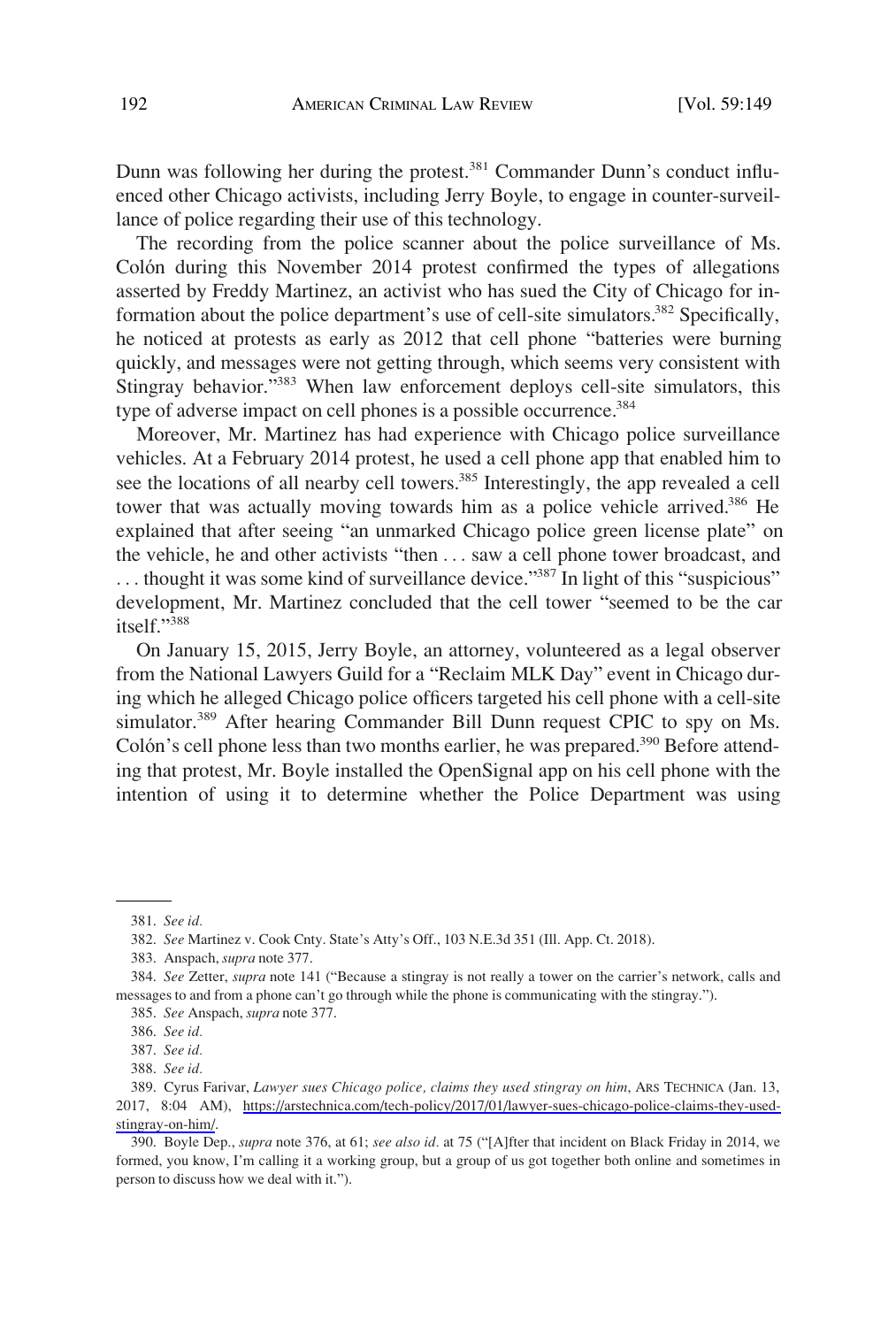Dunn was following her during the protest.[381] Commander Dunn's conduct influenced other Chicago activists, including Jerry Boyle, to engage in counter-surveillance of police regarding their use of this technology.

The recording from the police scanner about the police surveillance of Ms. Colón during this November 2014 protest confirmed the types of allegations asserted by Freddy Martinez, an activist who has sued the City of Chicago for information about the police department's use of cell-site simulators.[382] Specifically, he noticed at protests as early as 2012 that cell phone "batteries were burning quickly, and messages were not getting through, which seems very consistent with Stingray behavior."[383] When law enforcement deploys cell-site simulators, this type of adverse impact on cell phones is a possible occurrence.[384]

Moreover, Mr. Martinez has had experience with Chicago police surveillance vehicles. At a February 2014 protest, he used a cell phone app that enabled him to see the locations of all nearby cell towers.[385] Interestingly, the app revealed a cell tower that was actually moving towards him as a police vehicle arrived.[386] He explained that after seeing "an unmarked Chicago police green license plate" on the vehicle, he and other activists "then . . . saw a cell phone tower broadcast, and . . . thought it was some kind of surveillance device."[387] In light of this "suspicious" development, Mr. Martinez concluded that the cell tower "seemed to be the car itself."[388]

On January 15, 2015, Jerry Boyle, an attorney, volunteered as a legal observer from the National Lawyers Guild for a "Reclaim MLK Day" event in Chicago during which he alleged Chicago police officers targeted his cell phone with a cell-site simulator.[389] After hearing Commander Bill Dunn request CPIC to spy on Ms. Colón's cell phone less than two months earlier, he was prepared.[390] Before attending that protest, Mr. Boyle installed the OpenSignal app on his cell phone with the intention of using it to determine whether the Police Department was using

---

381. *See id.*

382. *See* Martinez v. Cook Cnty. State's Att'y's Off., 103 N.E.3d 351 (Ill. App. Ct. 2018).

383. Anspach, *supra* note 377.

384. *See* Zetter, *supra* note 141 ("Because a stingray is not really a tower on the carrier's network, calls and messages to and from a phone can't go through while the phone is communicating with the stingray.").

385. *See* Anspach, *supra* note 377.

386. *See id.*

387. *See id.*

388. *See id.*

389. Cyrus Farivar, *Lawyer sues Chicago police, claims they used stingray on him*, ARS TECHNICA (Jan. 13, 2017, 8:04 AM), https://arstechnica.com/tech-policy/2017/01/lawyer-sues-chicago-police-claims-they-used-stingray-on-him/.

390. Boyle Dep., *supra* note 376, at 61; *see also id.* at 75 ("[A]fter that incident on Black Friday in 2014, we formed, you know, I'm calling it a working group, but a group of us got together both online and sometimes in person to discuss how we deal with it.").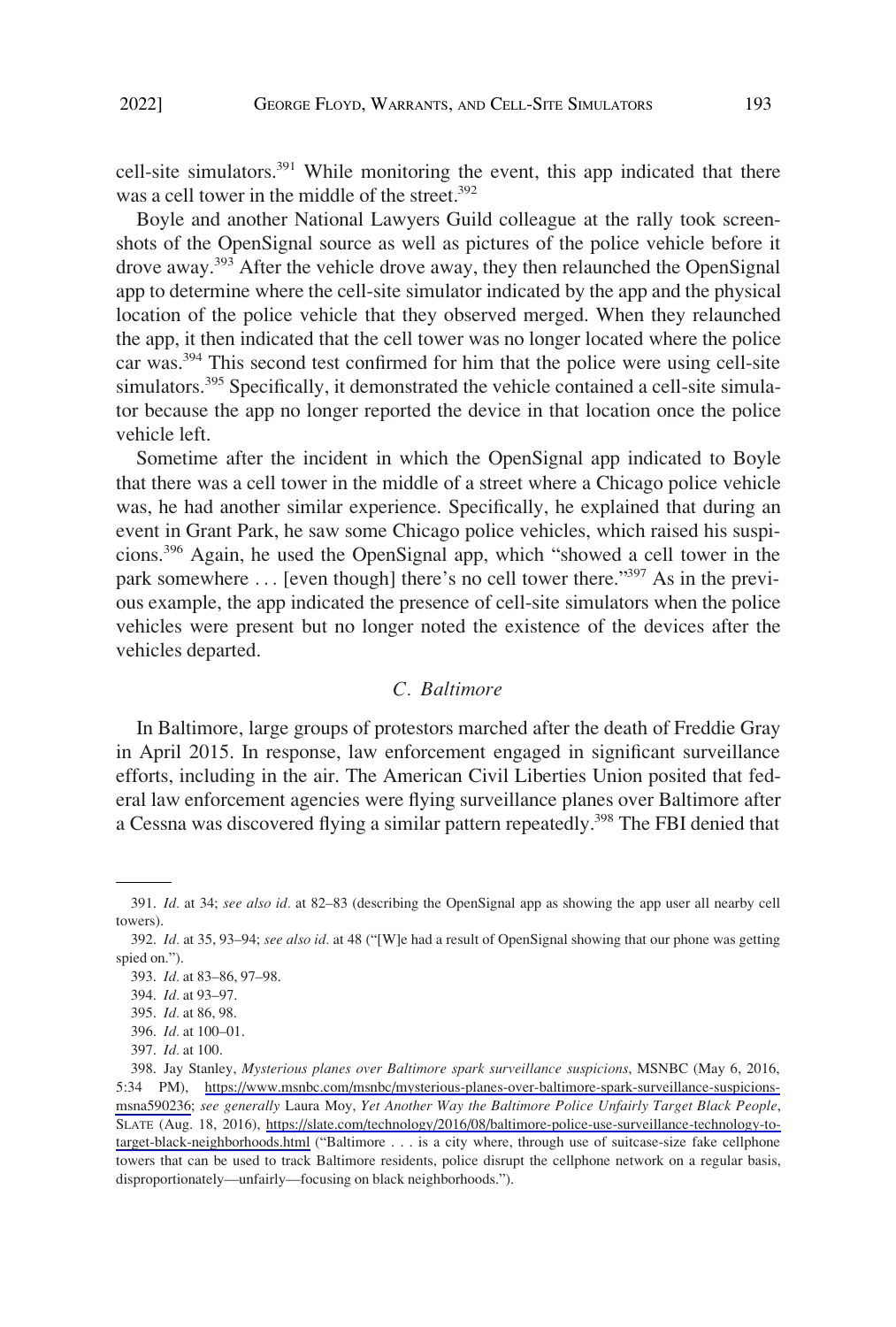cell-site simulators.[391] While monitoring the event, this app indicated that there was a cell tower in the middle of the street.[392]

Boyle and another National Lawyers Guild colleague at the rally took screenshots of the OpenSignal source as well as pictures of the police vehicle before it drove away.[393] After the vehicle drove away, they then relaunched the OpenSignal app to determine where the cell-site simulator indicated by the app and the physical location of the police vehicle that they observed merged. When they relaunched the app, it then indicated that the cell tower was no longer located where the police car was.[394] This second test confirmed for him that the police were using cell-site simulators.[395] Specifically, it demonstrated the vehicle contained a cell-site simulator because the app no longer reported the device in that location once the police vehicle left.

Sometime after the incident in which the OpenSignal app indicated to Boyle that there was a cell tower in the middle of a street where a Chicago police vehicle was, he had another similar experience. Specifically, he explained that during an event in Grant Park, he saw some Chicago police vehicles, which raised his suspicions.[396] Again, he used the OpenSignal app, which "showed a cell tower in the park somewhere . . . [even though] there's no cell tower there."[397] As in the previous example, the app indicated the presence of cell-site simulators when the police vehicles were present but no longer noted the existence of the devices after the vehicles departed.

### *C. Baltimore*

In Baltimore, large groups of protestors marched after the death of Freddie Gray in April 2015. In response, law enforcement engaged in significant surveillance efforts, including in the air. The American Civil Liberties Union posited that federal law enforcement agencies were flying surveillance planes over Baltimore after a Cessna was discovered flying a similar pattern repeatedly.[398] The FBI denied that

---

391. *Id.* at 34; *see also id.* at 82–83 (describing the OpenSignal app as showing the app user all nearby cell towers).

392. *Id.* at 35, 93–94; *see also id.* at 48 ("[W]e had a result of OpenSignal showing that our phone was getting spied on.").

393. *Id.* at 83–86, 97–98.

394. *Id.* at 93–97.

395. *Id.* at 86, 98.

396. *Id.* at 100–01.

397. *Id.* at 100.

398. Jay Stanley, *Mysterious planes over Baltimore spark surveillance suspicions*, MSNBC (May 6, 2016, 5:34 PM), https://www.msnbc.com/msnbc/mysterious-planes-over-baltimore-spark-surveillance-suspicions-msna590236; *see generally* Laura Moy, *Yet Another Way the Baltimore Police Unfairly Target Black People*, SLATE (Aug. 18, 2016), https://slate.com/technology/2016/08/baltimore-police-use-surveillance-technology-to-target-black-neighborhoods.html ("Baltimore . . . is a city where, through use of suitcase-size fake cellphone towers that can be used to track Baltimore residents, police disrupt the cellphone network on a regular basis, disproportionately—unfairly—focusing on black neighborhoods.").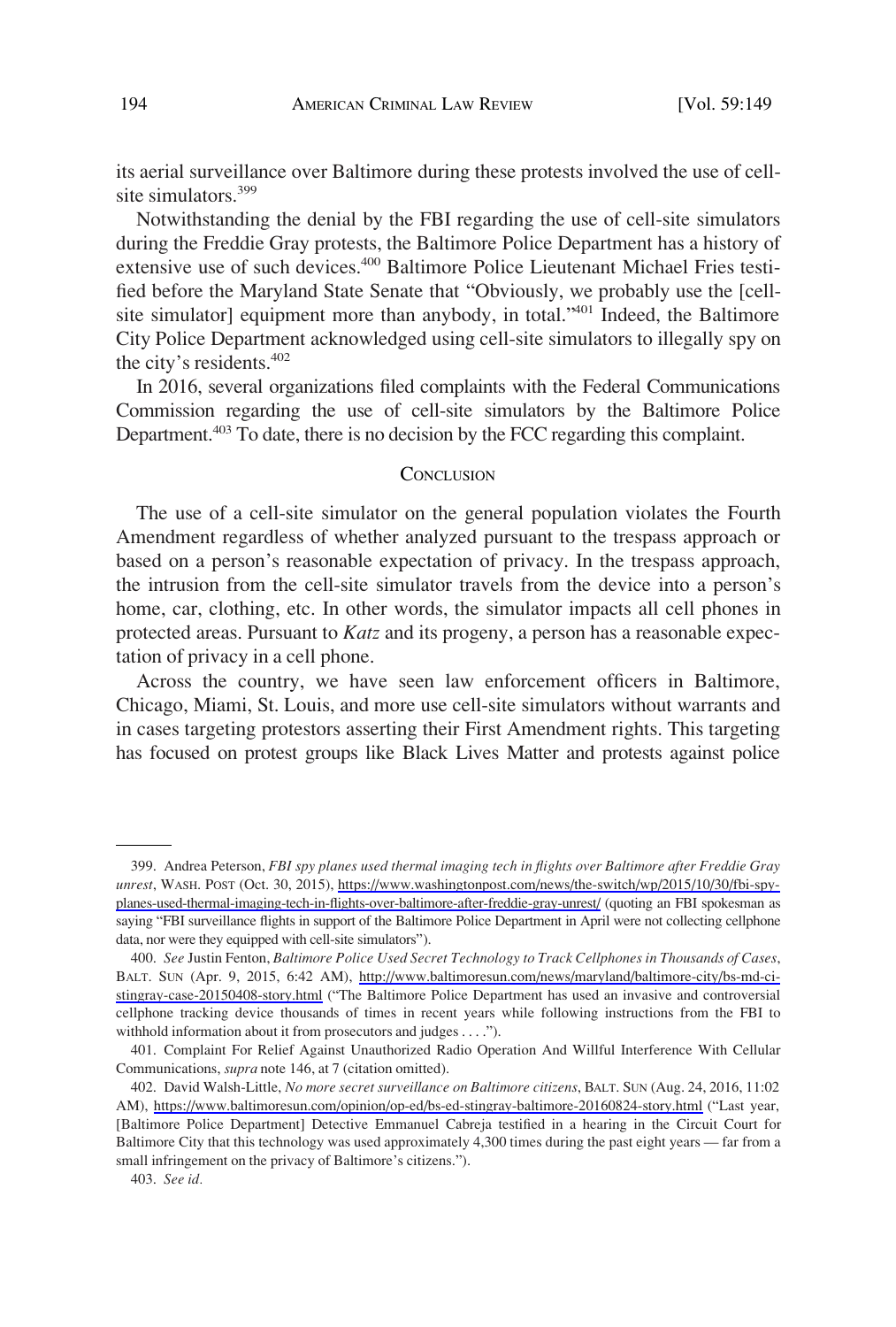its aerial surveillance over Baltimore during these protests involved the use of cell-site simulators.[399]

Notwithstanding the denial by the FBI regarding the use of cell-site simulators during the Freddie Gray protests, the Baltimore Police Department has a history of extensive use of such devices.[400] Baltimore Police Lieutenant Michael Fries testified before the Maryland State Senate that "Obviously, we probably use the [cell-site simulator] equipment more than anybody, in total."[401] Indeed, the Baltimore City Police Department acknowledged using cell-site simulators to illegally spy on the city's residents.[402]

In 2016, several organizations filed complaints with the Federal Communications Commission regarding the use of cell-site simulators by the Baltimore Police Department.[403] To date, there is no decision by the FCC regarding this complaint.

## Conclusion

The use of a cell-site simulator on the general population violates the Fourth Amendment regardless of whether analyzed pursuant to the trespass approach or based on a person's reasonable expectation of privacy. In the trespass approach, the intrusion from the cell-site simulator travels from the device into a person's home, car, clothing, etc. In other words, the simulator impacts all cell phones in protected areas. Pursuant to *Katz* and its progeny, a person has a reasonable expectation of privacy in a cell phone.

Across the country, we have seen law enforcement officers in Baltimore, Chicago, Miami, St. Louis, and more use cell-site simulators without warrants and in cases targeting protestors asserting their First Amendment rights. This targeting has focused on protest groups like Black Lives Matter and protests against police

---

399. Andrea Peterson, *FBI spy planes used thermal imaging tech in flights over Baltimore after Freddie Gray unrest*, WASH. POST (Oct. 30, 2015), https://www.washingtonpost.com/news/the-switch/wp/2015/10/30/fbi-spy-planes-used-thermal-imaging-tech-in-flights-over-baltimore-after-freddie-gray-unrest/ (quoting an FBI spokesman as saying "FBI surveillance flights in support of the Baltimore Police Department in April were not collecting cellphone data, nor were they equipped with cell-site simulators").

400. *See* Justin Fenton, *Baltimore Police Used Secret Technology to Track Cellphones in Thousands of Cases*, BALT. SUN (Apr. 9, 2015, 6:42 AM), http://www.baltimoresun.com/news/maryland/baltimore-city/bs-md-ci-stingray-case-20150408-story.html ("The Baltimore Police Department has used an invasive and controversial cellphone tracking device thousands of times in recent years while following instructions from the FBI to withhold information about it from prosecutors and judges . . . .").

401. Complaint For Relief Against Unauthorized Radio Operation And Willful Interference With Cellular Communications, *supra* note 146, at 7 (citation omitted).

402. David Walsh-Little, *No more secret surveillance on Baltimore citizens*, BALT. SUN (Aug. 24, 2016, 11:02 AM), https://www.baltimoresun.com/opinion/op-ed/bs-ed-stingray-baltimore-20160824-story.html ("Last year, [Baltimore Police Department] Detective Emmanuel Cabreja testified in a hearing in the Circuit Court for Baltimore City that this technology was used approximately 4,300 times during the past eight years — far from a small infringement on the privacy of Baltimore's citizens.").

403. *See id.*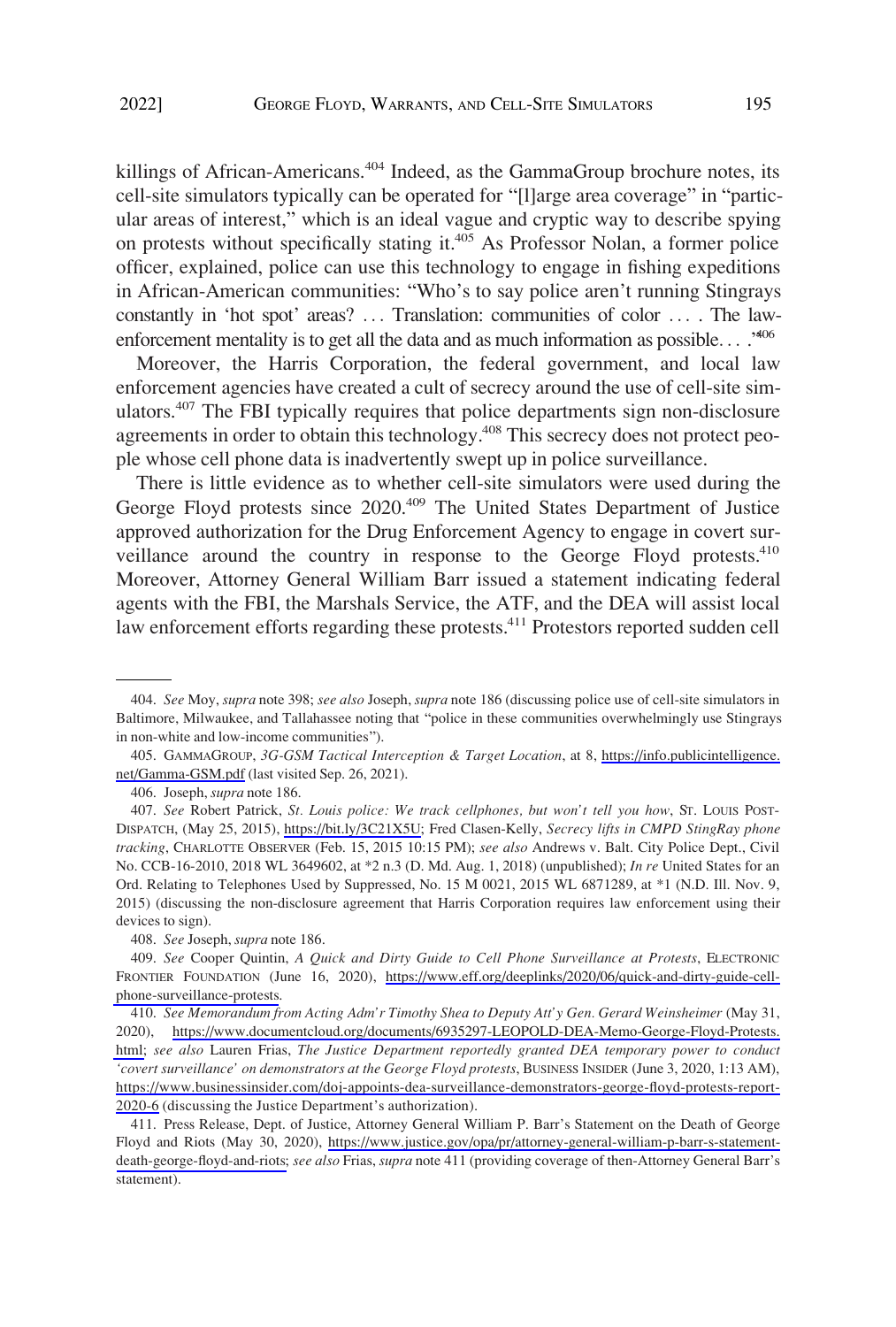killings of African-Americans.[404] Indeed, as the GammaGroup brochure notes, its cell-site simulators typically can be operated for "[l]arge area coverage" in "particular areas of interest," which is an ideal vague and cryptic way to describe spying on protests without specifically stating it.[405] As Professor Nolan, a former police officer, explained, police can use this technology to engage in fishing expeditions in African-American communities: "Who's to say police aren't running Stingrays constantly in 'hot spot' areas? . . . Translation: communities of color . . . . The law-enforcement mentality is to get all the data and as much information as possible. . . ."[406]

Moreover, the Harris Corporation, the federal government, and local law enforcement agencies have created a cult of secrecy around the use of cell-site simulators.[407] The FBI typically requires that police departments sign non-disclosure agreements in order to obtain this technology.[408] This secrecy does not protect people whose cell phone data is inadvertently swept up in police surveillance.

There is little evidence as to whether cell-site simulators were used during the George Floyd protests since 2020.[409] The United States Department of Justice approved authorization for the Drug Enforcement Agency to engage in covert surveillance around the country in response to the George Floyd protests.[410] Moreover, Attorney General William Barr issued a statement indicating federal agents with the FBI, the Marshals Service, the ATF, and the DEA will assist local law enforcement efforts regarding these protests.[411] Protestors reported sudden cell

---

404. *See* Moy, *supra* note 398; *see also* Joseph, *supra* note 186 (discussing police use of cell-site simulators in Baltimore, Milwaukee, and Tallahassee noting that "police in these communities overwhelmingly use Stingrays in non-white and low-income communities").

405. GAMMAGROUP, *3G-GSM Tactical Interception & Target Location*, at 8, https://info.publicintelligence.net/Gamma-GSM.pdf (last visited Sep. 26, 2021).

406. Joseph, *supra* note 186.

407. *See* Robert Patrick, *St. Louis police: We track cellphones, but won't tell you how*, ST. LOUIS POST-DISPATCH, (May 25, 2015), https://bit.ly/3C21X5U; Fred Clasen-Kelly, *Secrecy lifts in CMPD StingRay phone tracking*, CHARLOTTE OBSERVER (Feb. 15, 2015 10:15 PM); *see also* Andrews v. Balt. City Police Dept., Civil No. CCB-16-2010, 2018 WL 3649602, at *2 n.3 (D. Md. Aug. 1, 2018) (unpublished); *In re* United States for an Ord. Relating to Telephones Used by Suppressed, No. 15 M 0021, 2015 WL 6871289, at *1 (N.D. Ill. Nov. 9, 2015) (discussing the non-disclosure agreement that Harris Corporation requires law enforcement using their devices to sign).

408. *See* Joseph, *supra* note 186.

409. *See* Cooper Quintin, *A Quick and Dirty Guide to Cell Phone Surveillance at Protests*, ELECTRONIC FRONTIER FOUNDATION (June 16, 2020), https://www.eff.org/deeplinks/2020/06/quick-and-dirty-guide-cell-phone-surveillance-protests.

410. *See Memorandum from Acting Adm'r Timothy Shea to Deputy Att'y Gen. Gerard Weinsheimer* (May 31, 2020), https://www.documentcloud.org/documents/6935297-LEOPOLD-DEA-Memo-George-Floyd-Protests.html; *see also* Lauren Frias, *The Justice Department reportedly granted DEA temporary power to conduct 'covert surveillance' on demonstrators at the George Floyd protests*, BUSINESS INSIDER (June 3, 2020, 1:13 AM), https://www.businessinsider.com/doj-appoints-dea-surveillance-demonstrators-george-floyd-protests-report-2020-6 (discussing the Justice Department's authorization).

411. Press Release, Dept. of Justice, Attorney General William P. Barr's Statement on the Death of George Floyd and Riots (May 30, 2020), https://www.justice.gov/opa/pr/attorney-general-william-p-barr-s-statement-death-george-floyd-and-riots; *see also* Frias, *supra* note 411 (providing coverage of then-Attorney General Barr's statement).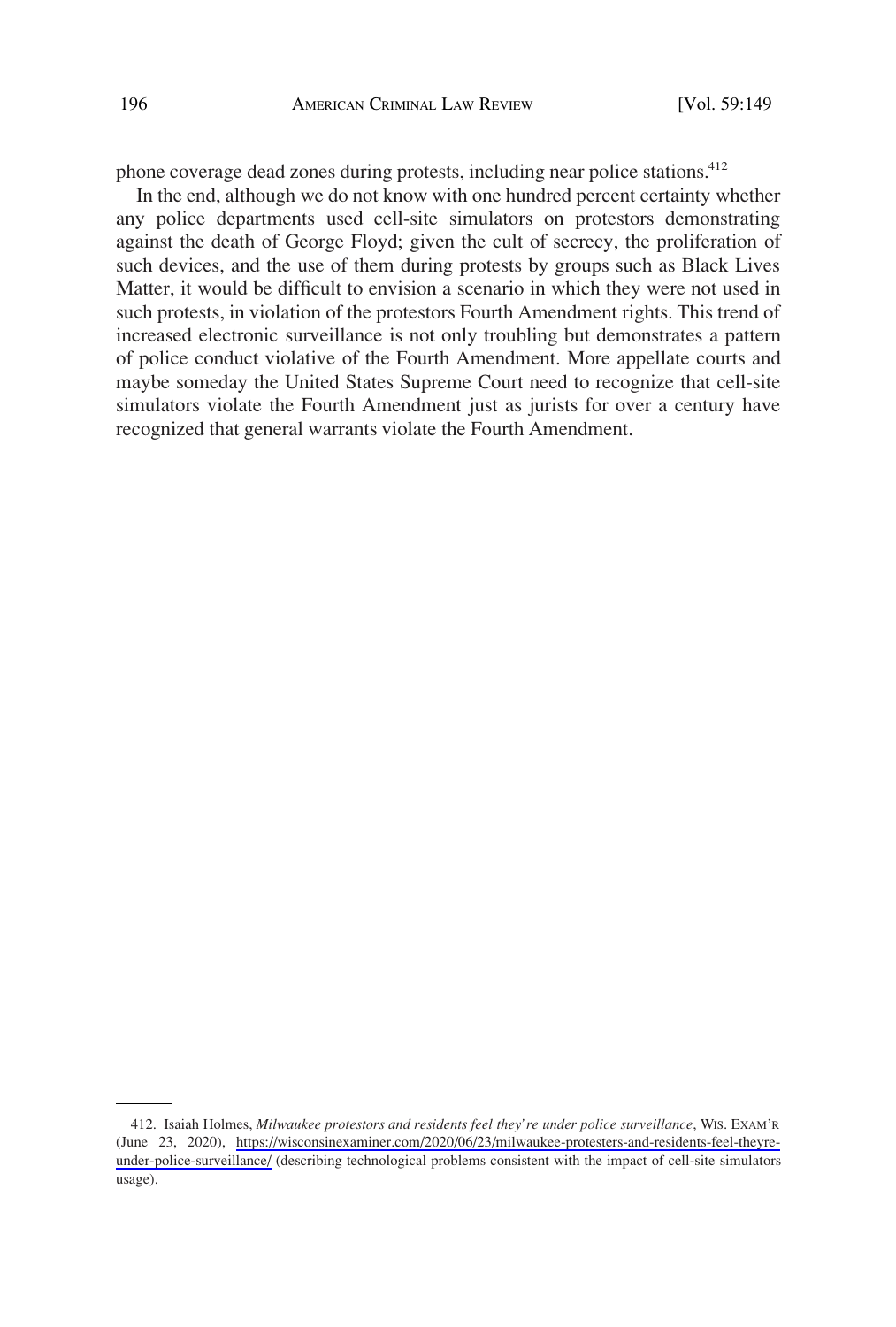phone coverage dead zones during protests, including near police stations.[412]

In the end, although we do not know with one hundred percent certainty whether any police departments used cell-site simulators on protestors demonstrating against the death of George Floyd; given the cult of secrecy, the proliferation of such devices, and the use of them during protests by groups such as Black Lives Matter, it would be difficult to envision a scenario in which they were not used in such protests, in violation of the protestors Fourth Amendment rights. This trend of increased electronic surveillance is not only troubling but demonstrates a pattern of police conduct violative of the Fourth Amendment. More appellate courts and maybe someday the United States Supreme Court need to recognize that cell-site simulators violate the Fourth Amendment just as jurists for over a century have recognized that general warrants violate the Fourth Amendment.

---

412. Isaiah Holmes, *Milwaukee protestors and residents feel they're under police surveillance*, WIS. EXAM'R (June 23, 2020), https://wisconsinexaminer.com/2020/06/23/milwaukee-protesters-and-residents-feel-theyre-under-police-surveillance/ (describing technological problems consistent with the impact of cell-site simulators usage).